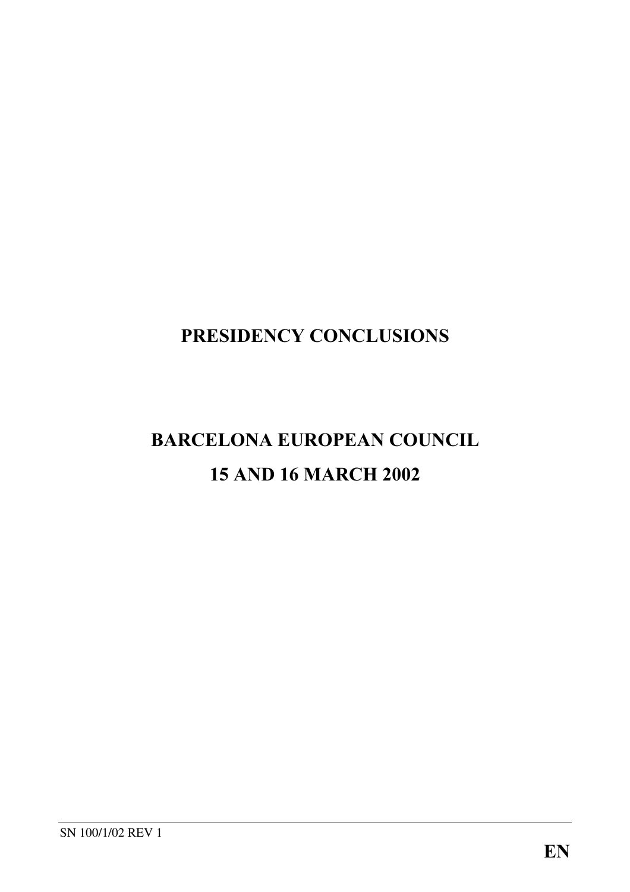# PRESIDENCY CONCLUSIONS

# BARCELONA EUROPEAN COUNCIL

# 15 AND 16 MARCH 2002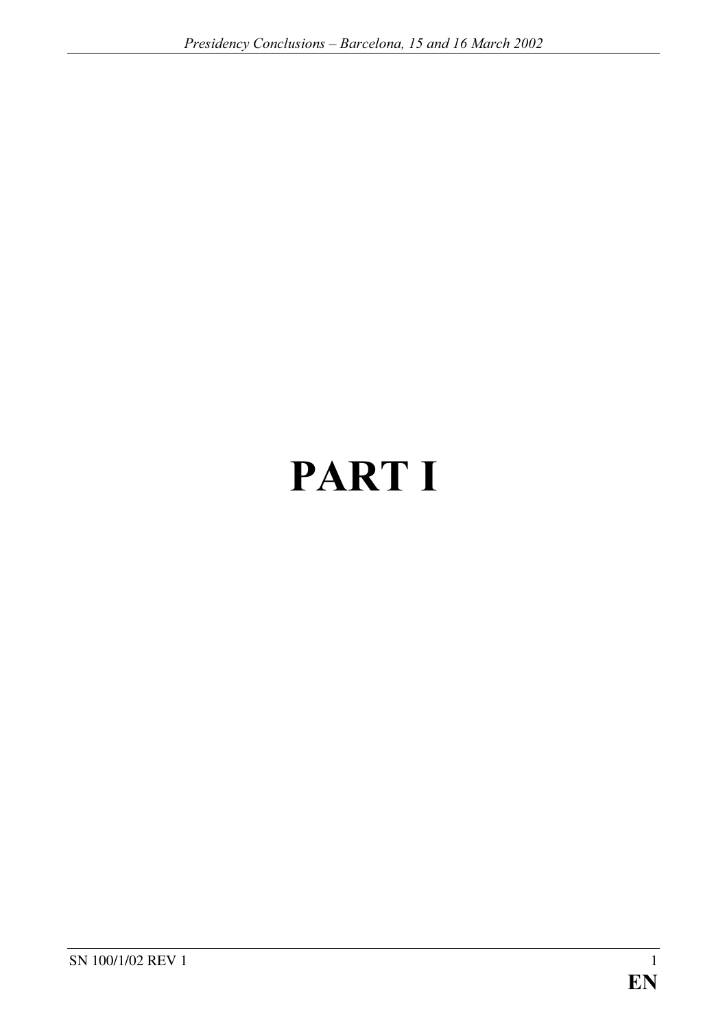# PART I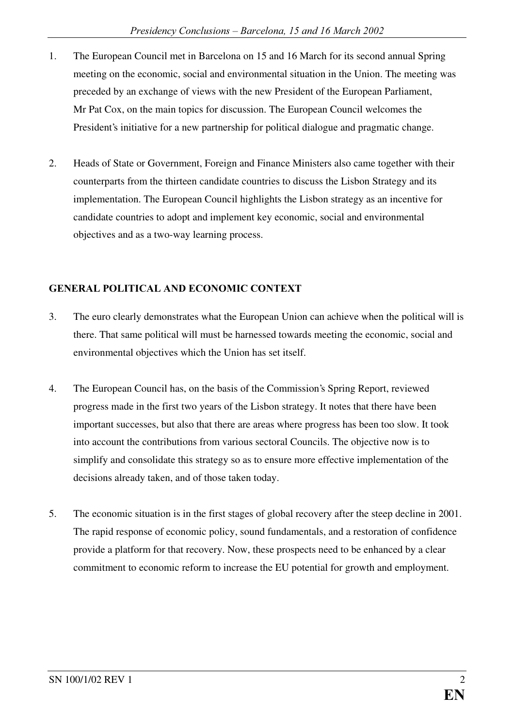1. The European Council met in Barcelona on 15 and 16 March for its second annual Spring meeting on the economic, social and environmental situation in the Union. The meeting was preceded by an exchange of views with the new President of the European Parliament, Mr Pat Cox, on the main topics for discussion. The European Council welcomes the President's initiative for a new partnership for political dialogue and pragmatic change.

2. Heads of State or Government, Foreign and Finance Ministers also came together with their counterparts from the thirteen candidate countries to discuss the Lisbon Strategy and its implementation. The European Council highlights the Lisbon strategy as an incentive for candidate countries to adopt and implement key economic, social and environmental objectives and as a two-way learning process.

## GENERAL POLITICAL AND ECONOMIC CONTEXT

3. The euro clearly demonstrates what the European Union can achieve when the political will is there. That same political will must be harnessed towards meeting the economic, social and environmental objectives which the Union has set itself.

4. The European Council has, on the basis of the Commission's Spring Report, reviewed progress made in the first two years of the Lisbon strategy. It notes that there have been important successes, but also that there are areas where progress has been too slow. It took into account the contributions from various sectoral Councils. The objective now is to simplify and consolidate this strategy so as to ensure more effective implementation of the decisions already taken, and of those taken today.

5. The economic situation is in the first stages of global recovery after the steep decline in 2001. The rapid response of economic policy, sound fundamentals, and a restoration of confidence provide a platform for that recovery. Now, these prospects need to be enhanced by a clear commitment to economic reform to increase the EU potential for growth and employment.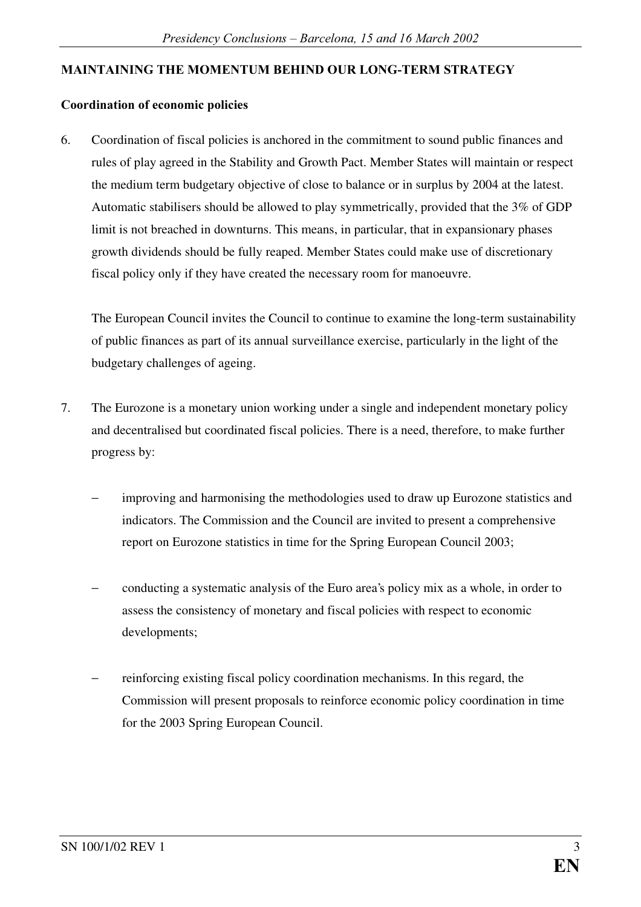**MAINTAINING THE MOMENTUM BEHIND OUR LONG-TERM STRATEGY**

**Coordination of economic policies**

6. Coordination of fiscal policies is anchored in the commitment to sound public finances and rules of play agreed in the Stability and Growth Pact. Member States will maintain or respect the medium term budgetary objective of close to balance or in surplus by 2004 at the latest. Automatic stabilisers should be allowed to play symmetrically, provided that the 3% of GDP limit is not breached in downturns. This means, in particular, that in expansionary phases growth dividends should be fully reaped. Member States could make use of discretionary fiscal policy only if they have created the necessary room for manoeuvre.

   The European Council invites the Council to continue to examine the long-term sustainability of public finances as part of its annual surveillance exercise, particularly in the light of the budgetary challenges of ageing.

7. The Eurozone is a monetary union working under a single and independent monetary policy and decentralised but coordinated fiscal policies. There is a need, therefore, to make further progress by:

   - improving and harmonising the methodologies used to draw up Eurozone statistics and indicators. The Commission and the Council are invited to present a comprehensive report on Eurozone statistics in time for the Spring European Council 2003;

   - conducting a systematic analysis of the Euro area's policy mix as a whole, in order to assess the consistency of monetary and fiscal policies with respect to economic developments;

   - reinforcing existing fiscal policy coordination mechanisms. In this regard, the Commission will present proposals to reinforce economic policy coordination in time for the 2003 Spring European Council.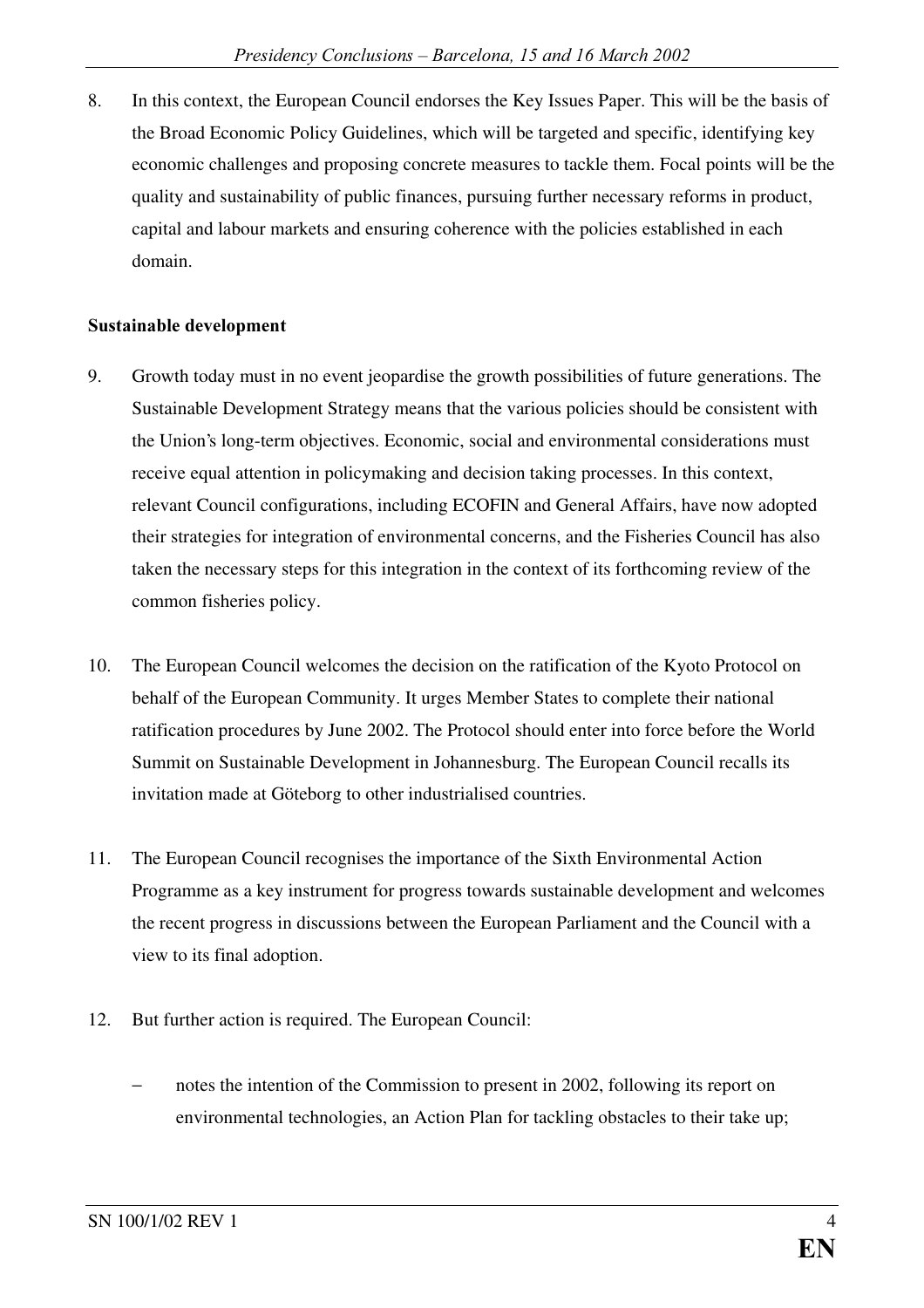8. In this context, the European Council endorses the Key Issues Paper. This will be the basis of the Broad Economic Policy Guidelines, which will be targeted and specific, identifying key economic challenges and proposing concrete measures to tackle them. Focal points will be the quality and sustainability of public finances, pursuing further necessary reforms in product, capital and labour markets and ensuring coherence with the policies established in each domain.

**Sustainable development**

9. Growth today must in no event jeopardise the growth possibilities of future generations. The Sustainable Development Strategy means that the various policies should be consistent with the Union's long-term objectives. Economic, social and environmental considerations must receive equal attention in policymaking and decision taking processes. In this context, relevant Council configurations, including ECOFIN and General Affairs, have now adopted their strategies for integration of environmental concerns, and the Fisheries Council has also taken the necessary steps for this integration in the context of its forthcoming review of the common fisheries policy.

10. The European Council welcomes the decision on the ratification of the Kyoto Protocol on behalf of the European Community. It urges Member States to complete their national ratification procedures by June 2002. The Protocol should enter into force before the World Summit on Sustainable Development in Johannesburg. The European Council recalls its invitation made at Göteborg to other industrialised countries.

11. The European Council recognises the importance of the Sixth Environmental Action Programme as a key instrument for progress towards sustainable development and welcomes the recent progress in discussions between the European Parliament and the Council with a view to its final adoption.

12. But further action is required. The European Council:

   - notes the intention of the Commission to present in 2002, following its report on environmental technologies, an Action Plan for tackling obstacles to their take up;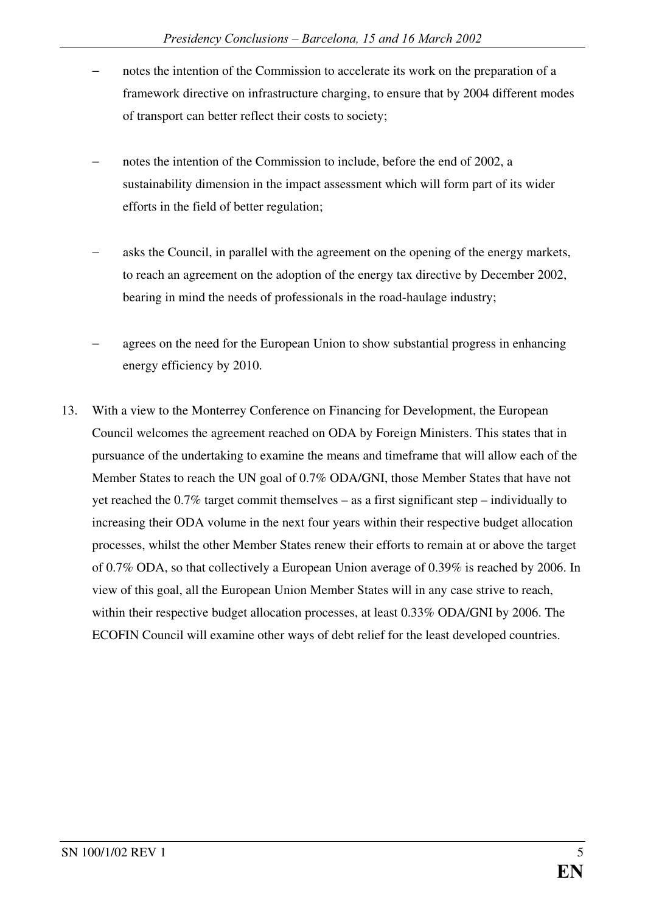- notes the intention of the Commission to accelerate its work on the preparation of a framework directive on infrastructure charging, to ensure that by 2004 different modes of transport can better reflect their costs to society;

- notes the intention of the Commission to include, before the end of 2002, a sustainability dimension in the impact assessment which will form part of its wider efforts in the field of better regulation;

- asks the Council, in parallel with the agreement on the opening of the energy markets, to reach an agreement on the adoption of the energy tax directive by December 2002, bearing in mind the needs of professionals in the road-haulage industry;

- agrees on the need for the European Union to show substantial progress in enhancing energy efficiency by 2010.

13. With a view to the Monterrey Conference on Financing for Development, the European Council welcomes the agreement reached on ODA by Foreign Ministers. This states that in pursuance of the undertaking to examine the means and timeframe that will allow each of the Member States to reach the UN goal of 0.7% ODA/GNI, those Member States that have not yet reached the 0.7% target commit themselves – as a first significant step – individually to increasing their ODA volume in the next four years within their respective budget allocation processes, whilst the other Member States renew their efforts to remain at or above the target of 0.7% ODA, so that collectively a European Union average of 0.39% is reached by 2006. In view of this goal, all the European Union Member States will in any case strive to reach, within their respective budget allocation processes, at least 0.33% ODA/GNI by 2006. The ECOFIN Council will examine other ways of debt relief for the least developed countries.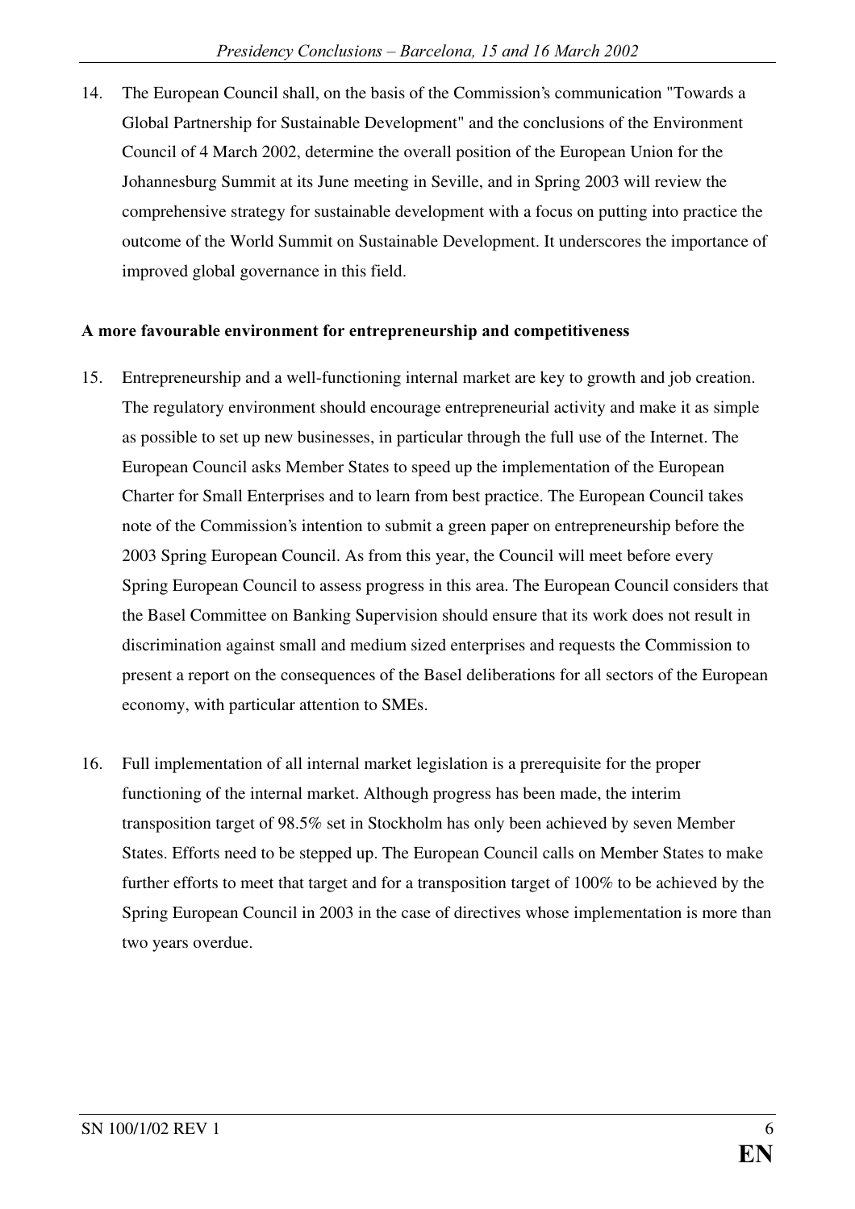14. The European Council shall, on the basis of the Commission's communication "Towards a Global Partnership for Sustainable Development" and the conclusions of the Environment Council of 4 March 2002, determine the overall position of the European Union for the Johannesburg Summit at its June meeting in Seville, and in Spring 2003 will review the comprehensive strategy for sustainable development with a focus on putting into practice the outcome of the World Summit on Sustainable Development. It underscores the importance of improved global governance in this field.

**A more favourable environment for entrepreneurship and competitiveness**

15. Entrepreneurship and a well-functioning internal market are key to growth and job creation. The regulatory environment should encourage entrepreneurial activity and make it as simple as possible to set up new businesses, in particular through the full use of the Internet. The European Council asks Member States to speed up the implementation of the European Charter for Small Enterprises and to learn from best practice. The European Council takes note of the Commission's intention to submit a green paper on entrepreneurship before the 2003 Spring European Council. As from this year, the Council will meet before every Spring European Council to assess progress in this area. The European Council considers that the Basel Committee on Banking Supervision should ensure that its work does not result in discrimination against small and medium sized enterprises and requests the Commission to present a report on the consequences of the Basel deliberations for all sectors of the European economy, with particular attention to SMEs.

16. Full implementation of all internal market legislation is a prerequisite for the proper functioning of the internal market. Although progress has been made, the interim transposition target of 98.5% set in Stockholm has only been achieved by seven Member States. Efforts need to be stepped up. The European Council calls on Member States to make further efforts to meet that target and for a transposition target of 100% to be achieved by the Spring European Council in 2003 in the case of directives whose implementation is more than two years overdue.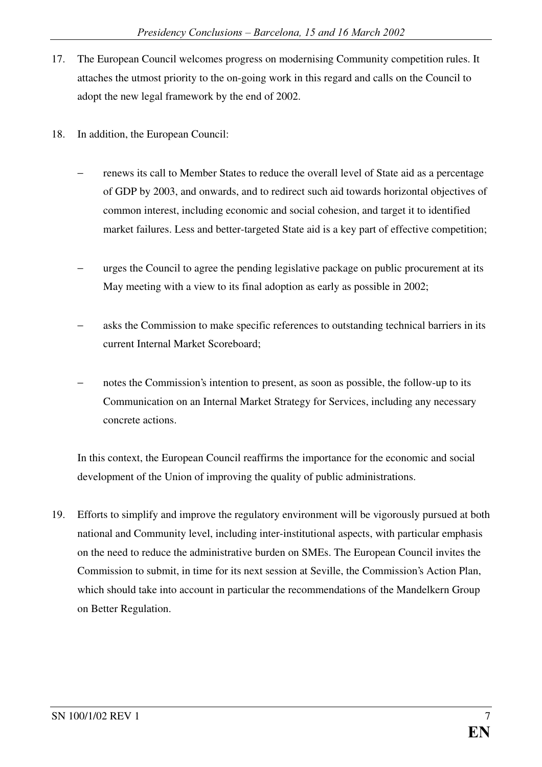17. The European Council welcomes progress on modernising Community competition rules. It attaches the utmost priority to the on-going work in this regard and calls on the Council to adopt the new legal framework by the end of 2002.

18. In addition, the European Council:

    - renews its call to Member States to reduce the overall level of State aid as a percentage of GDP by 2003, and onwards, and to redirect such aid towards horizontal objectives of common interest, including economic and social cohesion, and target it to identified market failures. Less and better-targeted State aid is a key part of effective competition;

    - urges the Council to agree the pending legislative package on public procurement at its May meeting with a view to its final adoption as early as possible in 2002;

    - asks the Commission to make specific references to outstanding technical barriers in its current Internal Market Scoreboard;

    - notes the Commission's intention to present, as soon as possible, the follow-up to its Communication on an Internal Market Strategy for Services, including any necessary concrete actions.

    In this context, the European Council reaffirms the importance for the economic and social development of the Union of improving the quality of public administrations.

19. Efforts to simplify and improve the regulatory environment will be vigorously pursued at both national and Community level, including inter-institutional aspects, with particular emphasis on the need to reduce the administrative burden on SMEs. The European Council invites the Commission to submit, in time for its next session at Seville, the Commission's Action Plan, which should take into account in particular the recommendations of the Mandelkern Group on Better Regulation.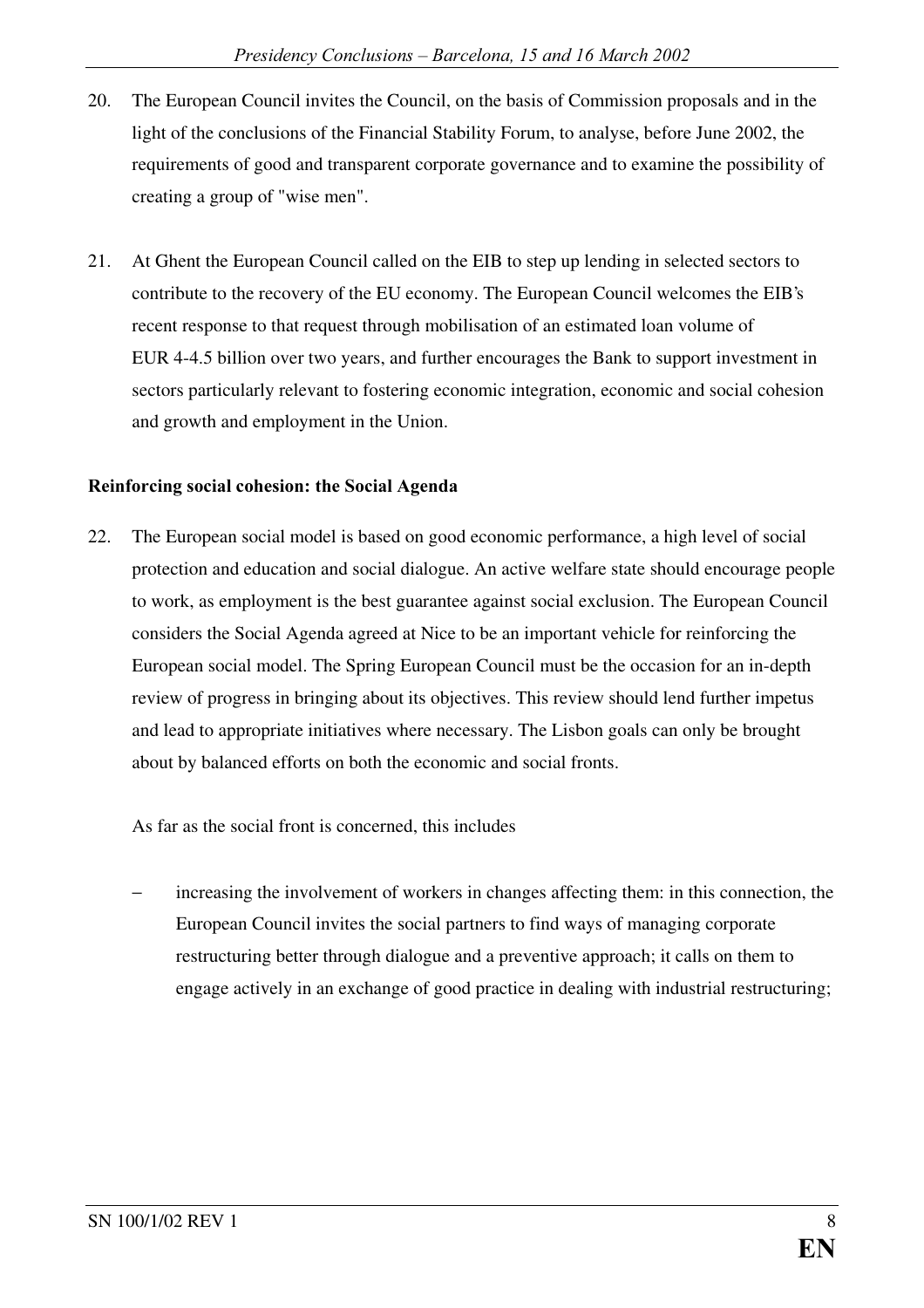20. The European Council invites the Council, on the basis of Commission proposals and in the light of the conclusions of the Financial Stability Forum, to analyse, before June 2002, the requirements of good and transparent corporate governance and to examine the possibility of creating a group of "wise men".

21. At Ghent the European Council called on the EIB to step up lending in selected sectors to contribute to the recovery of the EU economy. The European Council welcomes the EIB's recent response to that request through mobilisation of an estimated loan volume of EUR 4-4.5 billion over two years, and further encourages the Bank to support investment in sectors particularly relevant to fostering economic integration, economic and social cohesion and growth and employment in the Union.

**Reinforcing social cohesion: the Social Agenda**

22. The European social model is based on good economic performance, a high level of social protection and education and social dialogue. An active welfare state should encourage people to work, as employment is the best guarantee against social exclusion. The European Council considers the Social Agenda agreed at Nice to be an important vehicle for reinforcing the European social model. The Spring European Council must be the occasion for an in-depth review of progress in bringing about its objectives. This review should lend further impetus and lead to appropriate initiatives where necessary. The Lisbon goals can only be brought about by balanced efforts on both the economic and social fronts.

    As far as the social front is concerned, this includes

    - increasing the involvement of workers in changes affecting them: in this connection, the European Council invites the social partners to find ways of managing corporate restructuring better through dialogue and a preventive approach; it calls on them to engage actively in an exchange of good practice in dealing with industrial restructuring;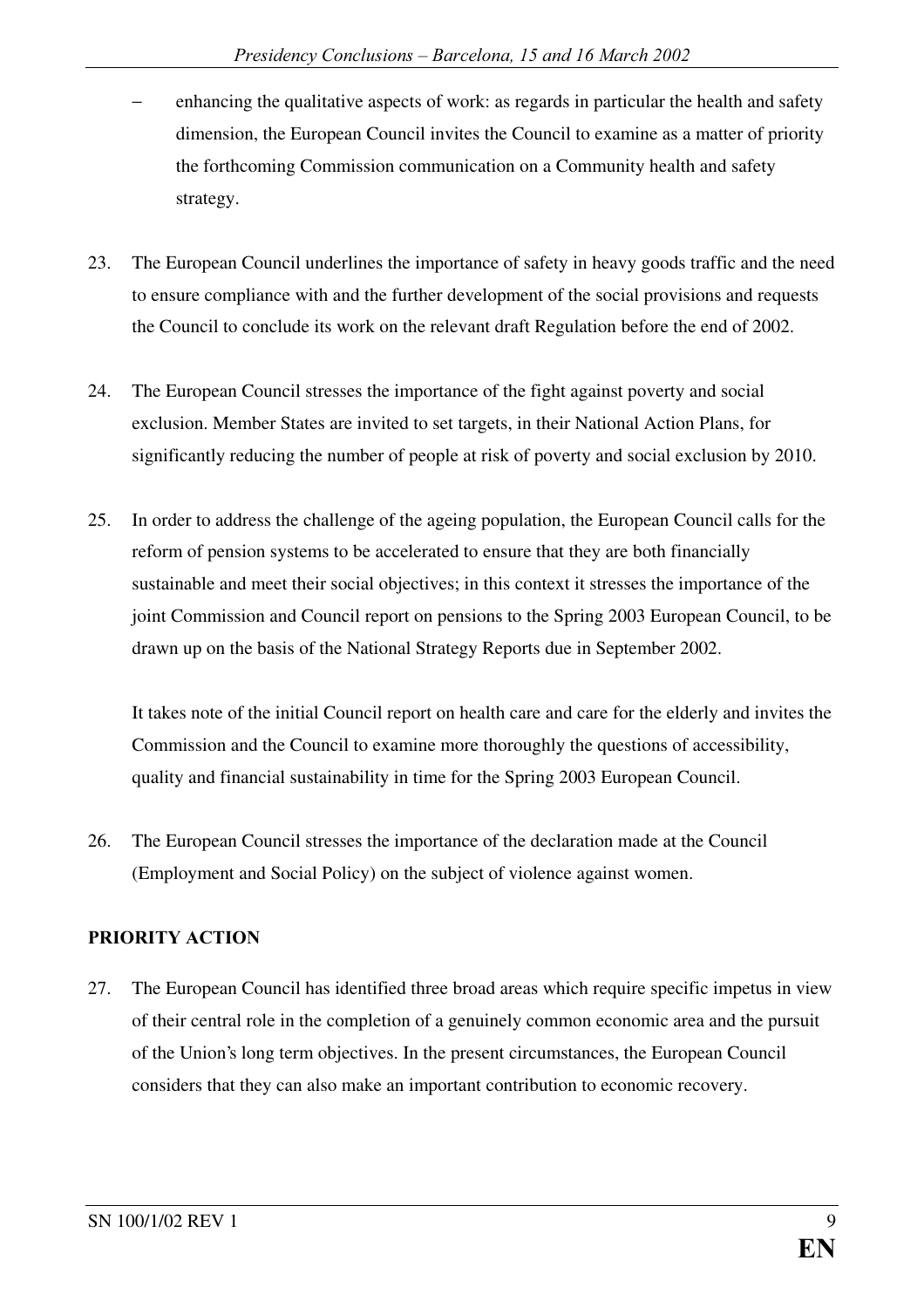- enhancing the qualitative aspects of work: as regards in particular the health and safety dimension, the European Council invites the Council to examine as a matter of priority the forthcoming Commission communication on a Community health and safety strategy.

23. The European Council underlines the importance of safety in heavy goods traffic and the need to ensure compliance with and the further development of the social provisions and requests the Council to conclude its work on the relevant draft Regulation before the end of 2002.

24. The European Council stresses the importance of the fight against poverty and social exclusion. Member States are invited to set targets, in their National Action Plans, for significantly reducing the number of people at risk of poverty and social exclusion by 2010.

25. In order to address the challenge of the ageing population, the European Council calls for the reform of pension systems to be accelerated to ensure that they are both financially sustainable and meet their social objectives; in this context it stresses the importance of the joint Commission and Council report on pensions to the Spring 2003 European Council, to be drawn up on the basis of the National Strategy Reports due in September 2002.

    It takes note of the initial Council report on health care and care for the elderly and invites the Commission and the Council to examine more thoroughly the questions of accessibility, quality and financial sustainability in time for the Spring 2003 European Council.

26. The European Council stresses the importance of the declaration made at the Council (Employment and Social Policy) on the subject of violence against women.

## PRIORITY ACTION

27. The European Council has identified three broad areas which require specific impetus in view of their central role in the completion of a genuinely common economic area and the pursuit of the Union's long term objectives. In the present circumstances, the European Council considers that they can also make an important contribution to economic recovery.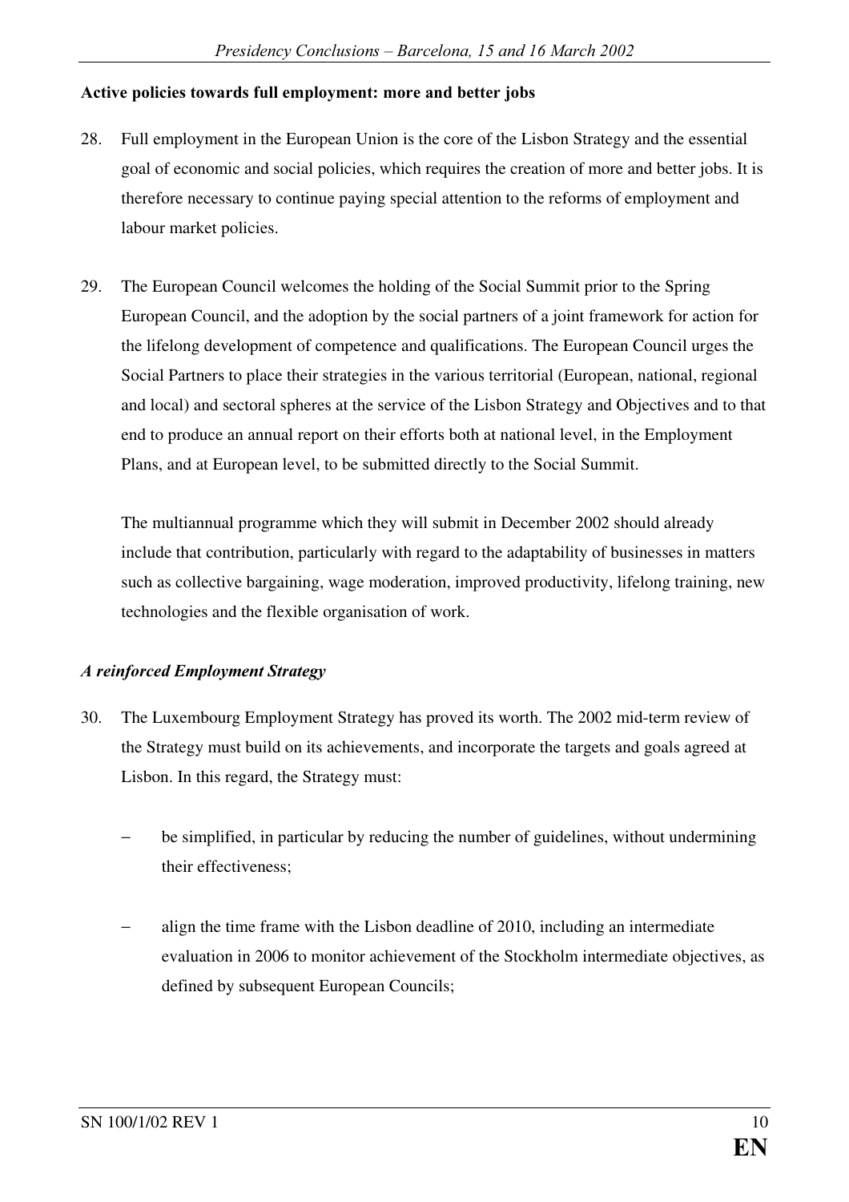**Active policies towards full employment: more and better jobs**

28. Full employment in the European Union is the core of the Lisbon Strategy and the essential goal of economic and social policies, which requires the creation of more and better jobs. It is therefore necessary to continue paying special attention to the reforms of employment and labour market policies.

29. The European Council welcomes the holding of the Social Summit prior to the Spring European Council, and the adoption by the social partners of a joint framework for action for the lifelong development of competence and qualifications. The European Council urges the Social Partners to place their strategies in the various territorial (European, national, regional and local) and sectoral spheres at the service of the Lisbon Strategy and Objectives and to that end to produce an annual report on their efforts both at national level, in the Employment Plans, and at European level, to be submitted directly to the Social Summit.

    The multiannual programme which they will submit in December 2002 should already include that contribution, particularly with regard to the adaptability of businesses in matters such as collective bargaining, wage moderation, improved productivity, lifelong training, new technologies and the flexible organisation of work.

***A reinforced Employment Strategy***

30. The Luxembourg Employment Strategy has proved its worth. The 2002 mid-term review of the Strategy must build on its achievements, and incorporate the targets and goals agreed at Lisbon. In this regard, the Strategy must:

    - be simplified, in particular by reducing the number of guidelines, without undermining their effectiveness;

    - align the time frame with the Lisbon deadline of 2010, including an intermediate evaluation in 2006 to monitor achievement of the Stockholm intermediate objectives, as defined by subsequent European Councils;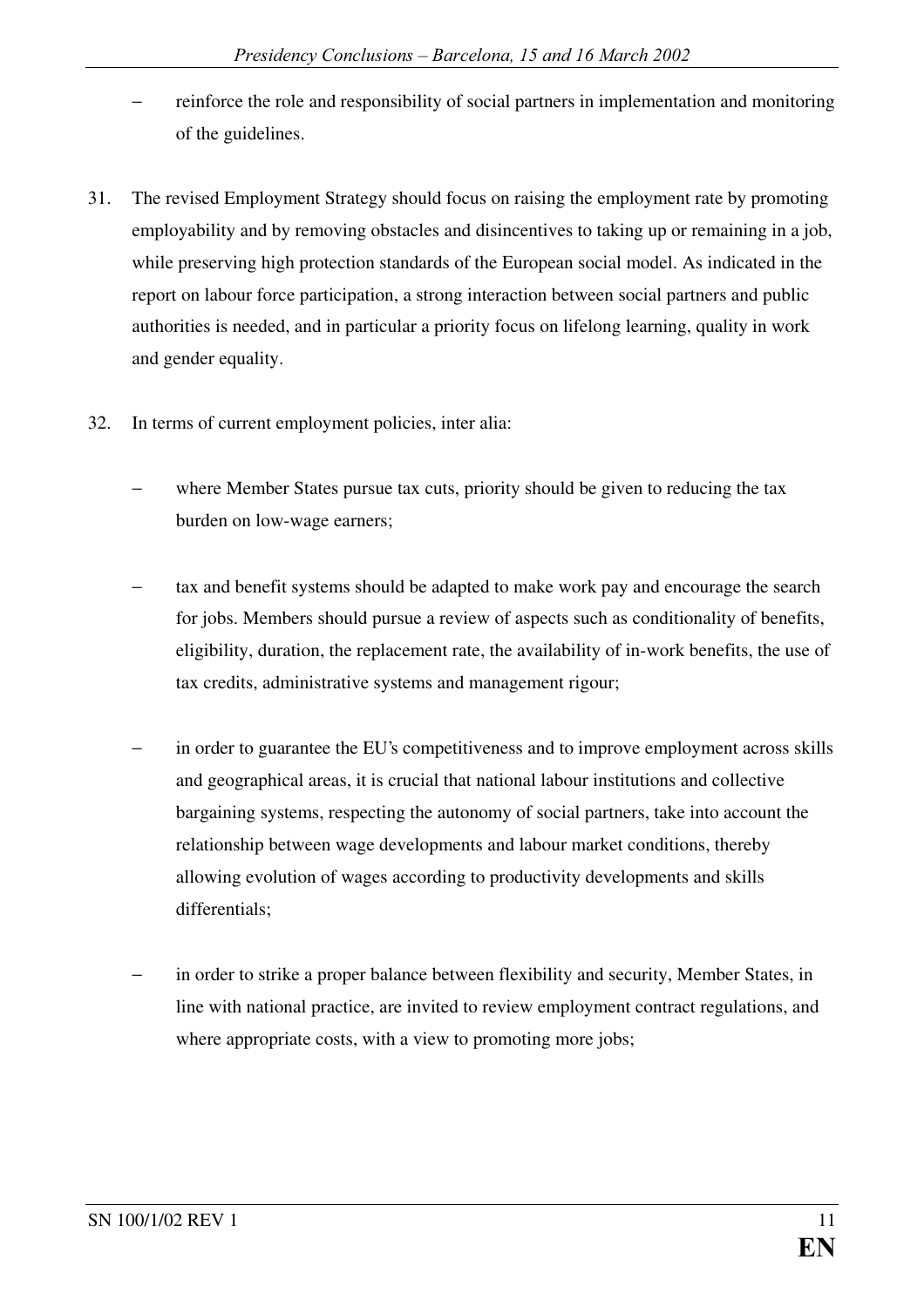- reinforce the role and responsibility of social partners in implementation and monitoring of the guidelines.

31. The revised Employment Strategy should focus on raising the employment rate by promoting employability and by removing obstacles and disincentives to taking up or remaining in a job, while preserving high protection standards of the European social model. As indicated in the report on labour force participation, a strong interaction between social partners and public authorities is needed, and in particular a priority focus on lifelong learning, quality in work and gender equality.

32. In terms of current employment policies, inter alia:

    - where Member States pursue tax cuts, priority should be given to reducing the tax burden on low-wage earners;

    - tax and benefit systems should be adapted to make work pay and encourage the search for jobs. Members should pursue a review of aspects such as conditionality of benefits, eligibility, duration, the replacement rate, the availability of in-work benefits, the use of tax credits, administrative systems and management rigour;

    - in order to guarantee the EU's competitiveness and to improve employment across skills and geographical areas, it is crucial that national labour institutions and collective bargaining systems, respecting the autonomy of social partners, take into account the relationship between wage developments and labour market conditions, thereby allowing evolution of wages according to productivity developments and skills differentials;

    - in order to strike a proper balance between flexibility and security, Member States, in line with national practice, are invited to review employment contract regulations, and where appropriate costs, with a view to promoting more jobs;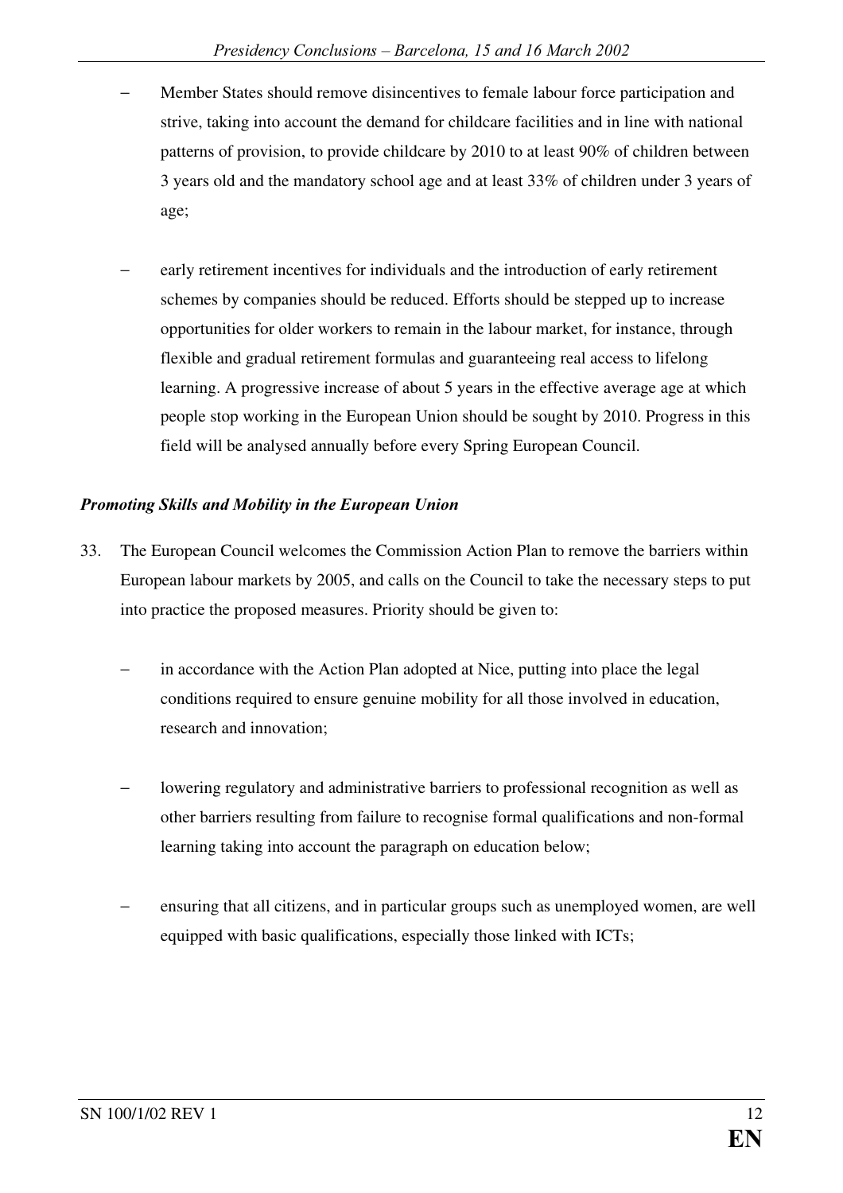- Member States should remove disincentives to female labour force participation and strive, taking into account the demand for childcare facilities and in line with national patterns of provision, to provide childcare by 2010 to at least 90% of children between 3 years old and the mandatory school age and at least 33% of children under 3 years of age;

- early retirement incentives for individuals and the introduction of early retirement schemes by companies should be reduced. Efforts should be stepped up to increase opportunities for older workers to remain in the labour market, for instance, through flexible and gradual retirement formulas and guaranteeing real access to lifelong learning. A progressive increase of about 5 years in the effective average age at which people stop working in the European Union should be sought by 2010. Progress in this field will be analysed annually before every Spring European Council.

***Promoting Skills and Mobility in the European Union***

33. The European Council welcomes the Commission Action Plan to remove the barriers within European labour markets by 2005, and calls on the Council to take the necessary steps to put into practice the proposed measures. Priority should be given to:

    - in accordance with the Action Plan adopted at Nice, putting into place the legal conditions required to ensure genuine mobility for all those involved in education, research and innovation;

    - lowering regulatory and administrative barriers to professional recognition as well as other barriers resulting from failure to recognise formal qualifications and non-formal learning taking into account the paragraph on education below;

    - ensuring that all citizens, and in particular groups such as unemployed women, are well equipped with basic qualifications, especially those linked with ICTs;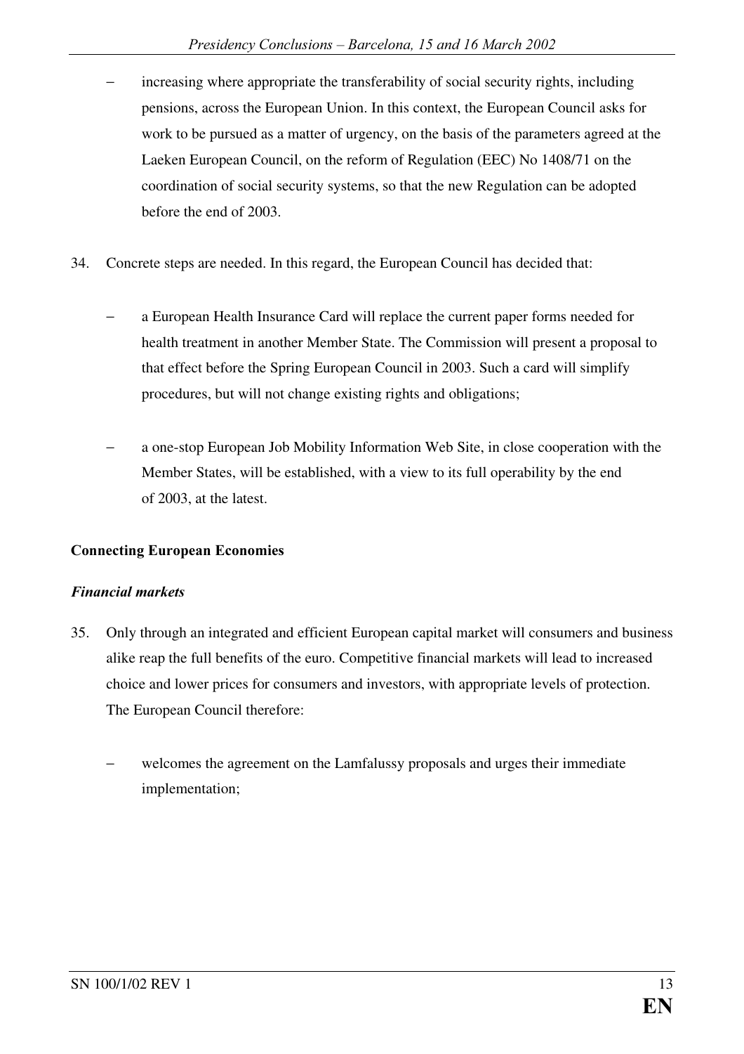- increasing where appropriate the transferability of social security rights, including pensions, across the European Union. In this context, the European Council asks for work to be pursued as a matter of urgency, on the basis of the parameters agreed at the Laeken European Council, on the reform of Regulation (EEC) No 1408/71 on the coordination of social security systems, so that the new Regulation can be adopted before the end of 2003.

34. Concrete steps are needed. In this regard, the European Council has decided that:

    - a European Health Insurance Card will replace the current paper forms needed for health treatment in another Member State. The Commission will present a proposal to that effect before the Spring European Council in 2003. Such a card will simplify procedures, but will not change existing rights and obligations;

    - a one-stop European Job Mobility Information Web Site, in close cooperation with the Member States, will be established, with a view to its full operability by the end of 2003, at the latest.

**Connecting European Economies**

***Financial markets***

35. Only through an integrated and efficient European capital market will consumers and business alike reap the full benefits of the euro. Competitive financial markets will lead to increased choice and lower prices for consumers and investors, with appropriate levels of protection. The European Council therefore:

    - welcomes the agreement on the Lamfalussy proposals and urges their immediate implementation;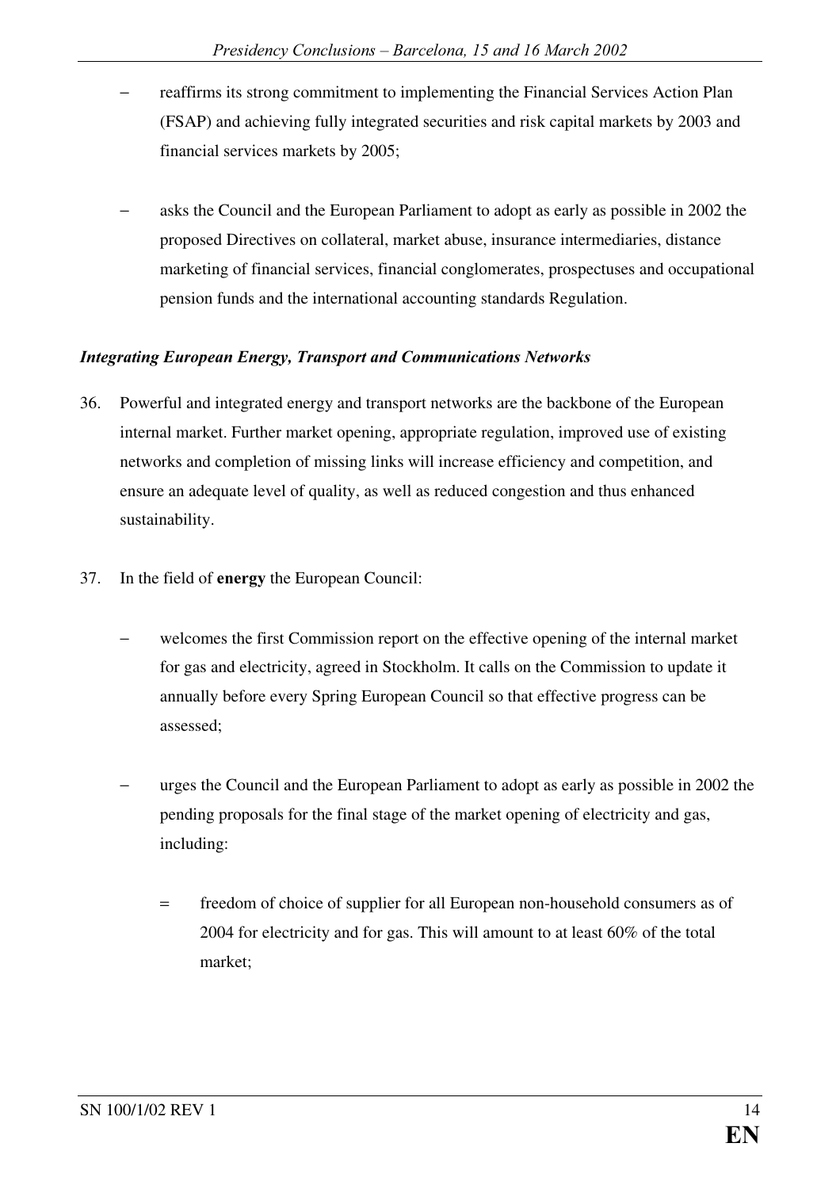- reaffirms its strong commitment to implementing the Financial Services Action Plan (FSAP) and achieving fully integrated securities and risk capital markets by 2003 and financial services markets by 2005;

- asks the Council and the European Parliament to adopt as early as possible in 2002 the proposed Directives on collateral, market abuse, insurance intermediaries, distance marketing of financial services, financial conglomerates, prospectuses and occupational pension funds and the international accounting standards Regulation.

***Integrating European Energy, Transport and Communications Networks***

36. Powerful and integrated energy and transport networks are the backbone of the European internal market. Further market opening, appropriate regulation, improved use of existing networks and completion of missing links will increase efficiency and competition, and ensure an adequate level of quality, as well as reduced congestion and thus enhanced sustainability.

37. In the field of **energy** the European Council:

    - welcomes the first Commission report on the effective opening of the internal market for gas and electricity, agreed in Stockholm. It calls on the Commission to update it annually before every Spring European Council so that effective progress can be assessed;

    - urges the Council and the European Parliament to adopt as early as possible in 2002 the pending proposals for the final stage of the market opening of electricity and gas, including:

        = freedom of choice of supplier for all European non-household consumers as of 2004 for electricity and for gas. This will amount to at least 60% of the total market;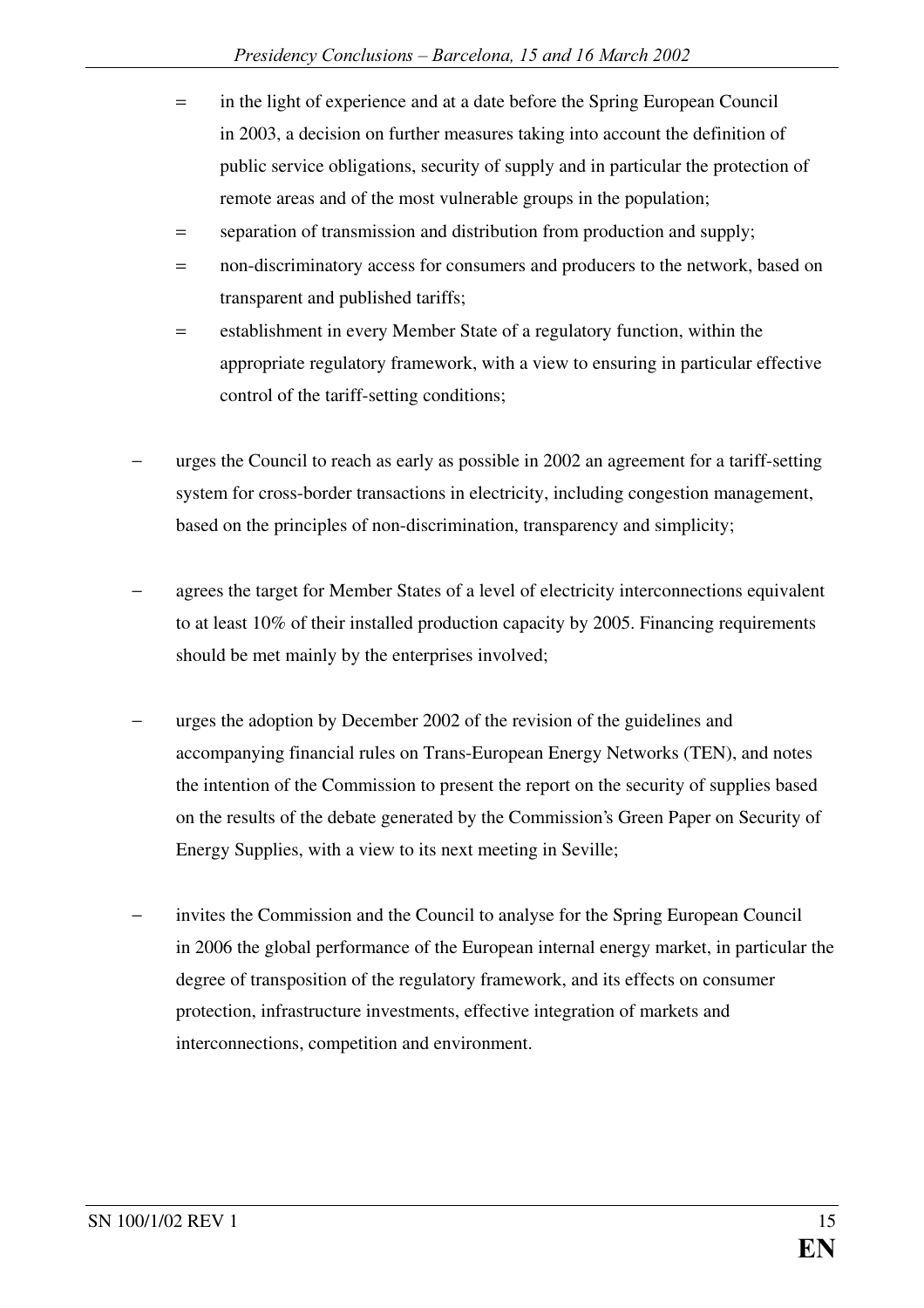- in the light of experience and at a date before the Spring European Council in 2003, a decision on further measures taking into account the definition of public service obligations, security of supply and in particular the protection of remote areas and of the most vulnerable groups in the population;
  - separation of transmission and distribution from production and supply;
  - non-discriminatory access for consumers and producers to the network, based on transparent and published tariffs;
  - establishment in every Member State of a regulatory function, within the appropriate regulatory framework, with a view to ensuring in particular effective control of the tariff-setting conditions;

- urges the Council to reach as early as possible in 2002 an agreement for a tariff-setting system for cross-border transactions in electricity, including congestion management, based on the principles of non-discrimination, transparency and simplicity;

- agrees the target for Member States of a level of electricity interconnections equivalent to at least 10% of their installed production capacity by 2005. Financing requirements should be met mainly by the enterprises involved;

- urges the adoption by December 2002 of the revision of the guidelines and accompanying financial rules on Trans-European Energy Networks (TEN), and notes the intention of the Commission to present the report on the security of supplies based on the results of the debate generated by the Commission's Green Paper on Security of Energy Supplies, with a view to its next meeting in Seville;

- invites the Commission and the Council to analyse for the Spring European Council in 2006 the global performance of the European internal energy market, in particular the degree of transposition of the regulatory framework, and its effects on consumer protection, infrastructure investments, effective integration of markets and interconnections, competition and environment.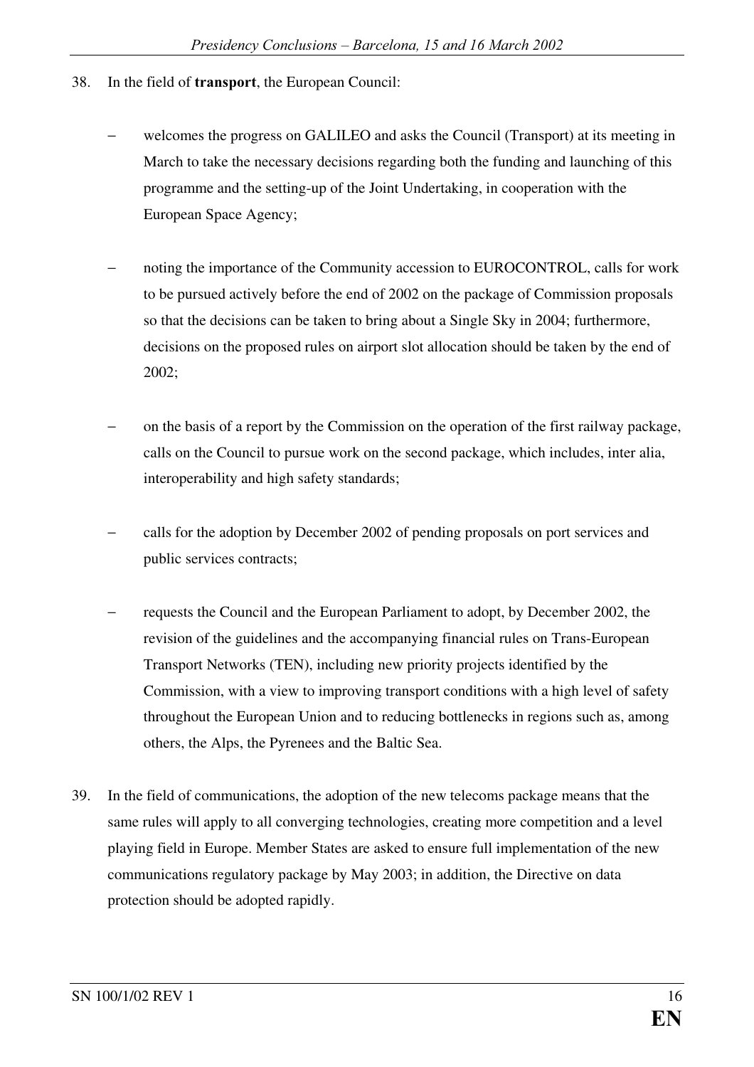38. In the field of **transport**, the European Council:

   - welcomes the progress on GALILEO and asks the Council (Transport) at its meeting in March to take the necessary decisions regarding both the funding and launching of this programme and the setting-up of the Joint Undertaking, in cooperation with the European Space Agency;

   - noting the importance of the Community accession to EUROCONTROL, calls for work to be pursued actively before the end of 2002 on the package of Commission proposals so that the decisions can be taken to bring about a Single Sky in 2004; furthermore, decisions on the proposed rules on airport slot allocation should be taken by the end of 2002;

   - on the basis of a report by the Commission on the operation of the first railway package, calls on the Council to pursue work on the second package, which includes, inter alia, interoperability and high safety standards;

   - calls for the adoption by December 2002 of pending proposals on port services and public services contracts;

   - requests the Council and the European Parliament to adopt, by December 2002, the revision of the guidelines and the accompanying financial rules on Trans-European Transport Networks (TEN), including new priority projects identified by the Commission, with a view to improving transport conditions with a high level of safety throughout the European Union and to reducing bottlenecks in regions such as, among others, the Alps, the Pyrenees and the Baltic Sea.

39. In the field of communications, the adoption of the new telecoms package means that the same rules will apply to all converging technologies, creating more competition and a level playing field in Europe. Member States are asked to ensure full implementation of the new communications regulatory package by May 2003; in addition, the Directive on data protection should be adopted rapidly.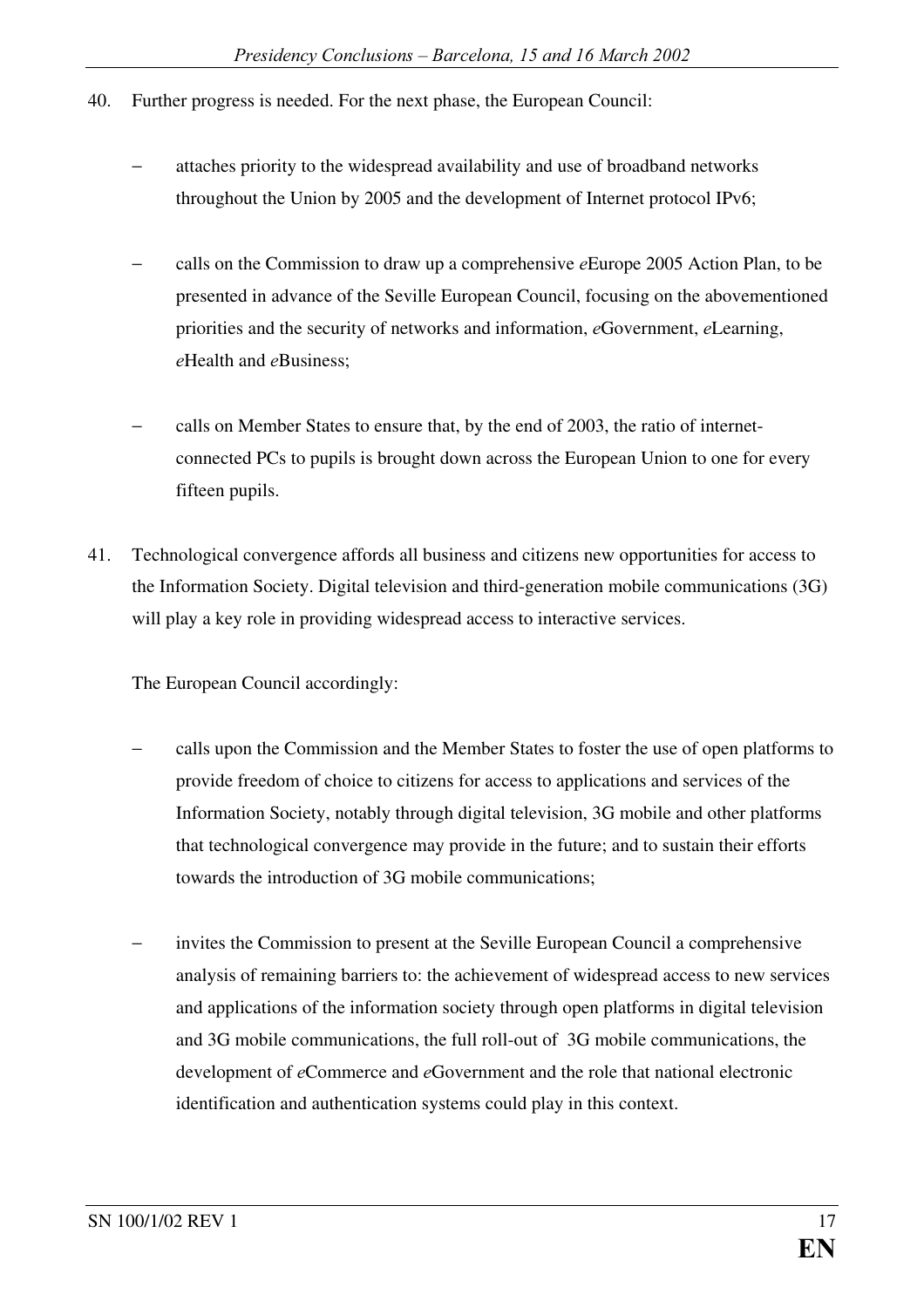40. Further progress is needed. For the next phase, the European Council:

    − attaches priority to the widespread availability and use of broadband networks throughout the Union by 2005 and the development of Internet protocol IPv6;

    − calls on the Commission to draw up a comprehensive *e*Europe 2005 Action Plan, to be presented in advance of the Seville European Council, focusing on the abovementioned priorities and the security of networks and information, *e*Government, *e*Learning, *e*Health and *e*Business;

    − calls on Member States to ensure that, by the end of 2003, the ratio of internet-connected PCs to pupils is brought down across the European Union to one for every fifteen pupils.

41. Technological convergence affords all business and citizens new opportunities for access to the Information Society. Digital television and third-generation mobile communications (3G) will play a key role in providing widespread access to interactive services.

    The European Council accordingly:

    − calls upon the Commission and the Member States to foster the use of open platforms to provide freedom of choice to citizens for access to applications and services of the Information Society, notably through digital television, 3G mobile and other platforms that technological convergence may provide in the future; and to sustain their efforts towards the introduction of 3G mobile communications;

    − invites the Commission to present at the Seville European Council a comprehensive analysis of remaining barriers to: the achievement of widespread access to new services and applications of the information society through open platforms in digital television and 3G mobile communications, the full roll-out of 3G mobile communications, the development of *e*Commerce and *e*Government and the role that national electronic identification and authentication systems could play in this context.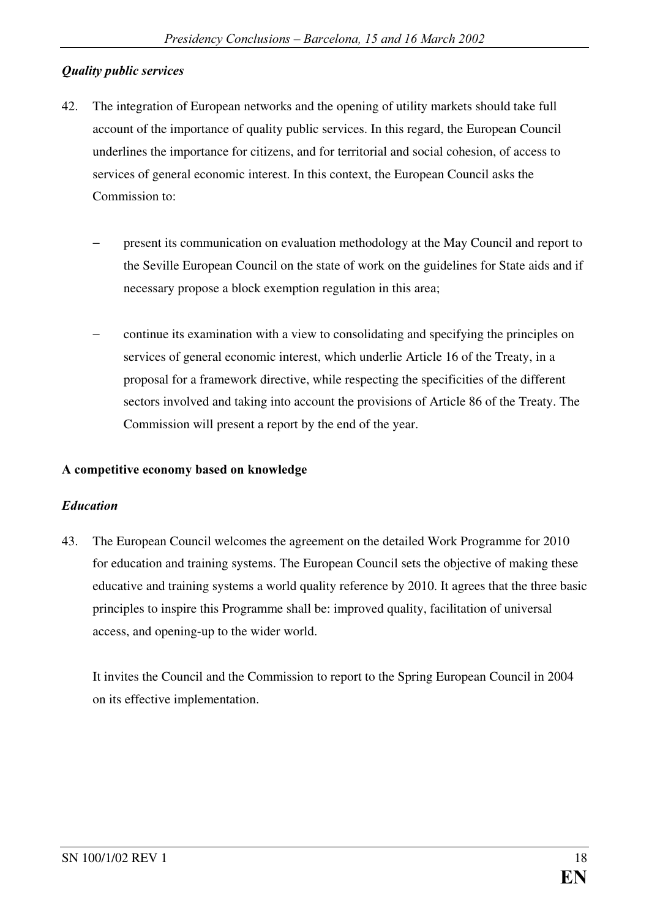*Quality public services*

42. The integration of European networks and the opening of utility markets should take full account of the importance of quality public services. In this regard, the European Council underlines the importance for citizens, and for territorial and social cohesion, of access to services of general economic interest. In this context, the European Council asks the Commission to:

    - present its communication on evaluation methodology at the May Council and report to the Seville European Council on the state of work on the guidelines for State aids and if necessary propose a block exemption regulation in this area;

    - continue its examination with a view to consolidating and specifying the principles on services of general economic interest, which underlie Article 16 of the Treaty, in a proposal for a framework directive, while respecting the specificities of the different sectors involved and taking into account the provisions of Article 86 of the Treaty. The Commission will present a report by the end of the year.

**A competitive economy based on knowledge**

***Education***

43. The European Council welcomes the agreement on the detailed Work Programme for 2010 for education and training systems. The European Council sets the objective of making these educative and training systems a world quality reference by 2010. It agrees that the three basic principles to inspire this Programme shall be: improved quality, facilitation of universal access, and opening-up to the wider world.

    It invites the Council and the Commission to report to the Spring European Council in 2004 on its effective implementation.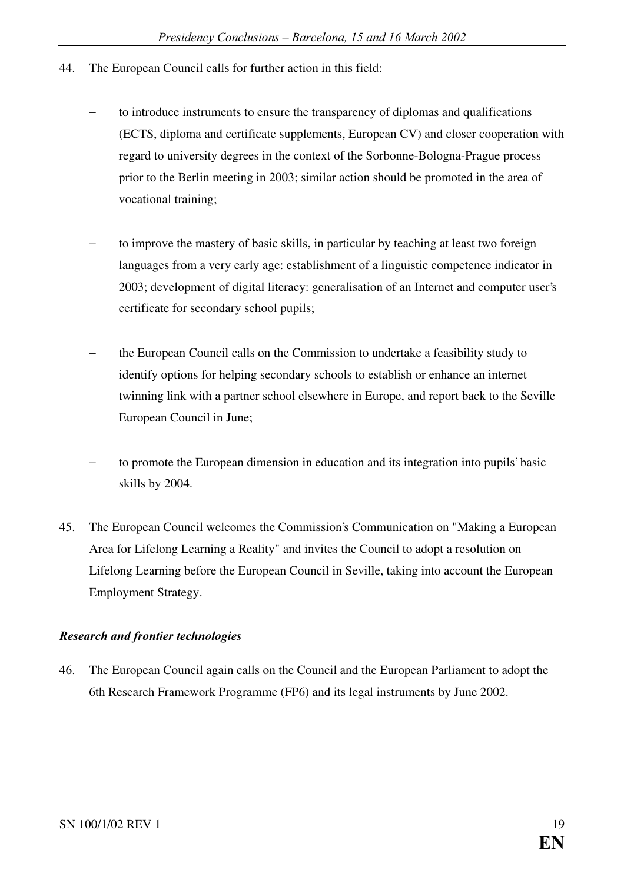44. The European Council calls for further action in this field:

   - to introduce instruments to ensure the transparency of diplomas and qualifications (ECTS, diploma and certificate supplements, European CV) and closer cooperation with regard to university degrees in the context of the Sorbonne-Bologna-Prague process prior to the Berlin meeting in 2003; similar action should be promoted in the area of vocational training;

   - to improve the mastery of basic skills, in particular by teaching at least two foreign languages from a very early age: establishment of a linguistic competence indicator in 2003; development of digital literacy: generalisation of an Internet and computer user's certificate for secondary school pupils;

   - the European Council calls on the Commission to undertake a feasibility study to identify options for helping secondary schools to establish or enhance an internet twinning link with a partner school elsewhere in Europe, and report back to the Seville European Council in June;

   - to promote the European dimension in education and its integration into pupils' basic skills by 2004.

45. The European Council welcomes the Commission's Communication on "Making a European Area for Lifelong Learning a Reality" and invites the Council to adopt a resolution on Lifelong Learning before the European Council in Seville, taking into account the European Employment Strategy.

***Research and frontier technologies***

46. The European Council again calls on the Council and the European Parliament to adopt the 6th Research Framework Programme (FP6) and its legal instruments by June 2002.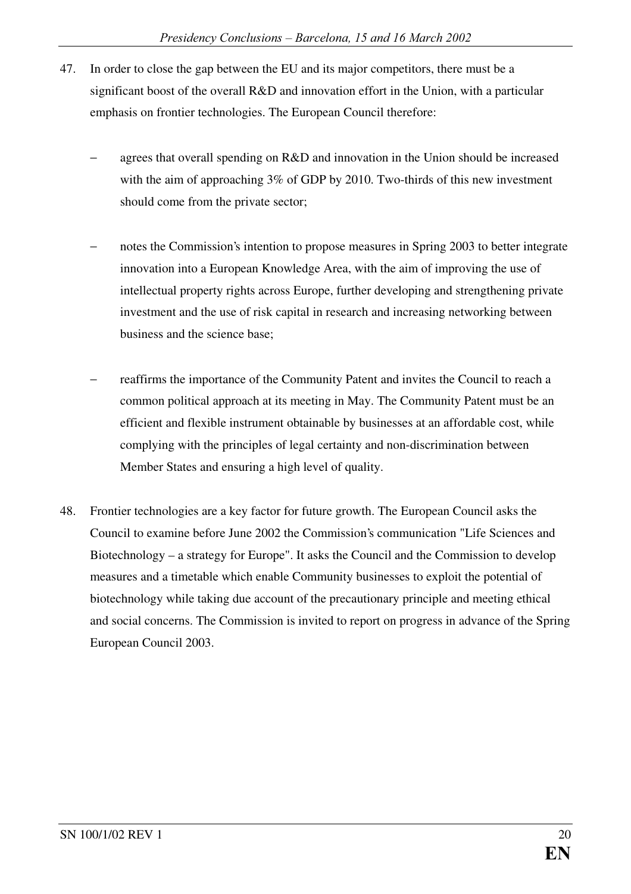47. In order to close the gap between the EU and its major competitors, there must be a significant boost of the overall R&D and innovation effort in the Union, with a particular emphasis on frontier technologies. The European Council therefore:

    - agrees that overall spending on R&D and innovation in the Union should be increased with the aim of approaching 3% of GDP by 2010. Two-thirds of this new investment should come from the private sector;

    - notes the Commission's intention to propose measures in Spring 2003 to better integrate innovation into a European Knowledge Area, with the aim of improving the use of intellectual property rights across Europe, further developing and strengthening private investment and the use of risk capital in research and increasing networking between business and the science base;

    - reaffirms the importance of the Community Patent and invites the Council to reach a common political approach at its meeting in May. The Community Patent must be an efficient and flexible instrument obtainable by businesses at an affordable cost, while complying with the principles of legal certainty and non-discrimination between Member States and ensuring a high level of quality.

48. Frontier technologies are a key factor for future growth. The European Council asks the Council to examine before June 2002 the Commission's communication "Life Sciences and Biotechnology – a strategy for Europe". It asks the Council and the Commission to develop measures and a timetable which enable Community businesses to exploit the potential of biotechnology while taking due account of the precautionary principle and meeting ethical and social concerns. The Commission is invited to report on progress in advance of the Spring European Council 2003.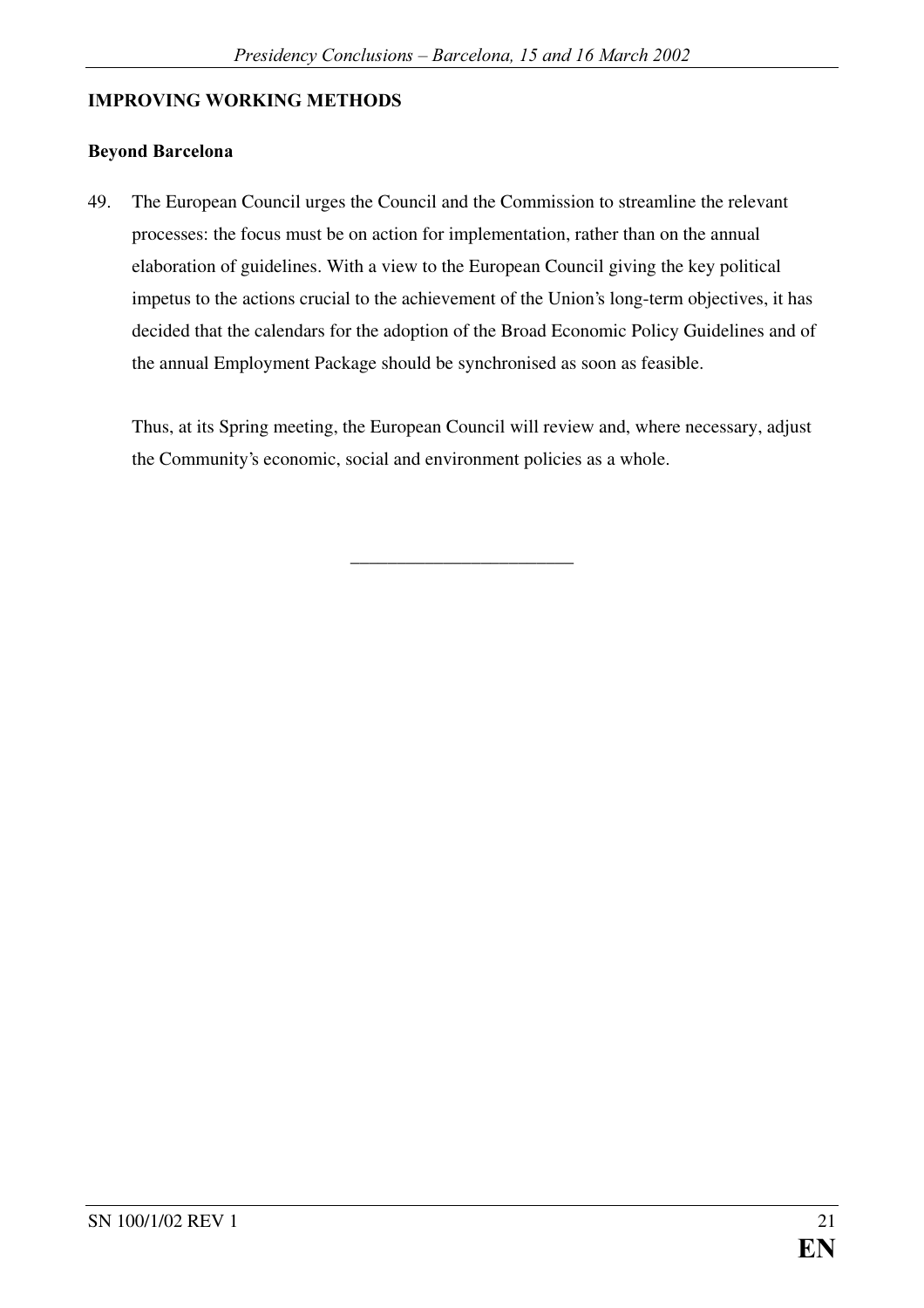**IMPROVING WORKING METHODS**

**Beyond Barcelona**

49. The European Council urges the Council and the Commission to streamline the relevant processes: the focus must be on action for implementation, rather than on the annual elaboration of guidelines. With a view to the European Council giving the key political impetus to the actions crucial to the achievement of the Union's long-term objectives, it has decided that the calendars for the adoption of the Broad Economic Policy Guidelines and of the annual Employment Package should be synchronised as soon as feasible.

Thus, at its Spring meeting, the European Council will review and, where necessary, adjust the Community's economic, social and environment policies as a whole.

\_\_\_\_\_\_\_\_\_\_\_\_\_\_\_\_\_\_\_\_\_\_\_\_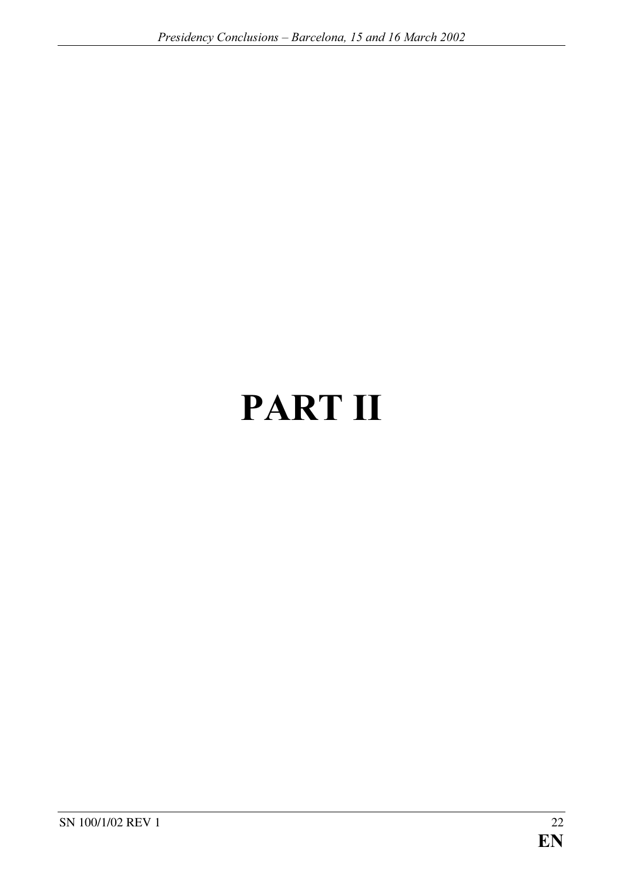# PART II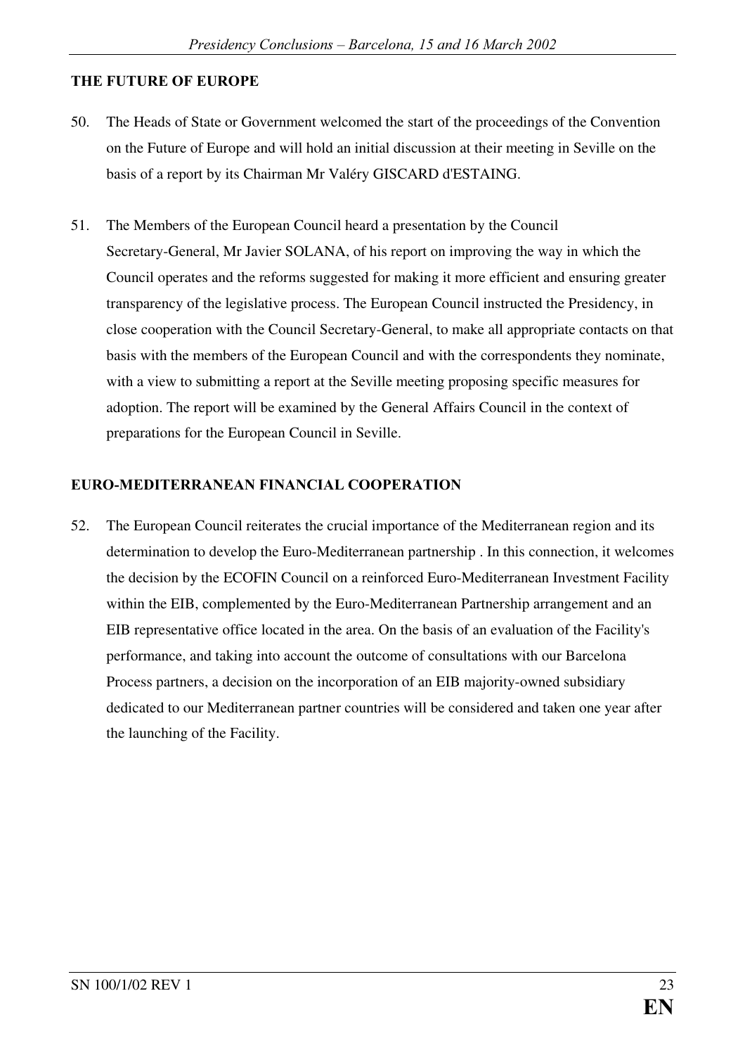## THE FUTURE OF EUROPE

50. The Heads of State or Government welcomed the start of the proceedings of the Convention on the Future of Europe and will hold an initial discussion at their meeting in Seville on the basis of a report by its Chairman Mr Valéry GISCARD d'ESTAING.

51. The Members of the European Council heard a presentation by the Council Secretary-General, Mr Javier SOLANA, of his report on improving the way in which the Council operates and the reforms suggested for making it more efficient and ensuring greater transparency of the legislative process. The European Council instructed the Presidency, in close cooperation with the Council Secretary-General, to make all appropriate contacts on that basis with the members of the European Council and with the correspondents they nominate, with a view to submitting a report at the Seville meeting proposing specific measures for adoption. The report will be examined by the General Affairs Council in the context of preparations for the European Council in Seville.

## EURO-MEDITERRANEAN FINANCIAL COOPERATION

52. The European Council reiterates the crucial importance of the Mediterranean region and its determination to develop the Euro-Mediterranean partnership . In this connection, it welcomes the decision by the ECOFIN Council on a reinforced Euro-Mediterranean Investment Facility within the EIB, complemented by the Euro-Mediterranean Partnership arrangement and an EIB representative office located in the area. On the basis of an evaluation of the Facility's performance, and taking into account the outcome of consultations with our Barcelona Process partners, a decision on the incorporation of an EIB majority-owned subsidiary dedicated to our Mediterranean partner countries will be considered and taken one year after the launching of the Facility.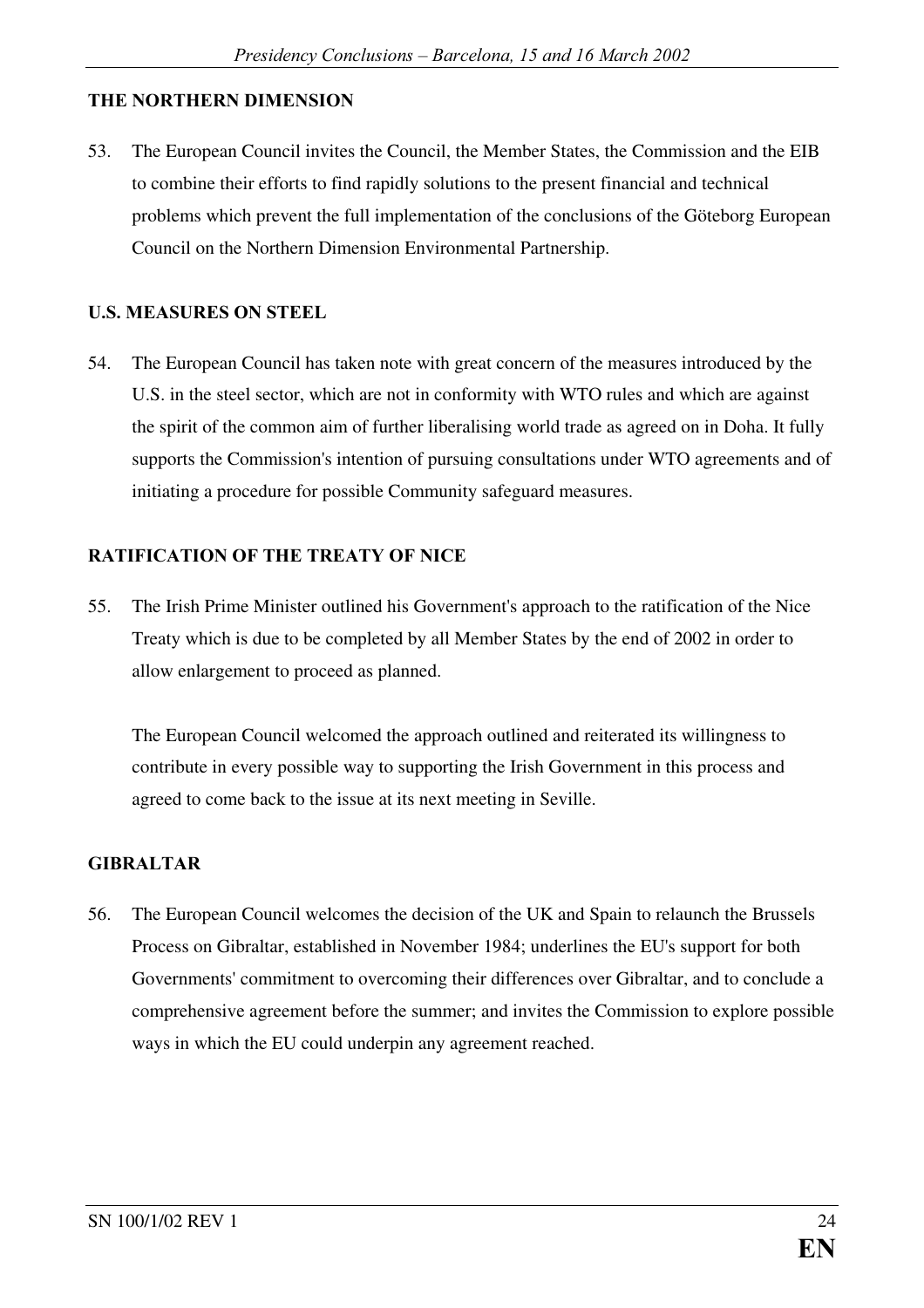## THE NORTHERN DIMENSION

53. The European Council invites the Council, the Member States, the Commission and the EIB to combine their efforts to find rapidly solutions to the present financial and technical problems which prevent the full implementation of the conclusions of the Göteborg European Council on the Northern Dimension Environmental Partnership.

## U.S. MEASURES ON STEEL

54. The European Council has taken note with great concern of the measures introduced by the U.S. in the steel sector, which are not in conformity with WTO rules and which are against the spirit of the common aim of further liberalising world trade as agreed on in Doha. It fully supports the Commission's intention of pursuing consultations under WTO agreements and of initiating a procedure for possible Community safeguard measures.

## RATIFICATION OF THE TREATY OF NICE

55. The Irish Prime Minister outlined his Government's approach to the ratification of the Nice Treaty which is due to be completed by all Member States by the end of 2002 in order to allow enlargement to proceed as planned.

    The European Council welcomed the approach outlined and reiterated its willingness to contribute in every possible way to supporting the Irish Government in this process and agreed to come back to the issue at its next meeting in Seville.

## GIBRALTAR

56. The European Council welcomes the decision of the UK and Spain to relaunch the Brussels Process on Gibraltar, established in November 1984; underlines the EU's support for both Governments' commitment to overcoming their differences over Gibraltar, and to conclude a comprehensive agreement before the summer; and invites the Commission to explore possible ways in which the EU could underpin any agreement reached.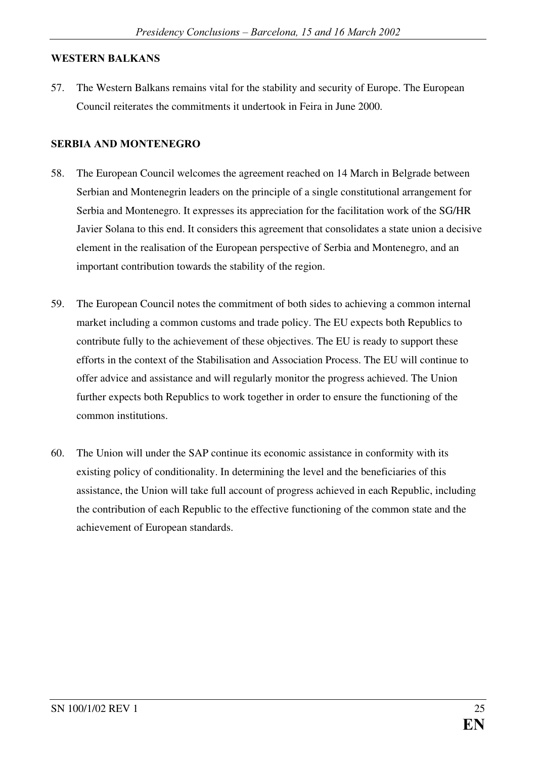## WESTERN BALKANS

57. The Western Balkans remains vital for the stability and security of Europe. The European Council reiterates the commitments it undertook in Feira in June 2000.

## SERBIA AND MONTENEGRO

58. The European Council welcomes the agreement reached on 14 March in Belgrade between Serbian and Montenegrin leaders on the principle of a single constitutional arrangement for Serbia and Montenegro. It expresses its appreciation for the facilitation work of the SG/HR Javier Solana to this end. It considers this agreement that consolidates a state union a decisive element in the realisation of the European perspective of Serbia and Montenegro, and an important contribution towards the stability of the region.

59. The European Council notes the commitment of both sides to achieving a common internal market including a common customs and trade policy. The EU expects both Republics to contribute fully to the achievement of these objectives. The EU is ready to support these efforts in the context of the Stabilisation and Association Process. The EU will continue to offer advice and assistance and will regularly monitor the progress achieved. The Union further expects both Republics to work together in order to ensure the functioning of the common institutions.

60. The Union will under the SAP continue its economic assistance in conformity with its existing policy of conditionality. In determining the level and the beneficiaries of this assistance, the Union will take full account of progress achieved in each Republic, including the contribution of each Republic to the effective functioning of the common state and the achievement of European standards.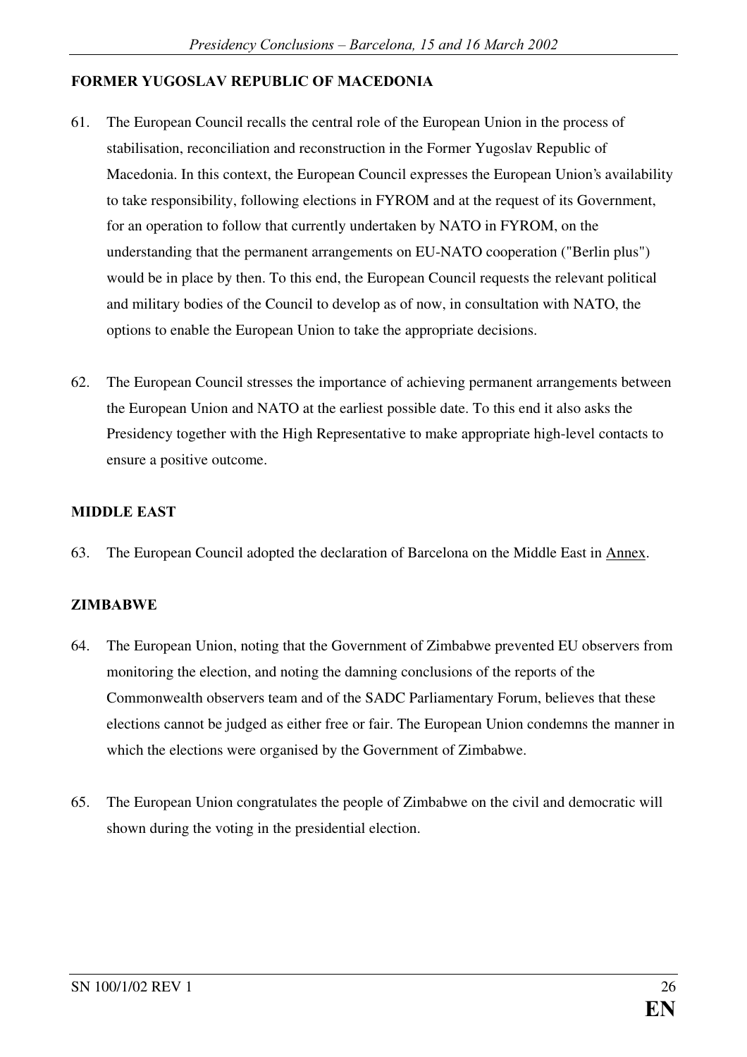**FORMER YUGOSLAV REPUBLIC OF MACEDONIA**

61. The European Council recalls the central role of the European Union in the process of stabilisation, reconciliation and reconstruction in the Former Yugoslav Republic of Macedonia. In this context, the European Council expresses the European Union's availability to take responsibility, following elections in FYROM and at the request of its Government, for an operation to follow that currently undertaken by NATO in FYROM, on the understanding that the permanent arrangements on EU-NATO cooperation ("Berlin plus") would be in place by then. To this end, the European Council requests the relevant political and military bodies of the Council to develop as of now, in consultation with NATO, the options to enable the European Union to take the appropriate decisions.

62. The European Council stresses the importance of achieving permanent arrangements between the European Union and NATO at the earliest possible date. To this end it also asks the Presidency together with the High Representative to make appropriate high-level contacts to ensure a positive outcome.

**MIDDLE EAST**

63. The European Council adopted the declaration of Barcelona on the Middle East in Annex.

**ZIMBABWE**

64. The European Union, noting that the Government of Zimbabwe prevented EU observers from monitoring the election, and noting the damning conclusions of the reports of the Commonwealth observers team and of the SADC Parliamentary Forum, believes that these elections cannot be judged as either free or fair. The European Union condemns the manner in which the elections were organised by the Government of Zimbabwe.

65. The European Union congratulates the people of Zimbabwe on the civil and democratic will shown during the voting in the presidential election.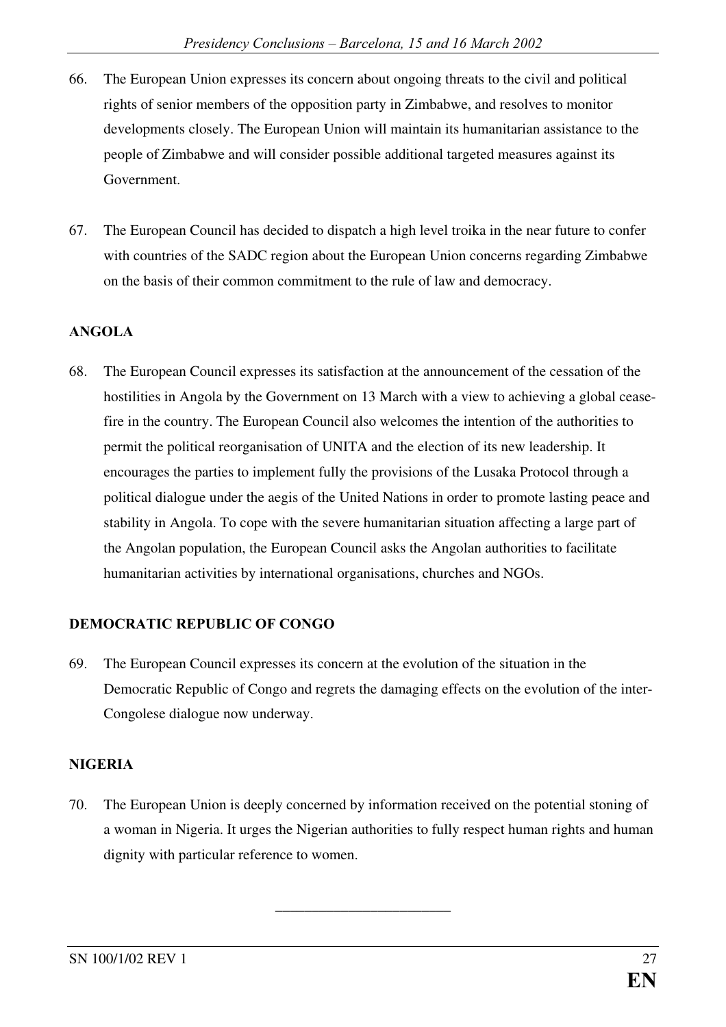66. The European Union expresses its concern about ongoing threats to the civil and political rights of senior members of the opposition party in Zimbabwe, and resolves to monitor developments closely. The European Union will maintain its humanitarian assistance to the people of Zimbabwe and will consider possible additional targeted measures against its Government.

67. The European Council has decided to dispatch a high level troika in the near future to confer with countries of the SADC region about the European Union concerns regarding Zimbabwe on the basis of their common commitment to the rule of law and democracy.

**ANGOLA**

68. The European Council expresses its satisfaction at the announcement of the cessation of the hostilities in Angola by the Government on 13 March with a view to achieving a global cease-fire in the country. The European Council also welcomes the intention of the authorities to permit the political reorganisation of UNITA and the election of its new leadership. It encourages the parties to implement fully the provisions of the Lusaka Protocol through a political dialogue under the aegis of the United Nations in order to promote lasting peace and stability in Angola. To cope with the severe humanitarian situation affecting a large part of the Angolan population, the European Council asks the Angolan authorities to facilitate humanitarian activities by international organisations, churches and NGOs.

**DEMOCRATIC REPUBLIC OF CONGO**

69. The European Council expresses its concern at the evolution of the situation in the Democratic Republic of Congo and regrets the damaging effects on the evolution of the inter-Congolese dialogue now underway.

**NIGERIA**

70. The European Union is deeply concerned by information received on the potential stoning of a woman in Nigeria. It urges the Nigerian authorities to fully respect human rights and human dignity with particular reference to women.

________________________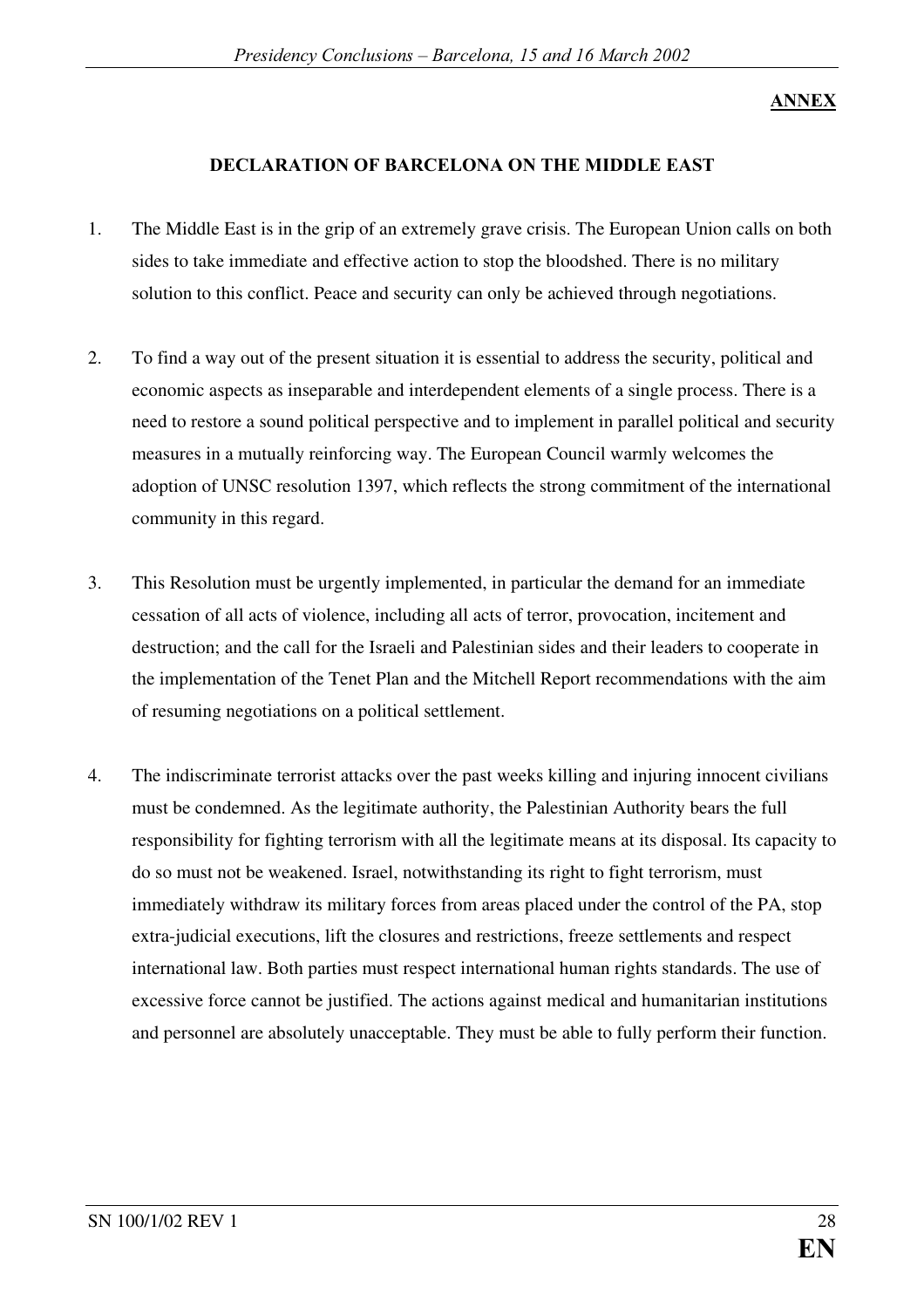**ANNEX**

## DECLARATION OF BARCELONA ON THE MIDDLE EAST

1. The Middle East is in the grip of an extremely grave crisis. The European Union calls on both sides to take immediate and effective action to stop the bloodshed. There is no military solution to this conflict. Peace and security can only be achieved through negotiations.

2. To find a way out of the present situation it is essential to address the security, political and economic aspects as inseparable and interdependent elements of a single process. There is a need to restore a sound political perspective and to implement in parallel political and security measures in a mutually reinforcing way. The European Council warmly welcomes the adoption of UNSC resolution 1397, which reflects the strong commitment of the international community in this regard.

3. This Resolution must be urgently implemented, in particular the demand for an immediate cessation of all acts of violence, including all acts of terror, provocation, incitement and destruction; and the call for the Israeli and Palestinian sides and their leaders to cooperate in the implementation of the Tenet Plan and the Mitchell Report recommendations with the aim of resuming negotiations on a political settlement.

4. The indiscriminate terrorist attacks over the past weeks killing and injuring innocent civilians must be condemned. As the legitimate authority, the Palestinian Authority bears the full responsibility for fighting terrorism with all the legitimate means at its disposal. Its capacity to do so must not be weakened. Israel, notwithstanding its right to fight terrorism, must immediately withdraw its military forces from areas placed under the control of the PA, stop extra-judicial executions, lift the closures and restrictions, freeze settlements and respect international law. Both parties must respect international human rights standards. The use of excessive force cannot be justified. The actions against medical and humanitarian institutions and personnel are absolutely unacceptable. They must be able to fully perform their function.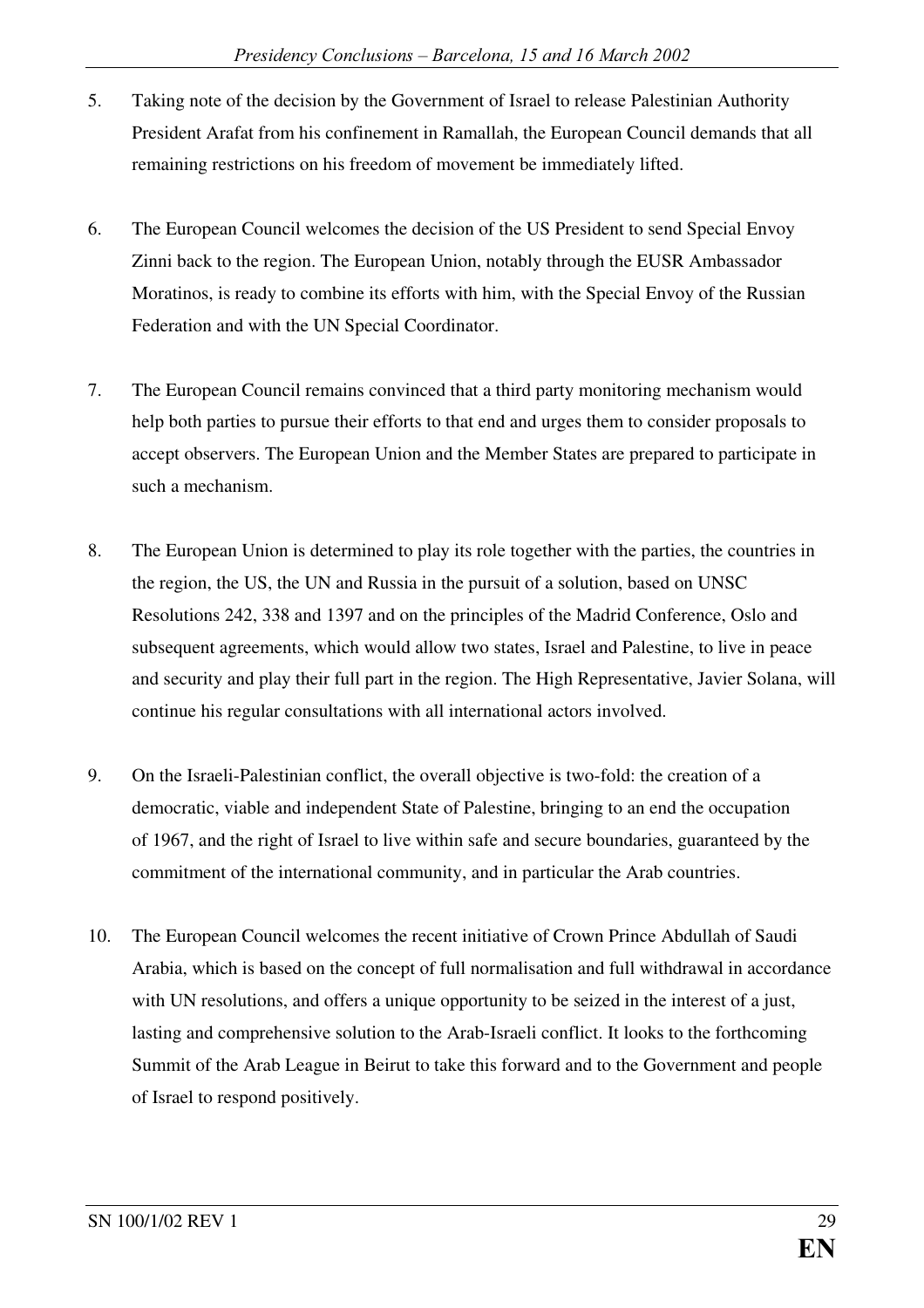5. Taking note of the decision by the Government of Israel to release Palestinian Authority President Arafat from his confinement in Ramallah, the European Council demands that all remaining restrictions on his freedom of movement be immediately lifted.

6. The European Council welcomes the decision of the US President to send Special Envoy Zinni back to the region. The European Union, notably through the EUSR Ambassador Moratinos, is ready to combine its efforts with him, with the Special Envoy of the Russian Federation and with the UN Special Coordinator.

7. The European Council remains convinced that a third party monitoring mechanism would help both parties to pursue their efforts to that end and urges them to consider proposals to accept observers. The European Union and the Member States are prepared to participate in such a mechanism.

8. The European Union is determined to play its role together with the parties, the countries in the region, the US, the UN and Russia in the pursuit of a solution, based on UNSC Resolutions 242, 338 and 1397 and on the principles of the Madrid Conference, Oslo and subsequent agreements, which would allow two states, Israel and Palestine, to live in peace and security and play their full part in the region. The High Representative, Javier Solana, will continue his regular consultations with all international actors involved.

9. On the Israeli-Palestinian conflict, the overall objective is two-fold: the creation of a democratic, viable and independent State of Palestine, bringing to an end the occupation of 1967, and the right of Israel to live within safe and secure boundaries, guaranteed by the commitment of the international community, and in particular the Arab countries.

10. The European Council welcomes the recent initiative of Crown Prince Abdullah of Saudi Arabia, which is based on the concept of full normalisation and full withdrawal in accordance with UN resolutions, and offers a unique opportunity to be seized in the interest of a just, lasting and comprehensive solution to the Arab-Israeli conflict. It looks to the forthcoming Summit of the Arab League in Beirut to take this forward and to the Government and people of Israel to respond positively.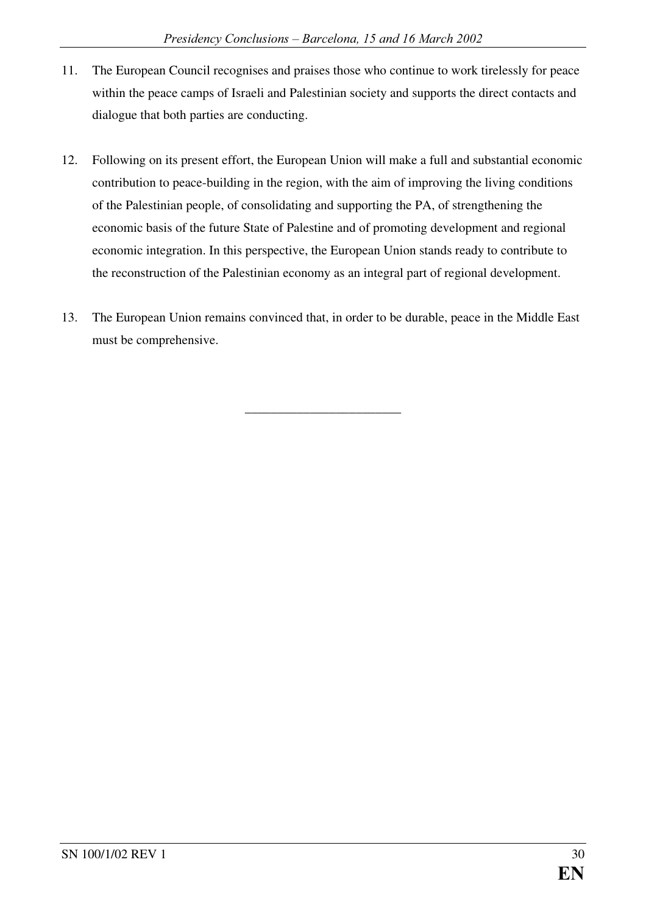11. The European Council recognises and praises those who continue to work tirelessly for peace within the peace camps of Israeli and Palestinian society and supports the direct contacts and dialogue that both parties are conducting.

12. Following on its present effort, the European Union will make a full and substantial economic contribution to peace-building in the region, with the aim of improving the living conditions of the Palestinian people, of consolidating and supporting the PA, of strengthening the economic basis of the future State of Palestine and of promoting development and regional economic integration. In this perspective, the European Union stands ready to contribute to the reconstruction of the Palestinian economy as an integral part of regional development.

13. The European Union remains convinced that, in order to be durable, peace in the Middle East must be comprehensive.

________________________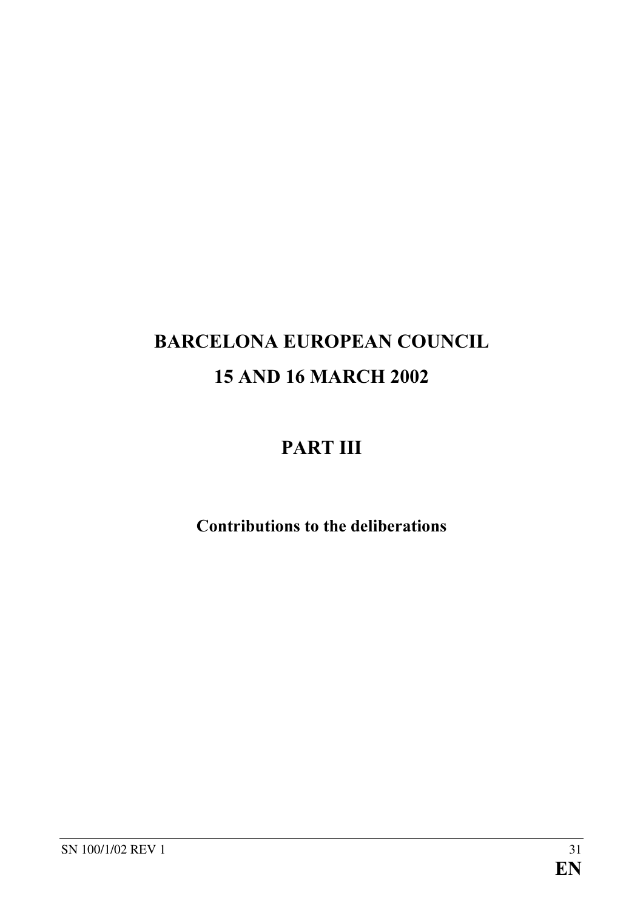# BARCELONA EUROPEAN COUNCIL

# 15 AND 16 MARCH 2002

## PART III

**Contributions to the deliberations**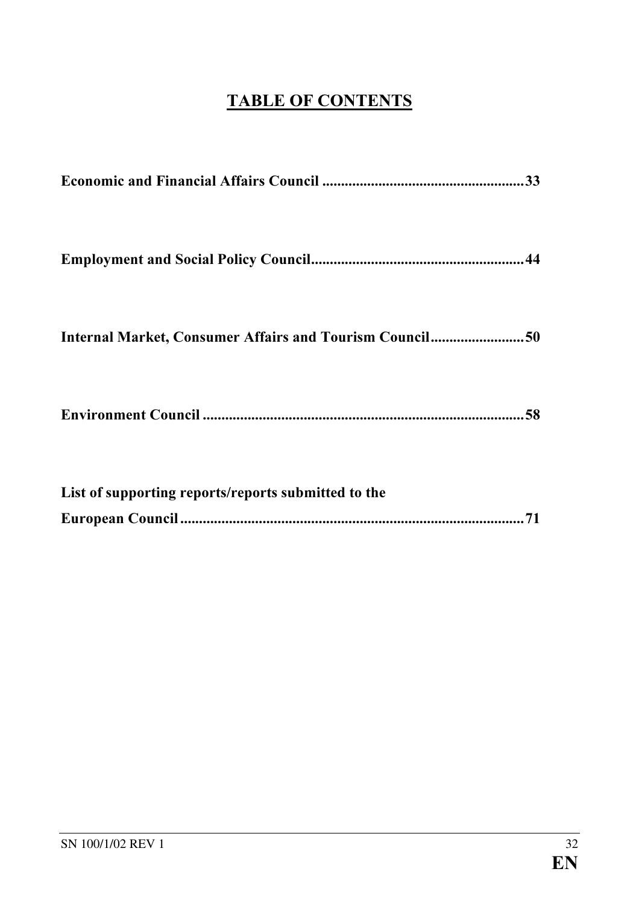# TABLE OF CONTENTS

**Economic and Financial Affairs Council ......................................................33**

**Employment and Social Policy Council.........................................................44**

**Internal Market, Consumer Affairs and Tourism Council.........................50**

**Environment Council ......................................................................................58**

**List of supporting reports/reports submitted to the European Council.............................................................................................71**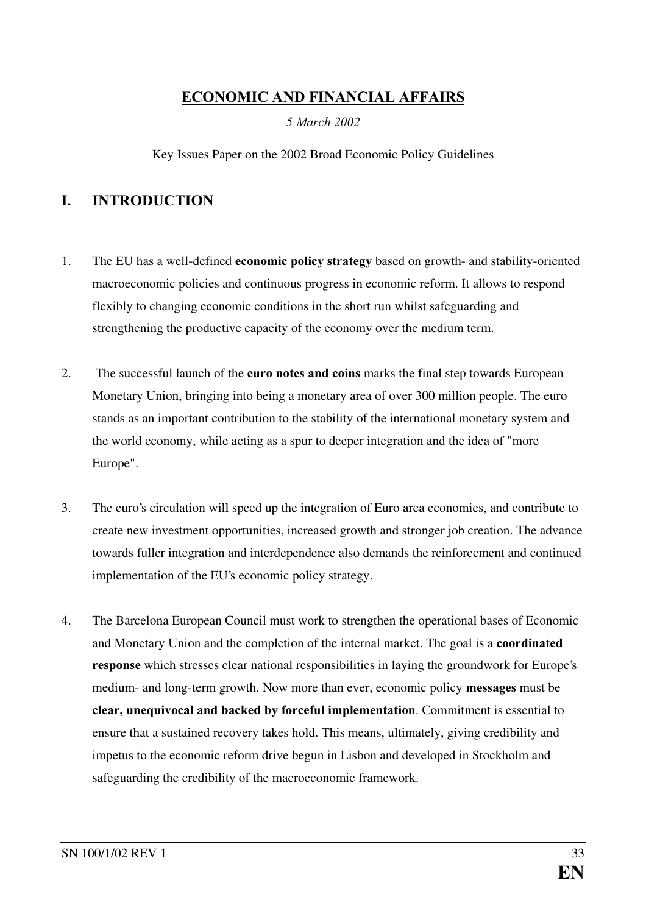# **ECONOMIC AND FINANCIAL AFFAIRS**

*5 March 2002*

Key Issues Paper on the 2002 Broad Economic Policy Guidelines

## I. INTRODUCTION

1. The EU has a well-defined **economic policy strategy** based on growth- and stability-oriented macroeconomic policies and continuous progress in economic reform. It allows to respond flexibly to changing economic conditions in the short run whilst safeguarding and strengthening the productive capacity of the economy over the medium term.

2. The successful launch of the **euro notes and coins** marks the final step towards European Monetary Union, bringing into being a monetary area of over 300 million people. The euro stands as an important contribution to the stability of the international monetary system and the world economy, while acting as a spur to deeper integration and the idea of "more Europe".

3. The euro's circulation will speed up the integration of Euro area economies, and contribute to create new investment opportunities, increased growth and stronger job creation. The advance towards fuller integration and interdependence also demands the reinforcement and continued implementation of the EU's economic policy strategy.

4. The Barcelona European Council must work to strengthen the operational bases of Economic and Monetary Union and the completion of the internal market. The goal is a **coordinated response** which stresses clear national responsibilities in laying the groundwork for Europe's medium- and long-term growth. Now more than ever, economic policy **messages** must be **clear, unequivocal and backed by forceful implementation**. Commitment is essential to ensure that a sustained recovery takes hold. This means, ultimately, giving credibility and impetus to the economic reform drive begun in Lisbon and developed in Stockholm and safeguarding the credibility of the macroeconomic framework.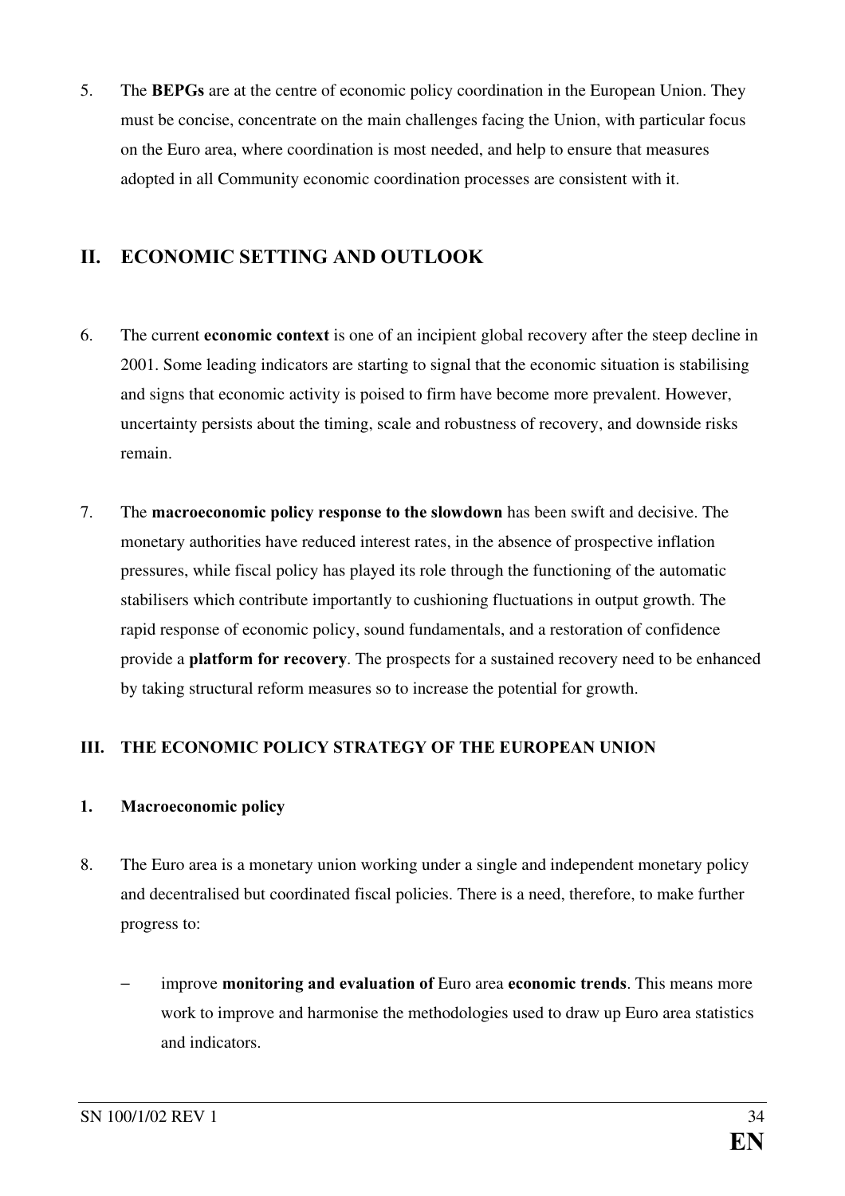5. The **BEPGs** are at the centre of economic policy coordination in the European Union. They must be concise, concentrate on the main challenges facing the Union, with particular focus on the Euro area, where coordination is most needed, and help to ensure that measures adopted in all Community economic coordination processes are consistent with it.

## II. ECONOMIC SETTING AND OUTLOOK

6. The current **economic context** is one of an incipient global recovery after the steep decline in 2001. Some leading indicators are starting to signal that the economic situation is stabilising and signs that economic activity is poised to firm have become more prevalent. However, uncertainty persists about the timing, scale and robustness of recovery, and downside risks remain.

7. The **macroeconomic policy response to the slowdown** has been swift and decisive. The monetary authorities have reduced interest rates, in the absence of prospective inflation pressures, while fiscal policy has played its role through the functioning of the automatic stabilisers which contribute importantly to cushioning fluctuations in output growth. The rapid response of economic policy, sound fundamentals, and a restoration of confidence provide a **platform for recovery**. The prospects for a sustained recovery need to be enhanced by taking structural reform measures so to increase the potential for growth.

### III. THE ECONOMIC POLICY STRATEGY OF THE EUROPEAN UNION

#### 1. Macroeconomic policy

8. The Euro area is a monetary union working under a single and independent monetary policy and decentralised but coordinated fiscal policies. There is a need, therefore, to make further progress to:

   - improve **monitoring and evaluation of** Euro area **economic trends**. This means more work to improve and harmonise the methodologies used to draw up Euro area statistics and indicators.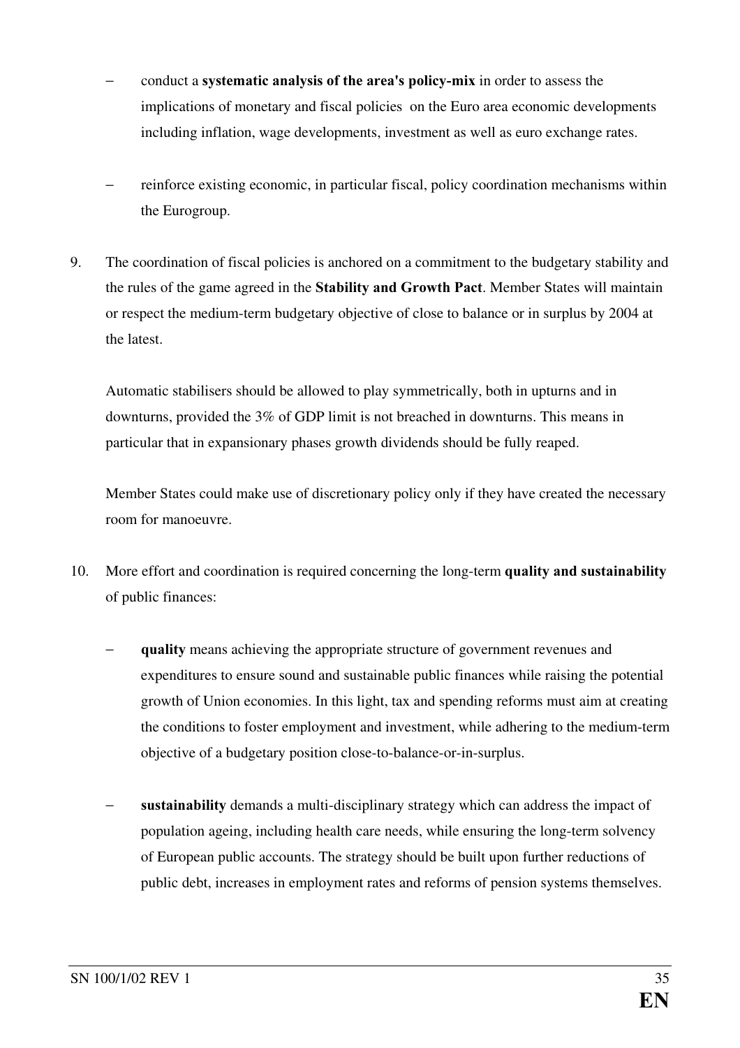- conduct a **systematic analysis of the area's policy-mix** in order to assess the implications of monetary and fiscal policies on the Euro area economic developments including inflation, wage developments, investment as well as euro exchange rates.

- reinforce existing economic, in particular fiscal, policy coordination mechanisms within the Eurogroup.

9. The coordination of fiscal policies is anchored on a commitment to the budgetary stability and the rules of the game agreed in the **Stability and Growth Pact**. Member States will maintain or respect the medium-term budgetary objective of close to balance or in surplus by 2004 at the latest.

   Automatic stabilisers should be allowed to play symmetrically, both in upturns and in downturns, provided the 3% of GDP limit is not breached in downturns. This means in particular that in expansionary phases growth dividends should be fully reaped.

   Member States could make use of discretionary policy only if they have created the necessary room for manoeuvre.

10. More effort and coordination is required concerning the long-term **quality and sustainability** of public finances:

    - **quality** means achieving the appropriate structure of government revenues and expenditures to ensure sound and sustainable public finances while raising the potential growth of Union economies. In this light, tax and spending reforms must aim at creating the conditions to foster employment and investment, while adhering to the medium-term objective of a budgetary position close-to-balance-or-in-surplus.

    - **sustainability** demands a multi-disciplinary strategy which can address the impact of population ageing, including health care needs, while ensuring the long-term solvency of European public accounts. The strategy should be built upon further reductions of public debt, increases in employment rates and reforms of pension systems themselves.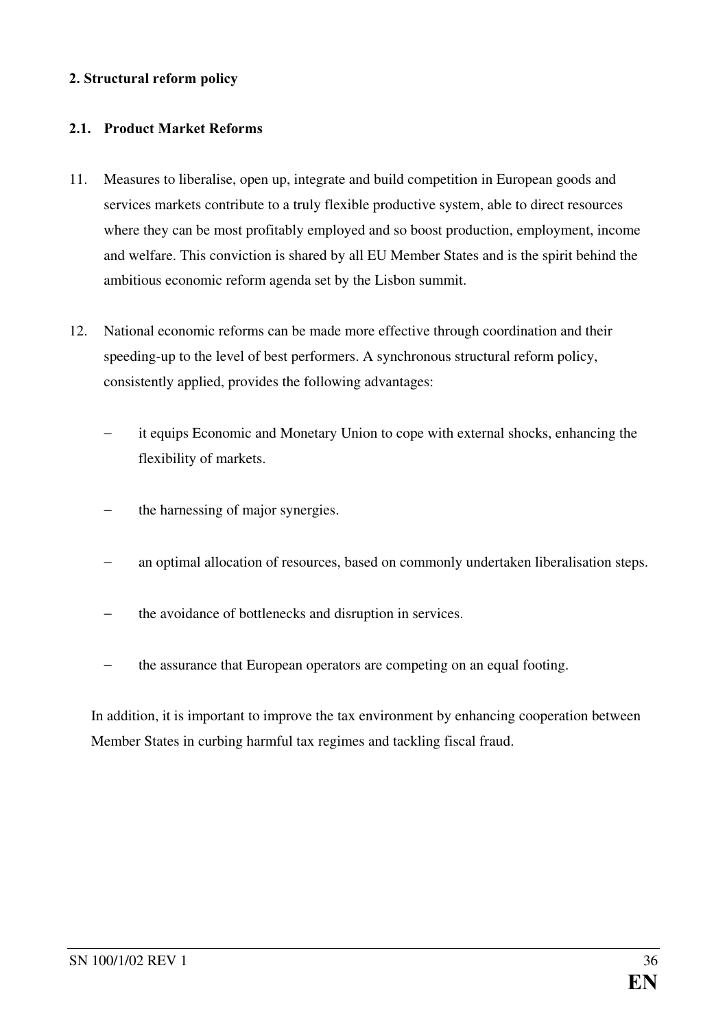## 2. Structural reform policy

### 2.1. Product Market Reforms

11. Measures to liberalise, open up, integrate and build competition in European goods and services markets contribute to a truly flexible productive system, able to direct resources where they can be most profitably employed and so boost production, employment, income and welfare. This conviction is shared by all EU Member States and is the spirit behind the ambitious economic reform agenda set by the Lisbon summit.

12. National economic reforms can be made more effective through coordination and their speeding-up to the level of best performers. A synchronous structural reform policy, consistently applied, provides the following advantages:

    - it equips Economic and Monetary Union to cope with external shocks, enhancing the flexibility of markets.
    - the harnessing of major synergies.
    - an optimal allocation of resources, based on commonly undertaken liberalisation steps.
    - the avoidance of bottlenecks and disruption in services.
    - the assurance that European operators are competing on an equal footing.

    In addition, it is important to improve the tax environment by enhancing cooperation between Member States in curbing harmful tax regimes and tackling fiscal fraud.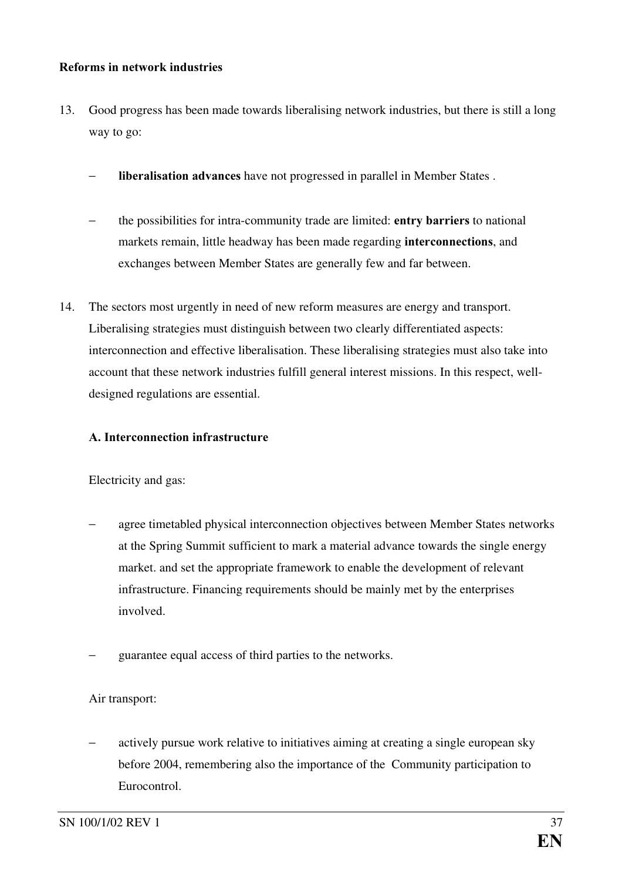**Reforms in network industries**

13. Good progress has been made towards liberalising network industries, but there is still a long way to go:

    - **liberalisation advances** have not progressed in parallel in Member States .

    - the possibilities for intra-community trade are limited: **entry barriers** to national markets remain, little headway has been made regarding **interconnections**, and exchanges between Member States are generally few and far between.

14. The sectors most urgently in need of new reform measures are energy and transport. Liberalising strategies must distinguish between two clearly differentiated aspects: interconnection and effective liberalisation. These liberalising strategies must also take into account that these network industries fulfill general interest missions. In this respect, well-designed regulations are essential.

    **A. Interconnection infrastructure**

    Electricity and gas:

    - agree timetabled physical interconnection objectives between Member States networks at the Spring Summit sufficient to mark a material advance towards the single energy market. and set the appropriate framework to enable the development of relevant infrastructure. Financing requirements should be mainly met by the enterprises involved.

    - guarantee equal access of third parties to the networks.

    Air transport:

    - actively pursue work relative to initiatives aiming at creating a single european sky before 2004, remembering also the importance of the Community participation to Eurocontrol.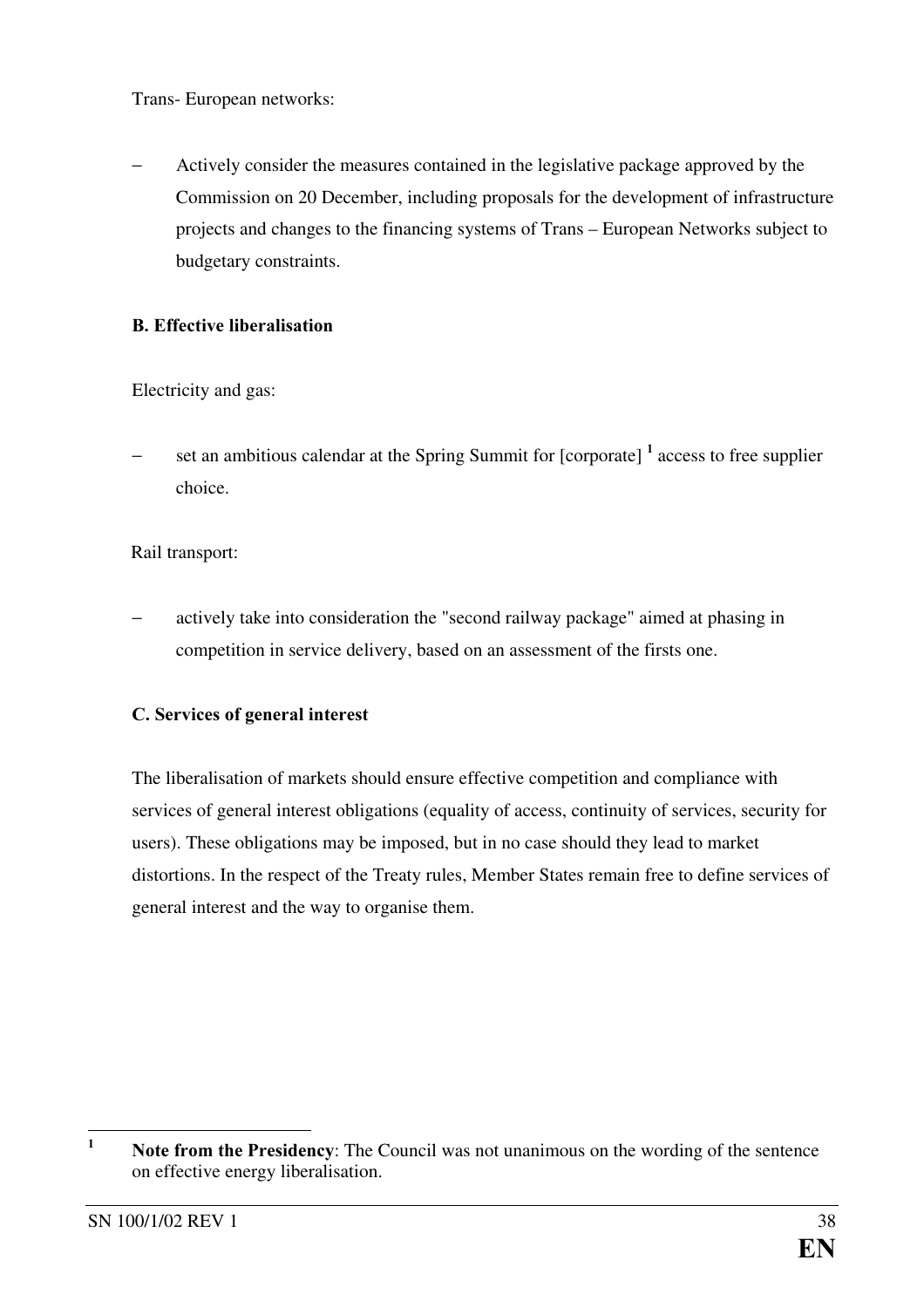Trans- European networks:

– Actively consider the measures contained in the legislative package approved by the Commission on 20 December, including proposals for the development of infrastructure projects and changes to the financing systems of Trans – European Networks subject to budgetary constraints.

**B. Effective liberalisation**

Electricity and gas:

– set an ambitious calendar at the Spring Summit for [corporate] [1] access to free supplier choice.

Rail transport:

– actively take into consideration the "second railway package" aimed at phasing in competition in service delivery, based on an assessment of the firsts one.

**C. Services of general interest**

The liberalisation of markets should ensure effective competition and compliance with services of general interest obligations (equality of access, continuity of services, security for users). These obligations may be imposed, but in no case should they lead to market distortions. In the respect of the Treaty rules, Member States remain free to define services of general interest and the way to organise them.

---

[1] **Note from the Presidency**: The Council was not unanimous on the wording of the sentence on effective energy liberalisation.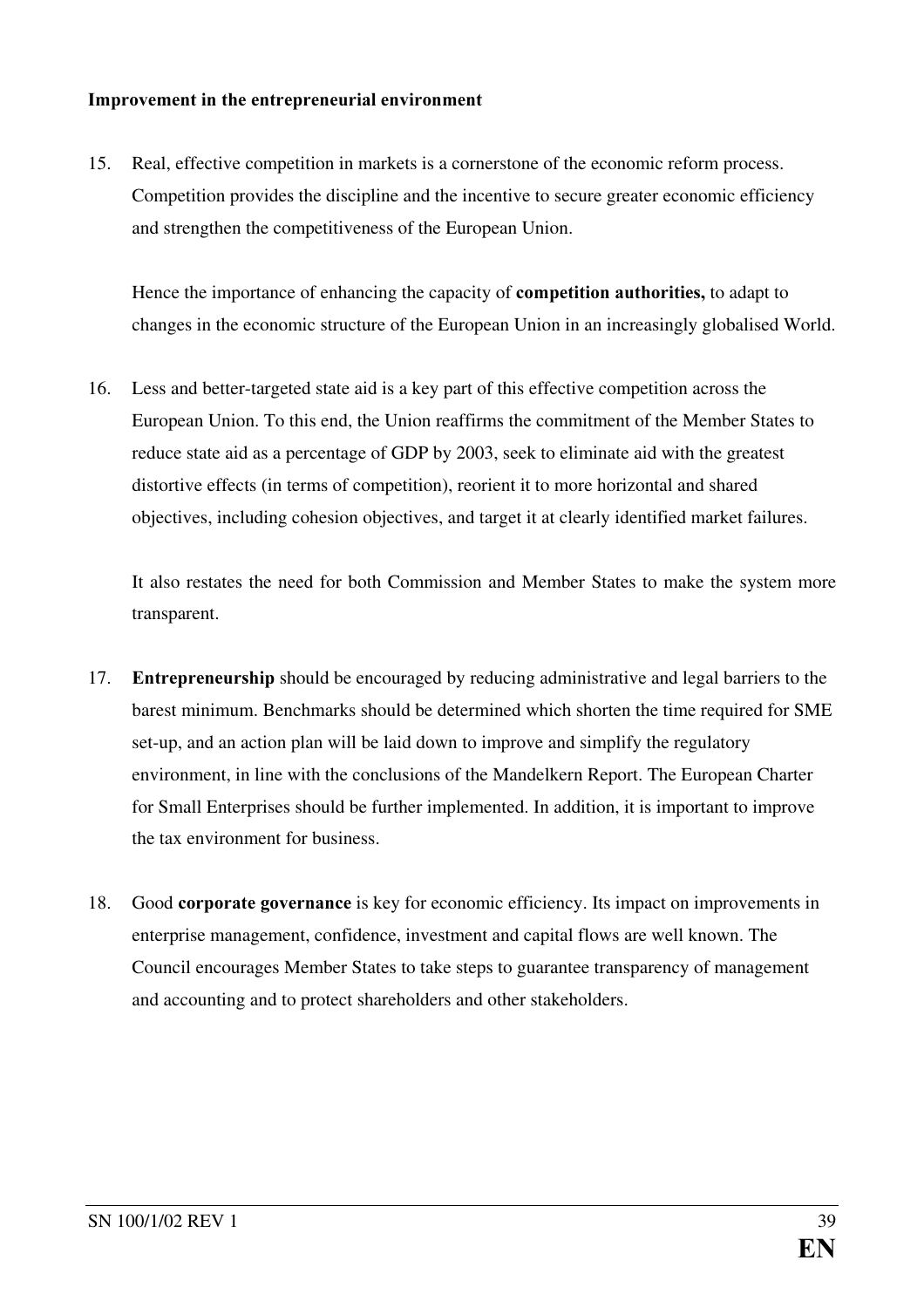**Improvement in the entrepreneurial environment**

15. Real, effective competition in markets is a cornerstone of the economic reform process. Competition provides the discipline and the incentive to secure greater economic efficiency and strengthen the competitiveness of the European Union.

    Hence the importance of enhancing the capacity of **competition authorities,** to adapt to changes in the economic structure of the European Union in an increasingly globalised World.

16. Less and better-targeted state aid is a key part of this effective competition across the European Union. To this end, the Union reaffirms the commitment of the Member States to reduce state aid as a percentage of GDP by 2003, seek to eliminate aid with the greatest distortive effects (in terms of competition), reorient it to more horizontal and shared objectives, including cohesion objectives, and target it at clearly identified market failures.

    It also restates the need for both Commission and Member States to make the system more transparent.

17. **Entrepreneurship** should be encouraged by reducing administrative and legal barriers to the barest minimum. Benchmarks should be determined which shorten the time required for SME set-up, and an action plan will be laid down to improve and simplify the regulatory environment, in line with the conclusions of the Mandelkern Report. The European Charter for Small Enterprises should be further implemented. In addition, it is important to improve the tax environment for business.

18. Good **corporate governance** is key for economic efficiency. Its impact on improvements in enterprise management, confidence, investment and capital flows are well known. The Council encourages Member States to take steps to guarantee transparency of management and accounting and to protect shareholders and other stakeholders.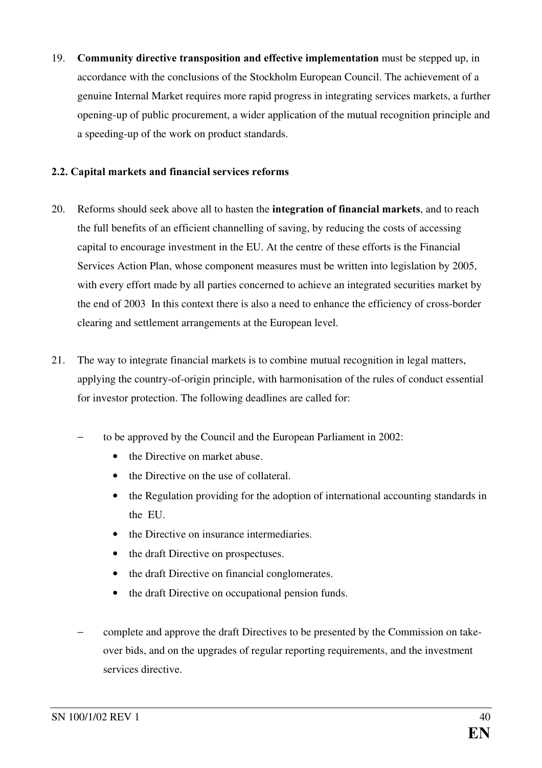19. **Community directive transposition and effective implementation** must be stepped up, in accordance with the conclusions of the Stockholm European Council. The achievement of a genuine Internal Market requires more rapid progress in integrating services markets, a further opening-up of public procurement, a wider application of the mutual recognition principle and a speeding-up of the work on product standards.

### 2.2. Capital markets and financial services reforms

20. Reforms should seek above all to hasten the **integration of financial markets**, and to reach the full benefits of an efficient channelling of saving, by reducing the costs of accessing capital to encourage investment in the EU. At the centre of these efforts is the Financial Services Action Plan, whose component measures must be written into legislation by 2005, with every effort made by all parties concerned to achieve an integrated securities market by the end of 2003  In this context there is also a need to enhance the efficiency of cross-border clearing and settlement arrangements at the European level.

21. The way to integrate financial markets is to combine mutual recognition in legal matters, applying the country-of-origin principle, with harmonisation of the rules of conduct essential for investor protection. The following deadlines are called for:

    - to be approved by the Council and the European Parliament in 2002:
        - the Directive on market abuse.
        - the Directive on the use of collateral.
        - the Regulation providing for the adoption of international accounting standards in the  EU.
        - the Directive on insurance intermediaries.
        - the draft Directive on prospectuses.
        - the draft Directive on financial conglomerates.
        - the draft Directive on occupational pension funds.
    - complete and approve the draft Directives to be presented by the Commission on take-over bids, and on the upgrades of regular reporting requirements, and the investment services directive.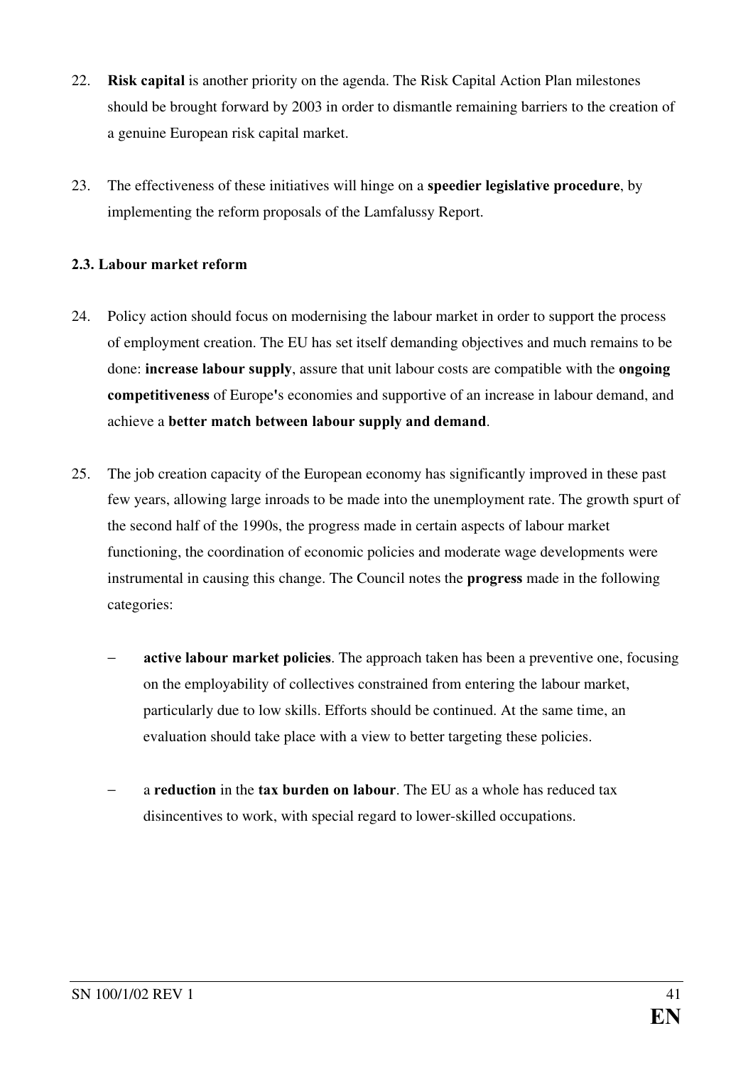22. **Risk capital** is another priority on the agenda. The Risk Capital Action Plan milestones should be brought forward by 2003 in order to dismantle remaining barriers to the creation of a genuine European risk capital market.

23. The effectiveness of these initiatives will hinge on a **speedier legislative procedure**, by implementing the reform proposals of the Lamfalussy Report.

### 2.3. Labour market reform

24. Policy action should focus on modernising the labour market in order to support the process of employment creation. The EU has set itself demanding objectives and much remains to be done: **increase labour supply**, assure that unit labour costs are compatible with the **ongoing competitiveness** of Europe's economies and supportive of an increase in labour demand, and achieve a **better match between labour supply and demand**.

25. The job creation capacity of the European economy has significantly improved in these past few years, allowing large inroads to be made into the unemployment rate. The growth spurt of the second half of the 1990s, the progress made in certain aspects of labour market functioning, the coordination of economic policies and moderate wage developments were instrumental in causing this change. The Council notes the **progress** made in the following categories:

    - **active labour market policies**. The approach taken has been a preventive one, focusing on the employability of collectives constrained from entering the labour market, particularly due to low skills. Efforts should be continued. At the same time, an evaluation should take place with a view to better targeting these policies.

    - a **reduction** in the **tax burden on labour**. The EU as a whole has reduced tax disincentives to work, with special regard to lower-skilled occupations.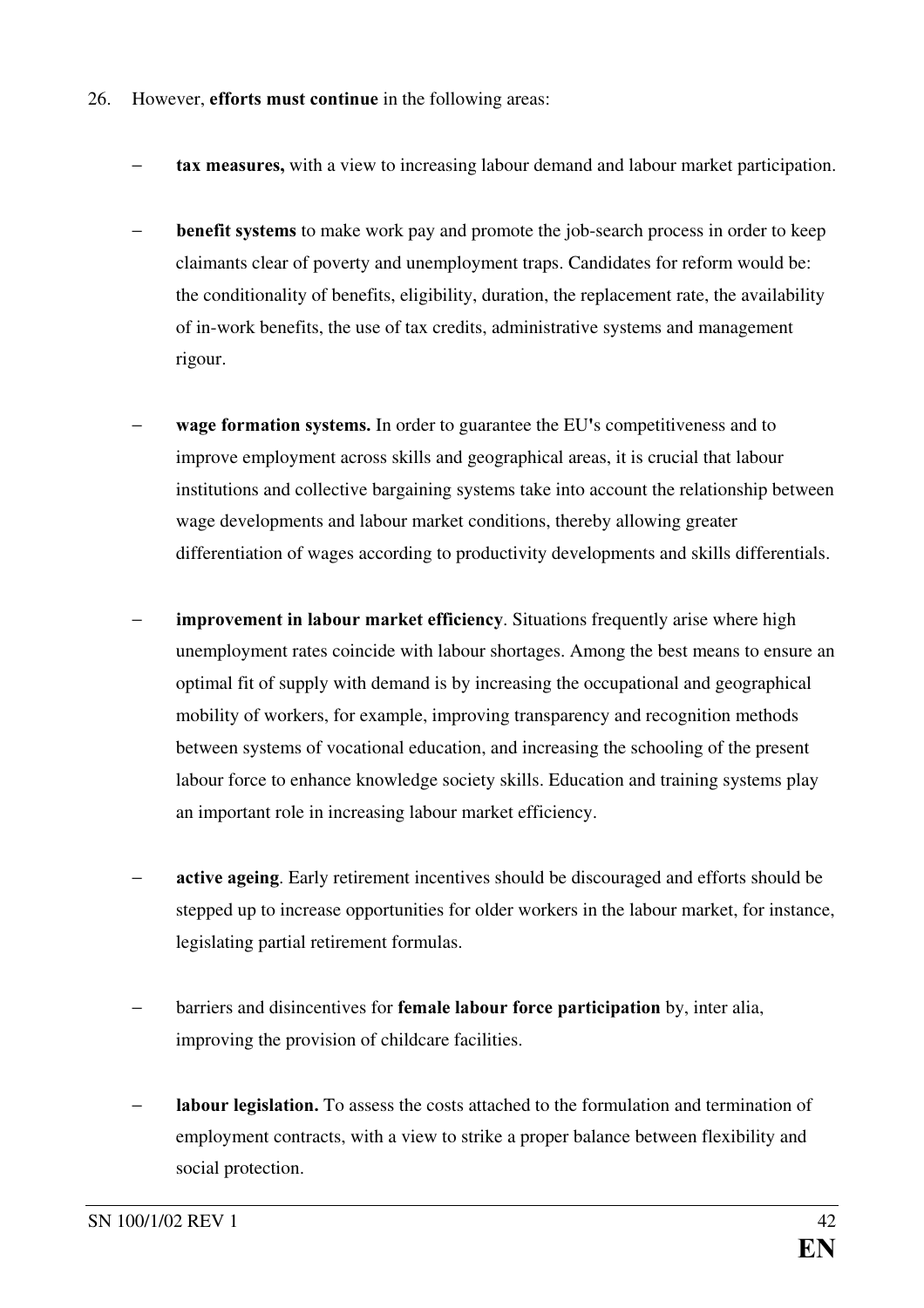26. However, **efforts must continue** in the following areas:

- **tax measures,** with a view to increasing labour demand and labour market participation.

- **benefit systems** to make work pay and promote the job-search process in order to keep claimants clear of poverty and unemployment traps. Candidates for reform would be: the conditionality of benefits, eligibility, duration, the replacement rate, the availability of in-work benefits, the use of tax credits, administrative systems and management rigour.

- **wage formation systems.** In order to guarantee the EU's competitiveness and to improve employment across skills and geographical areas, it is crucial that labour institutions and collective bargaining systems take into account the relationship between wage developments and labour market conditions, thereby allowing greater differentiation of wages according to productivity developments and skills differentials.

- **improvement in labour market efficiency**. Situations frequently arise where high unemployment rates coincide with labour shortages. Among the best means to ensure an optimal fit of supply with demand is by increasing the occupational and geographical mobility of workers, for example, improving transparency and recognition methods between systems of vocational education, and increasing the schooling of the present labour force to enhance knowledge society skills. Education and training systems play an important role in increasing labour market efficiency.

- **active ageing**. Early retirement incentives should be discouraged and efforts should be stepped up to increase opportunities for older workers in the labour market, for instance, legislating partial retirement formulas.

- barriers and disincentives for **female labour force participation** by, inter alia, improving the provision of childcare facilities.

- **labour legislation.** To assess the costs attached to the formulation and termination of employment contracts, with a view to strike a proper balance between flexibility and social protection.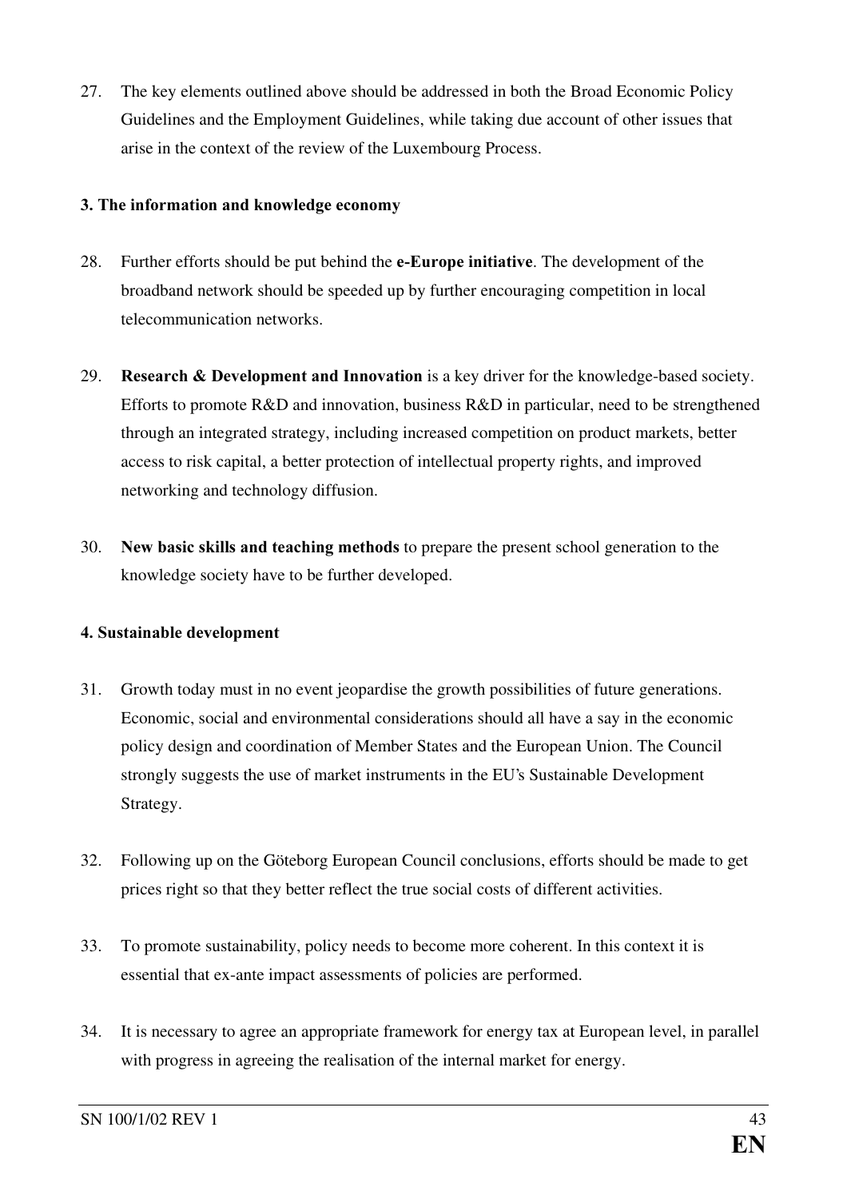27. The key elements outlined above should be addressed in both the Broad Economic Policy Guidelines and the Employment Guidelines, while taking due account of other issues that arise in the context of the review of the Luxembourg Process.

**3. The information and knowledge economy**

28. Further efforts should be put behind the **e-Europe initiative**. The development of the broadband network should be speeded up by further encouraging competition in local telecommunication networks.

29. **Research & Development and Innovation** is a key driver for the knowledge-based society. Efforts to promote R&D and innovation, business R&D in particular, need to be strengthened through an integrated strategy, including increased competition on product markets, better access to risk capital, a better protection of intellectual property rights, and improved networking and technology diffusion.

30. **New basic skills and teaching methods** to prepare the present school generation to the knowledge society have to be further developed.

**4. Sustainable development**

31. Growth today must in no event jeopardise the growth possibilities of future generations. Economic, social and environmental considerations should all have a say in the economic policy design and coordination of Member States and the European Union. The Council strongly suggests the use of market instruments in the EU's Sustainable Development Strategy.

32. Following up on the Göteborg European Council conclusions, efforts should be made to get prices right so that they better reflect the true social costs of different activities.

33. To promote sustainability, policy needs to become more coherent. In this context it is essential that ex-ante impact assessments of policies are performed.

34. It is necessary to agree an appropriate framework for energy tax at European level, in parallel with progress in agreeing the realisation of the internal market for energy.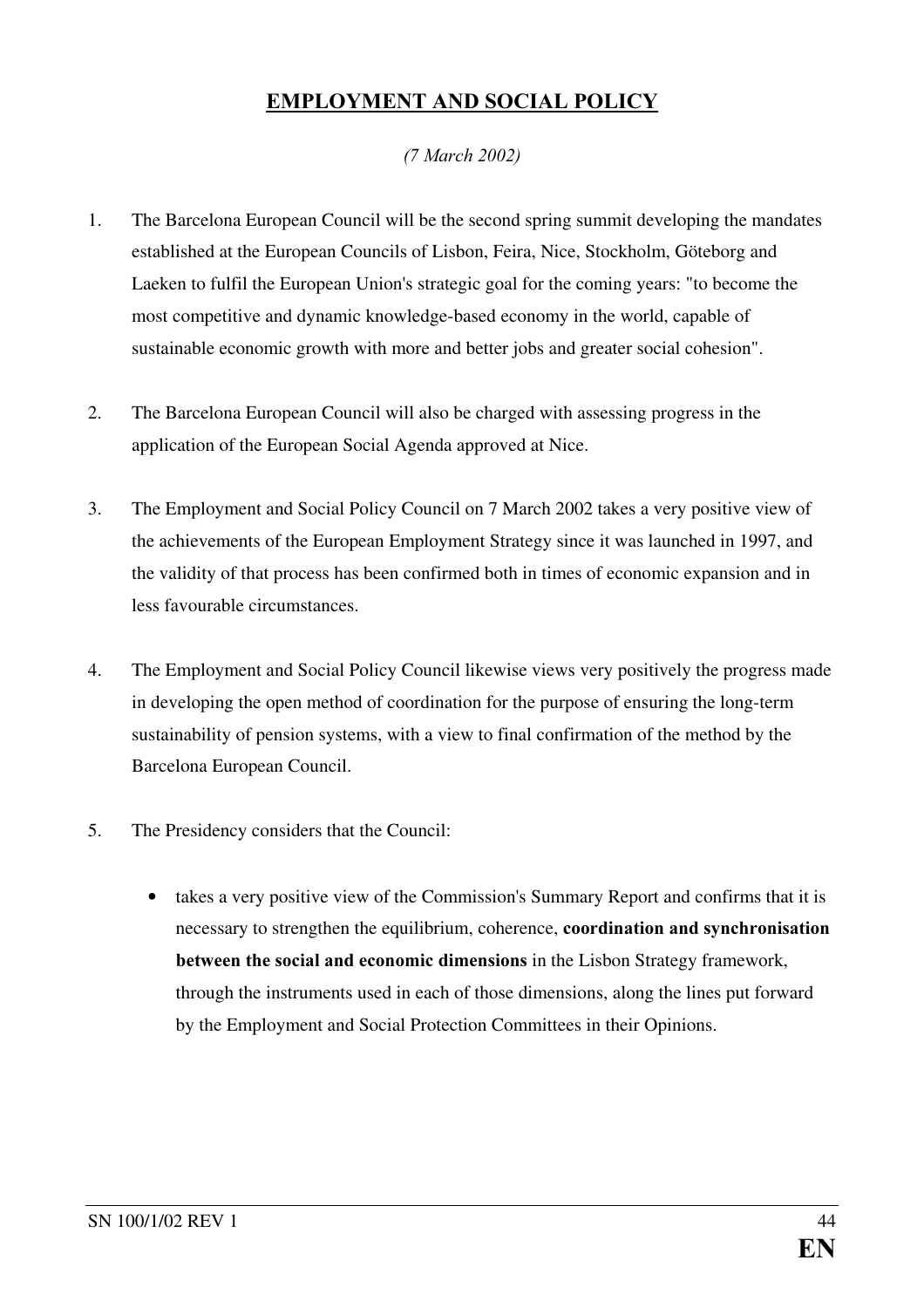# EMPLOYMENT AND SOCIAL POLICY

*(7 March 2002)*

1. The Barcelona European Council will be the second spring summit developing the mandates established at the European Councils of Lisbon, Feira, Nice, Stockholm, Göteborg and Laeken to fulfil the European Union's strategic goal for the coming years: "to become the most competitive and dynamic knowledge-based economy in the world, capable of sustainable economic growth with more and better jobs and greater social cohesion".

2. The Barcelona European Council will also be charged with assessing progress in the application of the European Social Agenda approved at Nice.

3. The Employment and Social Policy Council on 7 March 2002 takes a very positive view of the achievements of the European Employment Strategy since it was launched in 1997, and the validity of that process has been confirmed both in times of economic expansion and in less favourable circumstances.

4. The Employment and Social Policy Council likewise views very positively the progress made in developing the open method of coordination for the purpose of ensuring the long-term sustainability of pension systems, with a view to final confirmation of the method by the Barcelona European Council.

5. The Presidency considers that the Council:

   - takes a very positive view of the Commission's Summary Report and confirms that it is necessary to strengthen the equilibrium, coherence, **coordination and synchronisation between the social and economic dimensions** in the Lisbon Strategy framework, through the instruments used in each of those dimensions, along the lines put forward by the Employment and Social Protection Committees in their Opinions.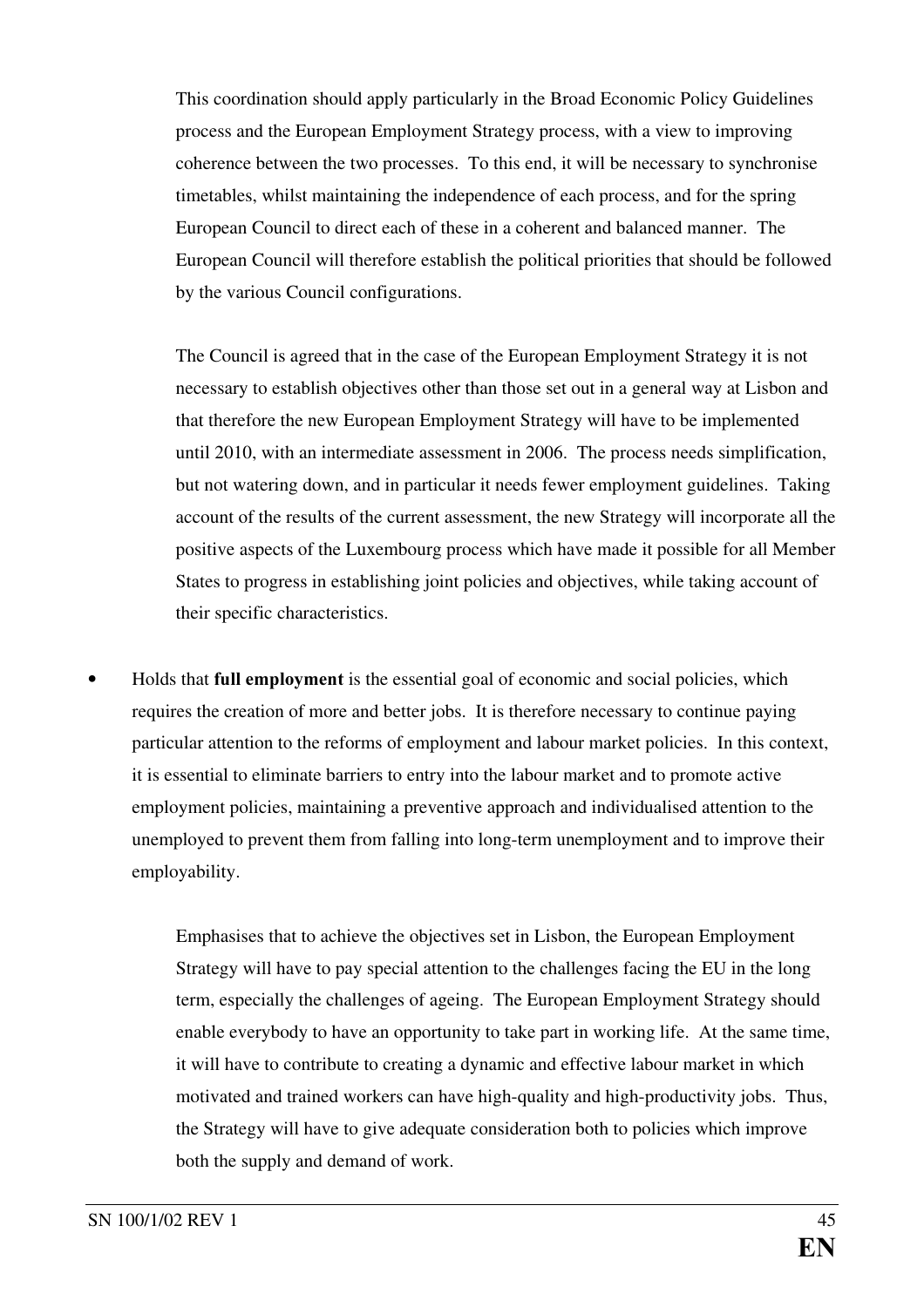This coordination should apply particularly in the Broad Economic Policy Guidelines process and the European Employment Strategy process, with a view to improving coherence between the two processes. To this end, it will be necessary to synchronise timetables, whilst maintaining the independence of each process, and for the spring European Council to direct each of these in a coherent and balanced manner. The European Council will therefore establish the political priorities that should be followed by the various Council configurations.

The Council is agreed that in the case of the European Employment Strategy it is not necessary to establish objectives other than those set out in a general way at Lisbon and that therefore the new European Employment Strategy will have to be implemented until 2010, with an intermediate assessment in 2006. The process needs simplification, but not watering down, and in particular it needs fewer employment guidelines. Taking account of the results of the current assessment, the new Strategy will incorporate all the positive aspects of the Luxembourg process which have made it possible for all Member States to progress in establishing joint policies and objectives, while taking account of their specific characteristics.

- Holds that **full employment** is the essential goal of economic and social policies, which requires the creation of more and better jobs. It is therefore necessary to continue paying particular attention to the reforms of employment and labour market policies. In this context, it is essential to eliminate barriers to entry into the labour market and to promote active employment policies, maintaining a preventive approach and individualised attention to the unemployed to prevent them from falling into long-term unemployment and to improve their employability.

  Emphasises that to achieve the objectives set in Lisbon, the European Employment Strategy will have to pay special attention to the challenges facing the EU in the long term, especially the challenges of ageing. The European Employment Strategy should enable everybody to have an opportunity to take part in working life. At the same time, it will have to contribute to creating a dynamic and effective labour market in which motivated and trained workers can have high-quality and high-productivity jobs. Thus, the Strategy will have to give adequate consideration both to policies which improve both the supply and demand of work.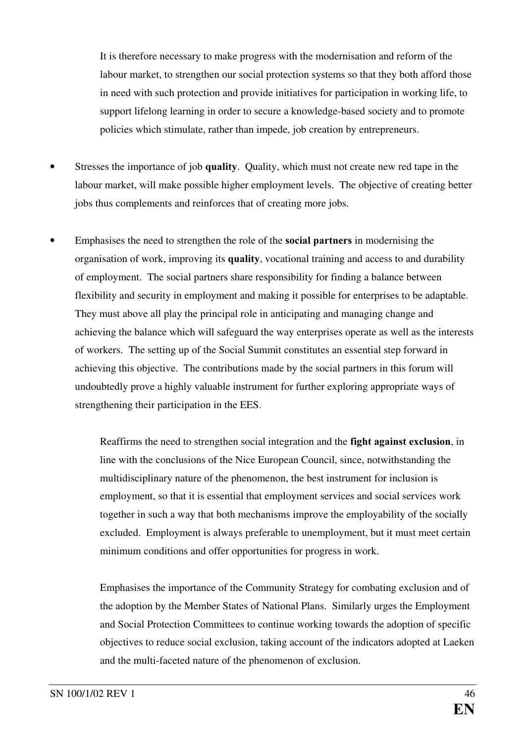It is therefore necessary to make progress with the modernisation and reform of the labour market, to strengthen our social protection systems so that they both afford those in need with such protection and provide initiatives for participation in working life, to support lifelong learning in order to secure a knowledge-based society and to promote policies which stimulate, rather than impede, job creation by entrepreneurs.

- Stresses the importance of job **quality**. Quality, which must not create new red tape in the labour market, will make possible higher employment levels. The objective of creating better jobs thus complements and reinforces that of creating more jobs.

- Emphasises the need to strengthen the role of the **social partners** in modernising the organisation of work, improving its **quality**, vocational training and access to and durability of employment. The social partners share responsibility for finding a balance between flexibility and security in employment and making it possible for enterprises to be adaptable. They must above all play the principal role in anticipating and managing change and achieving the balance which will safeguard the way enterprises operate as well as the interests of workers. The setting up of the Social Summit constitutes an essential step forward in achieving this objective. The contributions made by the social partners in this forum will undoubtedly prove a highly valuable instrument for further exploring appropriate ways of strengthening their participation in the EES.

Reaffirms the need to strengthen social integration and the **fight against exclusion**, in line with the conclusions of the Nice European Council, since, notwithstanding the multidisciplinary nature of the phenomenon, the best instrument for inclusion is employment, so that it is essential that employment services and social services work together in such a way that both mechanisms improve the employability of the socially excluded. Employment is always preferable to unemployment, but it must meet certain minimum conditions and offer opportunities for progress in work.

Emphasises the importance of the Community Strategy for combating exclusion and of the adoption by the Member States of National Plans. Similarly urges the Employment and Social Protection Committees to continue working towards the adoption of specific objectives to reduce social exclusion, taking account of the indicators adopted at Laeken and the multi-faceted nature of the phenomenon of exclusion.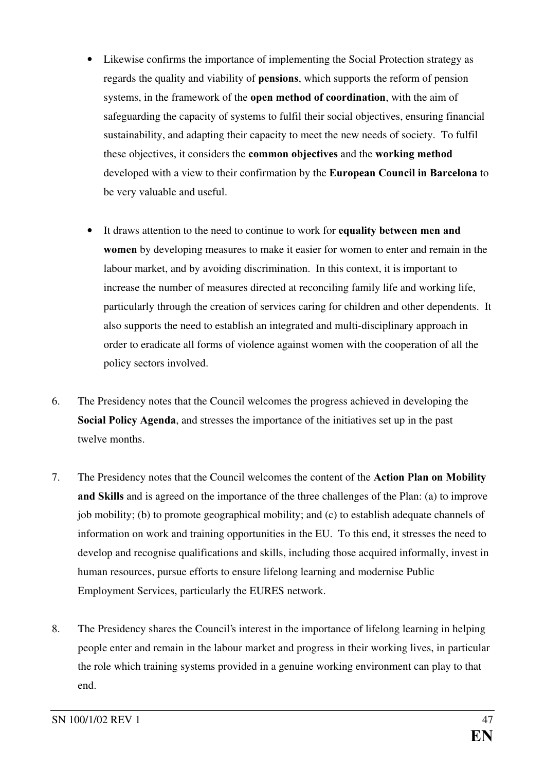- Likewise confirms the importance of implementing the Social Protection strategy as regards the quality and viability of **pensions**, which supports the reform of pension systems, in the framework of the **open method of coordination**, with the aim of safeguarding the capacity of systems to fulfil their social objectives, ensuring financial sustainability, and adapting their capacity to meet the new needs of society. To fulfil these objectives, it considers the **common objectives** and the **working method** developed with a view to their confirmation by the **European Council in Barcelona** to be very valuable and useful.

- It draws attention to the need to continue to work for **equality between men and women** by developing measures to make it easier for women to enter and remain in the labour market, and by avoiding discrimination. In this context, it is important to increase the number of measures directed at reconciling family life and working life, particularly through the creation of services caring for children and other dependents. It also supports the need to establish an integrated and multi-disciplinary approach in order to eradicate all forms of violence against women with the cooperation of all the policy sectors involved.

6. The Presidency notes that the Council welcomes the progress achieved in developing the **Social Policy Agenda**, and stresses the importance of the initiatives set up in the past twelve months.

7. The Presidency notes that the Council welcomes the content of the **Action Plan on Mobility and Skills** and is agreed on the importance of the three challenges of the Plan: (a) to improve job mobility; (b) to promote geographical mobility; and (c) to establish adequate channels of information on work and training opportunities in the EU. To this end, it stresses the need to develop and recognise qualifications and skills, including those acquired informally, invest in human resources, pursue efforts to ensure lifelong learning and modernise Public Employment Services, particularly the EURES network.

8. The Presidency shares the Council's interest in the importance of lifelong learning in helping people enter and remain in the labour market and progress in their working lives, in particular the role which training systems provided in a genuine working environment can play to that end.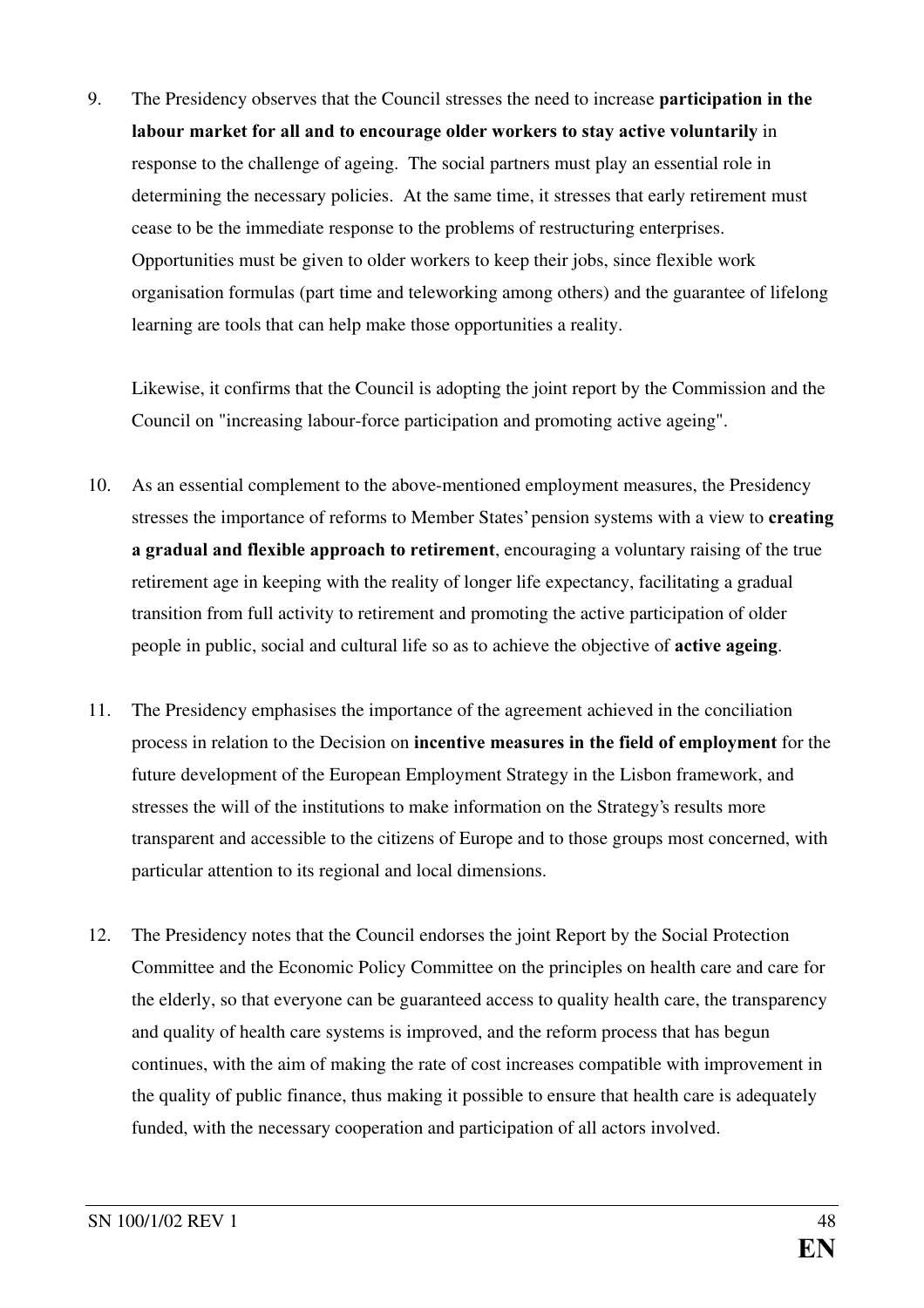9. The Presidency observes that the Council stresses the need to increase **participation in the labour market for all and to encourage older workers to stay active voluntarily** in response to the challenge of ageing. The social partners must play an essential role in determining the necessary policies. At the same time, it stresses that early retirement must cease to be the immediate response to the problems of restructuring enterprises. Opportunities must be given to older workers to keep their jobs, since flexible work organisation formulas (part time and teleworking among others) and the guarantee of lifelong learning are tools that can help make those opportunities a reality.

   Likewise, it confirms that the Council is adopting the joint report by the Commission and the Council on "increasing labour-force participation and promoting active ageing".

10. As an essential complement to the above-mentioned employment measures, the Presidency stresses the importance of reforms to Member States' pension systems with a view to **creating a gradual and flexible approach to retirement**, encouraging a voluntary raising of the true retirement age in keeping with the reality of longer life expectancy, facilitating a gradual transition from full activity to retirement and promoting the active participation of older people in public, social and cultural life so as to achieve the objective of **active ageing**.

11. The Presidency emphasises the importance of the agreement achieved in the conciliation process in relation to the Decision on **incentive measures in the field of employment** for the future development of the European Employment Strategy in the Lisbon framework, and stresses the will of the institutions to make information on the Strategy's results more transparent and accessible to the citizens of Europe and to those groups most concerned, with particular attention to its regional and local dimensions.

12. The Presidency notes that the Council endorses the joint Report by the Social Protection Committee and the Economic Policy Committee on the principles on health care and care for the elderly, so that everyone can be guaranteed access to quality health care, the transparency and quality of health care systems is improved, and the reform process that has begun continues, with the aim of making the rate of cost increases compatible with improvement in the quality of public finance, thus making it possible to ensure that health care is adequately funded, with the necessary cooperation and participation of all actors involved.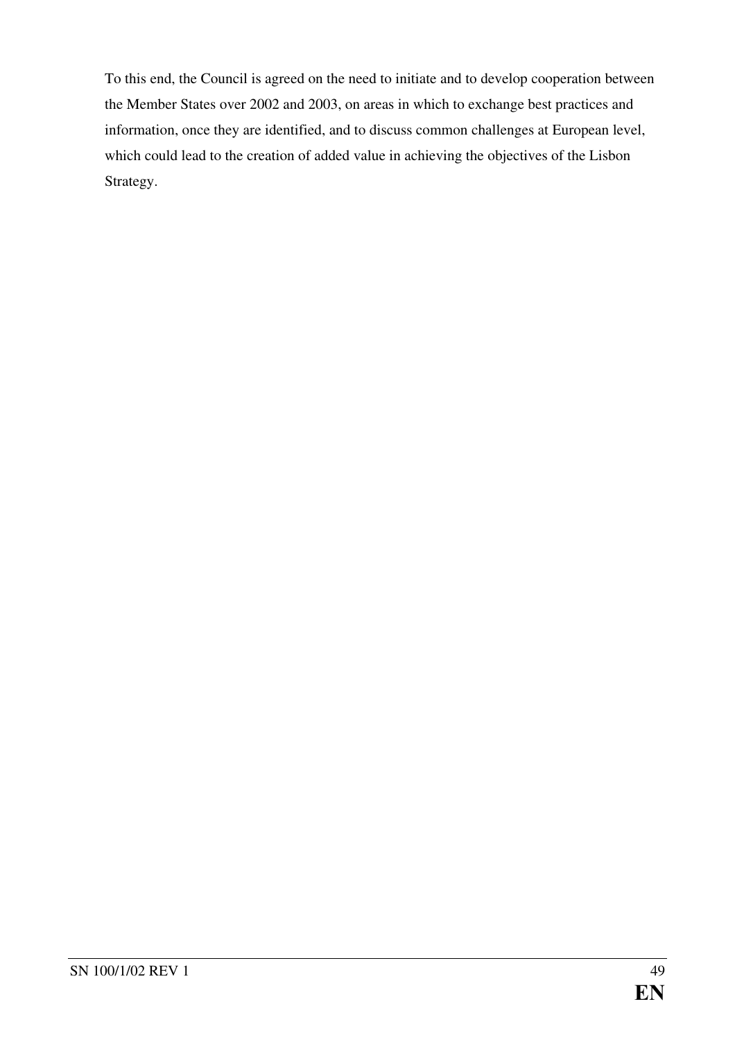To this end, the Council is agreed on the need to initiate and to develop cooperation between the Member States over 2002 and 2003, on areas in which to exchange best practices and information, once they are identified, and to discuss common challenges at European level, which could lead to the creation of added value in achieving the objectives of the Lisbon Strategy.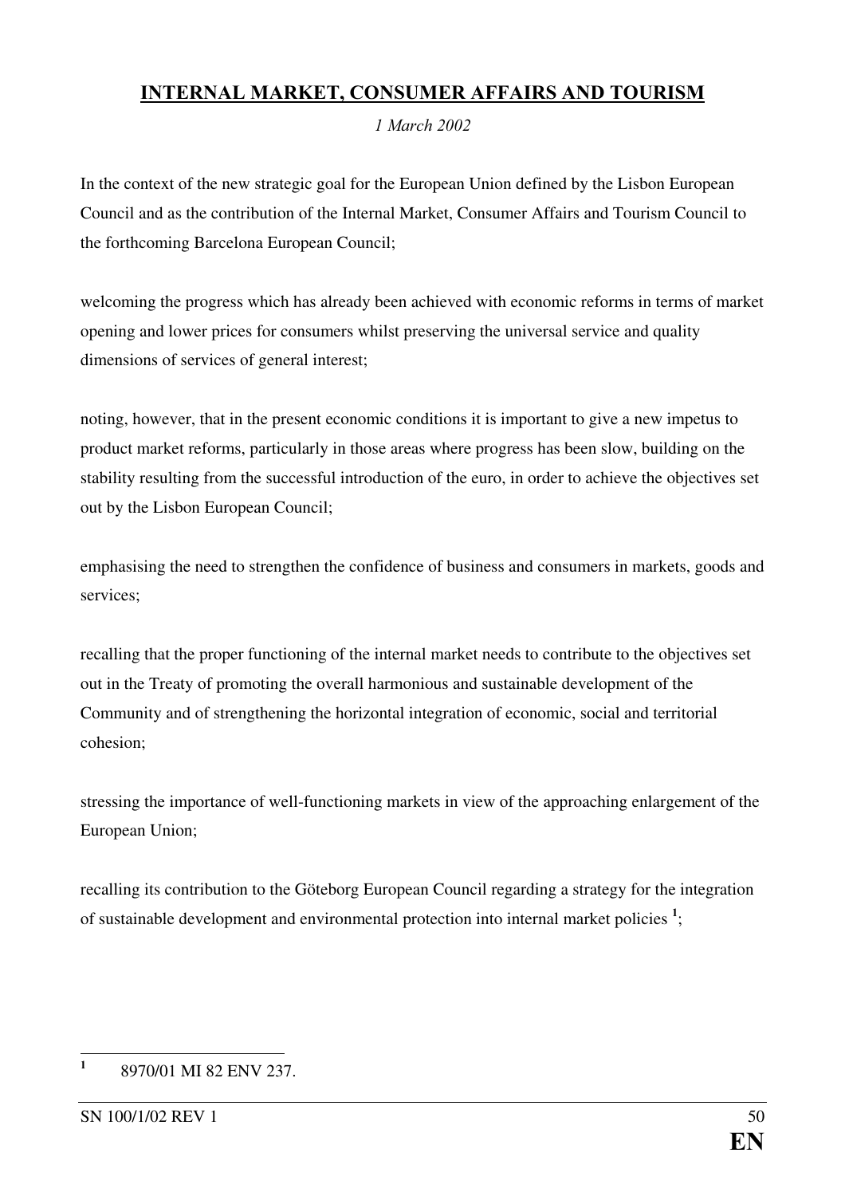## INTERNAL MARKET, CONSUMER AFFAIRS AND TOURISM

*1 March 2002*

In the context of the new strategic goal for the European Union defined by the Lisbon European Council and as the contribution of the Internal Market, Consumer Affairs and Tourism Council to the forthcoming Barcelona European Council;

welcoming the progress which has already been achieved with economic reforms in terms of market opening and lower prices for consumers whilst preserving the universal service and quality dimensions of services of general interest;

noting, however, that in the present economic conditions it is important to give a new impetus to product market reforms, particularly in those areas where progress has been slow, building on the stability resulting from the successful introduction of the euro, in order to achieve the objectives set out by the Lisbon European Council;

emphasising the need to strengthen the confidence of business and consumers in markets, goods and services;

recalling that the proper functioning of the internal market needs to contribute to the objectives set out in the Treaty of promoting the overall harmonious and sustainable development of the Community and of strengthening the horizontal integration of economic, social and territorial cohesion;

stressing the importance of well-functioning markets in view of the approaching enlargement of the European Union;

recalling its contribution to the Göteborg European Council regarding a strategy for the integration of sustainable development and environmental protection into internal market policies [1];

---

[1] 8970/01 MI 82 ENV 237.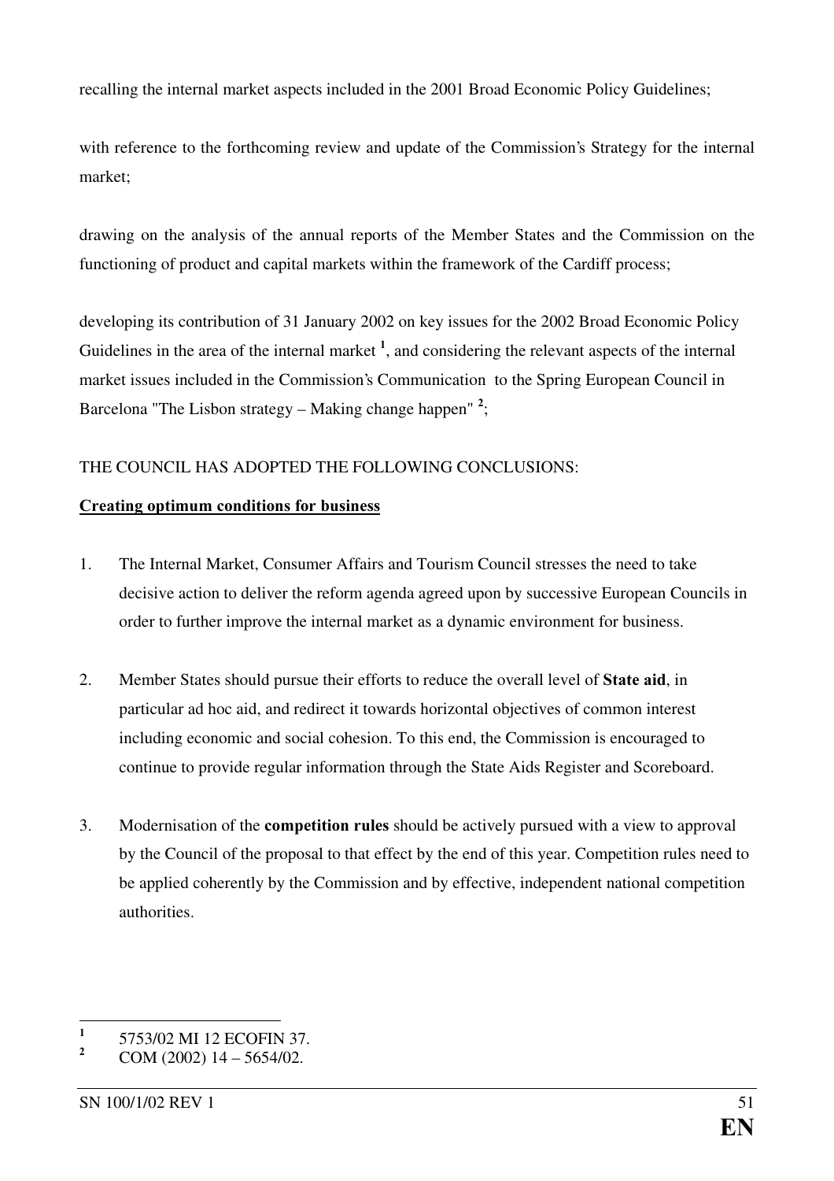recalling the internal market aspects included in the 2001 Broad Economic Policy Guidelines;

with reference to the forthcoming review and update of the Commission's Strategy for the internal market;

drawing on the analysis of the annual reports of the Member States and the Commission on the functioning of product and capital markets within the framework of the Cardiff process;

developing its contribution of 31 January 2002 on key issues for the 2002 Broad Economic Policy Guidelines in the area of the internal market [1], and considering the relevant aspects of the internal market issues included in the Commission's Communication to the Spring European Council in Barcelona "The Lisbon strategy – Making change happen" [2];

THE COUNCIL HAS ADOPTED THE FOLLOWING CONCLUSIONS:

**Creating optimum conditions for business**

1. The Internal Market, Consumer Affairs and Tourism Council stresses the need to take decisive action to deliver the reform agenda agreed upon by successive European Councils in order to further improve the internal market as a dynamic environment for business.

2. Member States should pursue their efforts to reduce the overall level of **State aid**, in particular ad hoc aid, and redirect it towards horizontal objectives of common interest including economic and social cohesion. To this end, the Commission is encouraged to continue to provide regular information through the State Aids Register and Scoreboard.

3. Modernisation of the **competition rules** should be actively pursued with a view to approval by the Council of the proposal to that effect by the end of this year. Competition rules need to be applied coherently by the Commission and by effective, independent national competition authorities.

---

[1] 5753/02 MI 12 ECOFIN 37.

[2] COM (2002) 14 – 5654/02.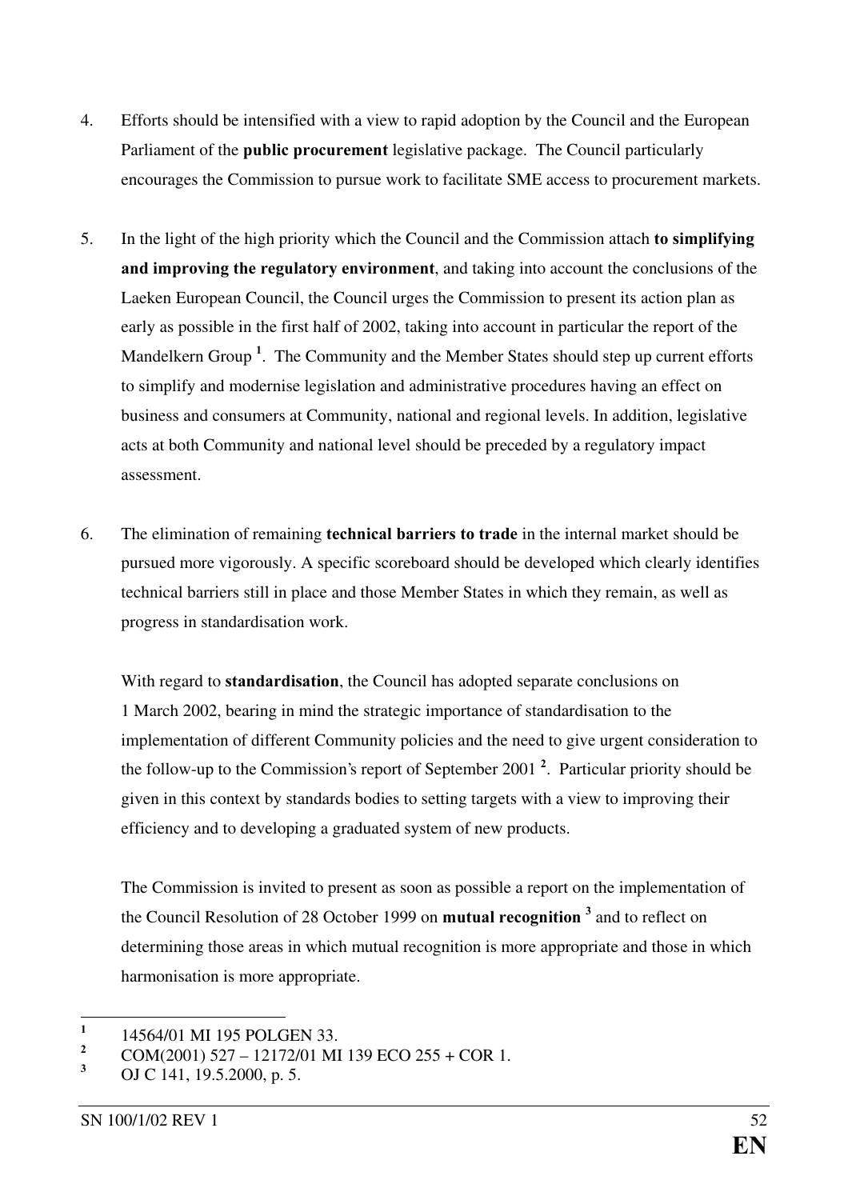4. Efforts should be intensified with a view to rapid adoption by the Council and the European Parliament of the **public procurement** legislative package. The Council particularly encourages the Commission to pursue work to facilitate SME access to procurement markets.

5. In the light of the high priority which the Council and the Commission attach **to simplifying and improving the regulatory environment**, and taking into account the conclusions of the Laeken European Council, the Council urges the Commission to present its action plan as early as possible in the first half of 2002, taking into account in particular the report of the Mandelkern Group [1]. The Community and the Member States should step up current efforts to simplify and modernise legislation and administrative procedures having an effect on business and consumers at Community, national and regional levels. In addition, legislative acts at both Community and national level should be preceded by a regulatory impact assessment.

6. The elimination of remaining **technical barriers to trade** in the internal market should be pursued more vigorously. A specific scoreboard should be developed which clearly identifies technical barriers still in place and those Member States in which they remain, as well as progress in standardisation work.

   With regard to **standardisation**, the Council has adopted separate conclusions on 1 March 2002, bearing in mind the strategic importance of standardisation to the implementation of different Community policies and the need to give urgent consideration to the follow-up to the Commission's report of September 2001 [2]. Particular priority should be given in this context by standards bodies to setting targets with a view to improving their efficiency and to developing a graduated system of new products.

   The Commission is invited to present as soon as possible a report on the implementation of the Council Resolution of 28 October 1999 on **mutual recognition** [3] and to reflect on determining those areas in which mutual recognition is more appropriate and those in which harmonisation is more appropriate.

---

[1] 14564/01 MI 195 POLGEN 33.

[2] COM(2001) 527 – 12172/01 MI 139 ECO 255 + COR 1.

[3] OJ C 141, 19.5.2000, p. 5.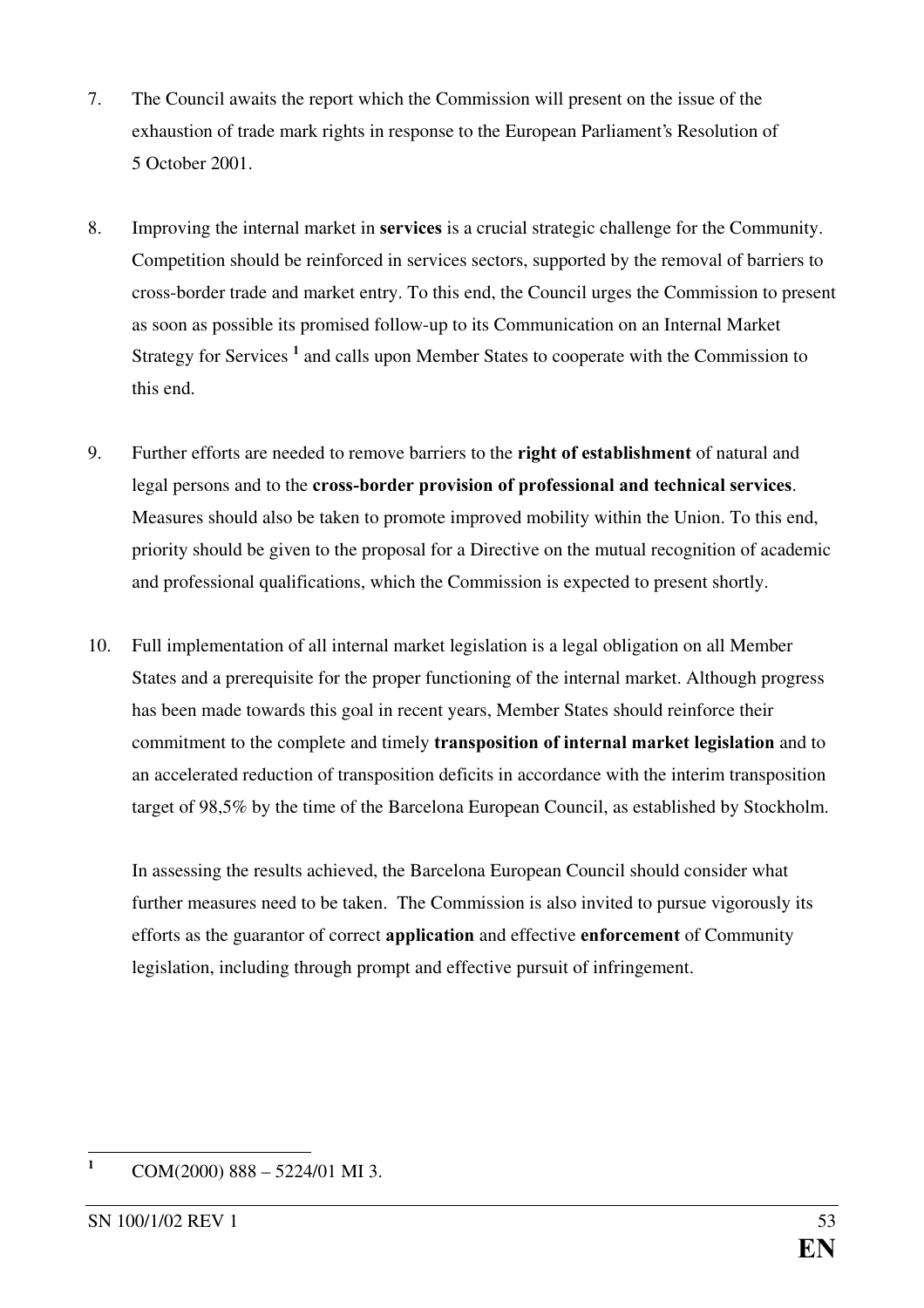7. The Council awaits the report which the Commission will present on the issue of the exhaustion of trade mark rights in response to the European Parliament's Resolution of 5 October 2001.

8. Improving the internal market in **services** is a crucial strategic challenge for the Community. Competition should be reinforced in services sectors, supported by the removal of barriers to cross-border trade and market entry. To this end, the Council urges the Commission to present as soon as possible its promised follow-up to its Communication on an Internal Market Strategy for Services [1] and calls upon Member States to cooperate with the Commission to this end.

9. Further efforts are needed to remove barriers to the **right of establishment** of natural and legal persons and to the **cross-border provision of professional and technical services**. Measures should also be taken to promote improved mobility within the Union. To this end, priority should be given to the proposal for a Directive on the mutual recognition of academic and professional qualifications, which the Commission is expected to present shortly.

10. Full implementation of all internal market legislation is a legal obligation on all Member States and a prerequisite for the proper functioning of the internal market. Although progress has been made towards this goal in recent years, Member States should reinforce their commitment to the complete and timely **transposition of internal market legislation** and to an accelerated reduction of transposition deficits in accordance with the interim transposition target of 98,5% by the time of the Barcelona European Council, as established by Stockholm.

    In assessing the results achieved, the Barcelona European Council should consider what further measures need to be taken. The Commission is also invited to pursue vigorously its efforts as the guarantor of correct **application** and effective **enforcement** of Community legislation, including through prompt and effective pursuit of infringement.

---

[1] COM(2000) 888 – 5224/01 MI 3.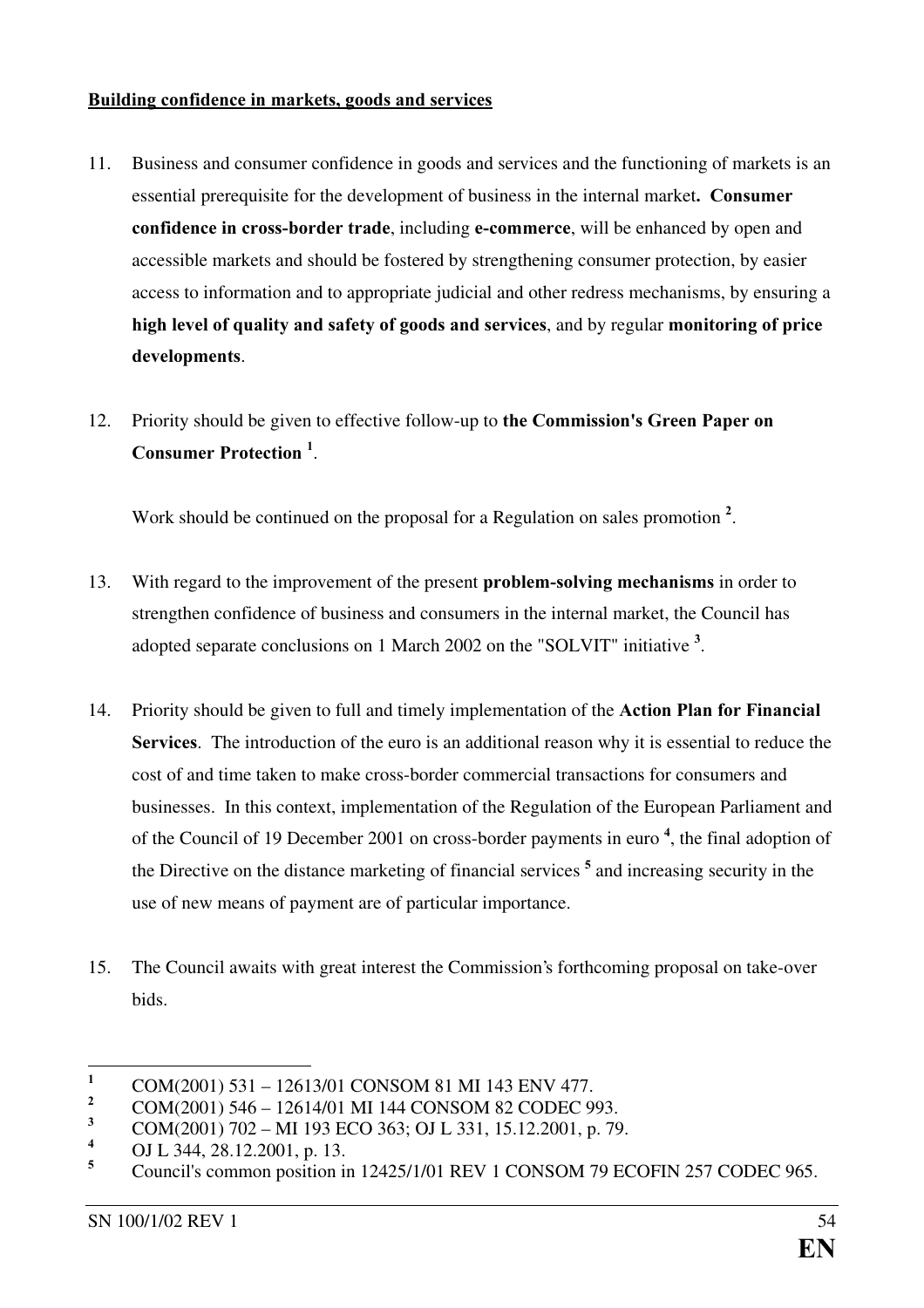**Building confidence in markets, goods and services**

11. Business and consumer confidence in goods and services and the functioning of markets is an essential prerequisite for the development of business in the internal market**. Consumer confidence in cross-border trade**, including **e-commerce**, will be enhanced by open and accessible markets and should be fostered by strengthening consumer protection, by easier access to information and to appropriate judicial and other redress mechanisms, by ensuring a **high level of quality and safety of goods and services**, and by regular **monitoring of price developments**.

12. Priority should be given to effective follow-up to **the Commission's Green Paper on Consumer Protection** [1].

    Work should be continued on the proposal for a Regulation on sales promotion [2].

13. With regard to the improvement of the present **problem-solving mechanisms** in order to strengthen confidence of business and consumers in the internal market, the Council has adopted separate conclusions on 1 March 2002 on the "SOLVIT" initiative [3].

14. Priority should be given to full and timely implementation of the **Action Plan for Financial Services**. The introduction of the euro is an additional reason why it is essential to reduce the cost of and time taken to make cross-border commercial transactions for consumers and businesses. In this context, implementation of the Regulation of the European Parliament and of the Council of 19 December 2001 on cross-border payments in euro [4], the final adoption of the Directive on the distance marketing of financial services [5] and increasing security in the use of new means of payment are of particular importance.

15. The Council awaits with great interest the Commission's forthcoming proposal on take-over bids.

---

[1] COM(2001) 531 – 12613/01 CONSOM 81 MI 143 ENV 477.

[2] COM(2001) 546 – 12614/01 MI 144 CONSOM 82 CODEC 993.

[3] COM(2001) 702 – MI 193 ECO 363; OJ L 331, 15.12.2001, p. 79.

[4] OJ L 344, 28.12.2001, p. 13.

[5] Council's common position in 12425/1/01 REV 1 CONSOM 79 ECOFIN 257 CODEC 965.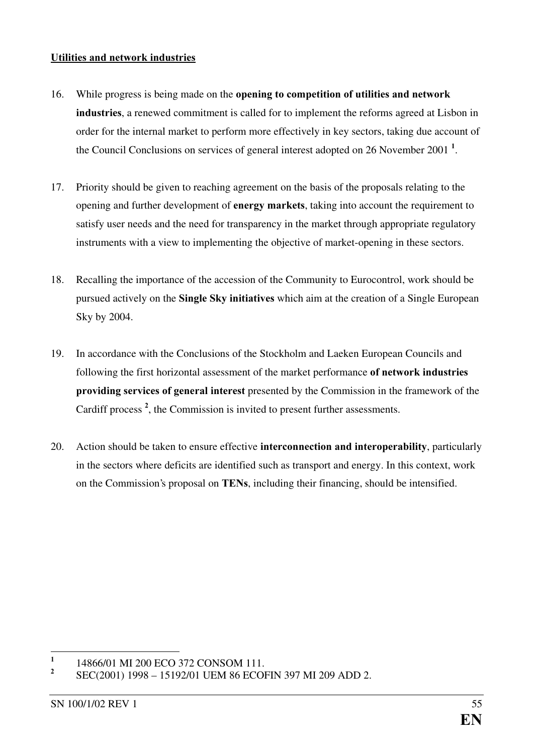**Utilities and network industries**

16. While progress is being made on the **opening to competition of utilities and network industries**, a renewed commitment is called for to implement the reforms agreed at Lisbon in order for the internal market to perform more effectively in key sectors, taking due account of the Council Conclusions on services of general interest adopted on 26 November 2001 [1].

17. Priority should be given to reaching agreement on the basis of the proposals relating to the opening and further development of **energy markets**, taking into account the requirement to satisfy user needs and the need for transparency in the market through appropriate regulatory instruments with a view to implementing the objective of market-opening in these sectors.

18. Recalling the importance of the accession of the Community to Eurocontrol, work should be pursued actively on the **Single Sky initiatives** which aim at the creation of a Single European Sky by 2004.

19. In accordance with the Conclusions of the Stockholm and Laeken European Councils and following the first horizontal assessment of the market performance **of network industries providing services of general interest** presented by the Commission in the framework of the Cardiff process [2], the Commission is invited to present further assessments.

20. Action should be taken to ensure effective **interconnection and interoperability**, particularly in the sectors where deficits are identified such as transport and energy. In this context, work on the Commission's proposal on **TENs**, including their financing, should be intensified.

---

[1] 14866/01 MI 200 ECO 372 CONSOM 111.

[2] SEC(2001) 1998 – 15192/01 UEM 86 ECOFIN 397 MI 209 ADD 2.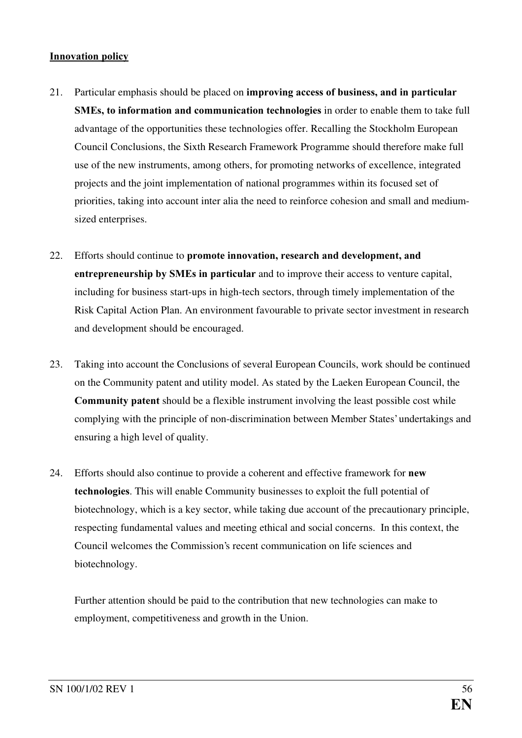**Innovation policy**

21. Particular emphasis should be placed on **improving access of business, and in particular SMEs, to information and communication technologies** in order to enable them to take full advantage of the opportunities these technologies offer. Recalling the Stockholm European Council Conclusions, the Sixth Research Framework Programme should therefore make full use of the new instruments, among others, for promoting networks of excellence, integrated projects and the joint implementation of national programmes within its focused set of priorities, taking into account inter alia the need to reinforce cohesion and small and medium-sized enterprises.

22. Efforts should continue to **promote innovation, research and development, and entrepreneurship by SMEs in particular** and to improve their access to venture capital, including for business start-ups in high-tech sectors, through timely implementation of the Risk Capital Action Plan. An environment favourable to private sector investment in research and development should be encouraged.

23. Taking into account the Conclusions of several European Councils, work should be continued on the Community patent and utility model. As stated by the Laeken European Council, the **Community patent** should be a flexible instrument involving the least possible cost while complying with the principle of non-discrimination between Member States' undertakings and ensuring a high level of quality.

24. Efforts should also continue to provide a coherent and effective framework for **new technologies**. This will enable Community businesses to exploit the full potential of biotechnology, which is a key sector, while taking due account of the precautionary principle, respecting fundamental values and meeting ethical and social concerns. In this context, the Council welcomes the Commission's recent communication on life sciences and biotechnology.

    Further attention should be paid to the contribution that new technologies can make to employment, competitiveness and growth in the Union.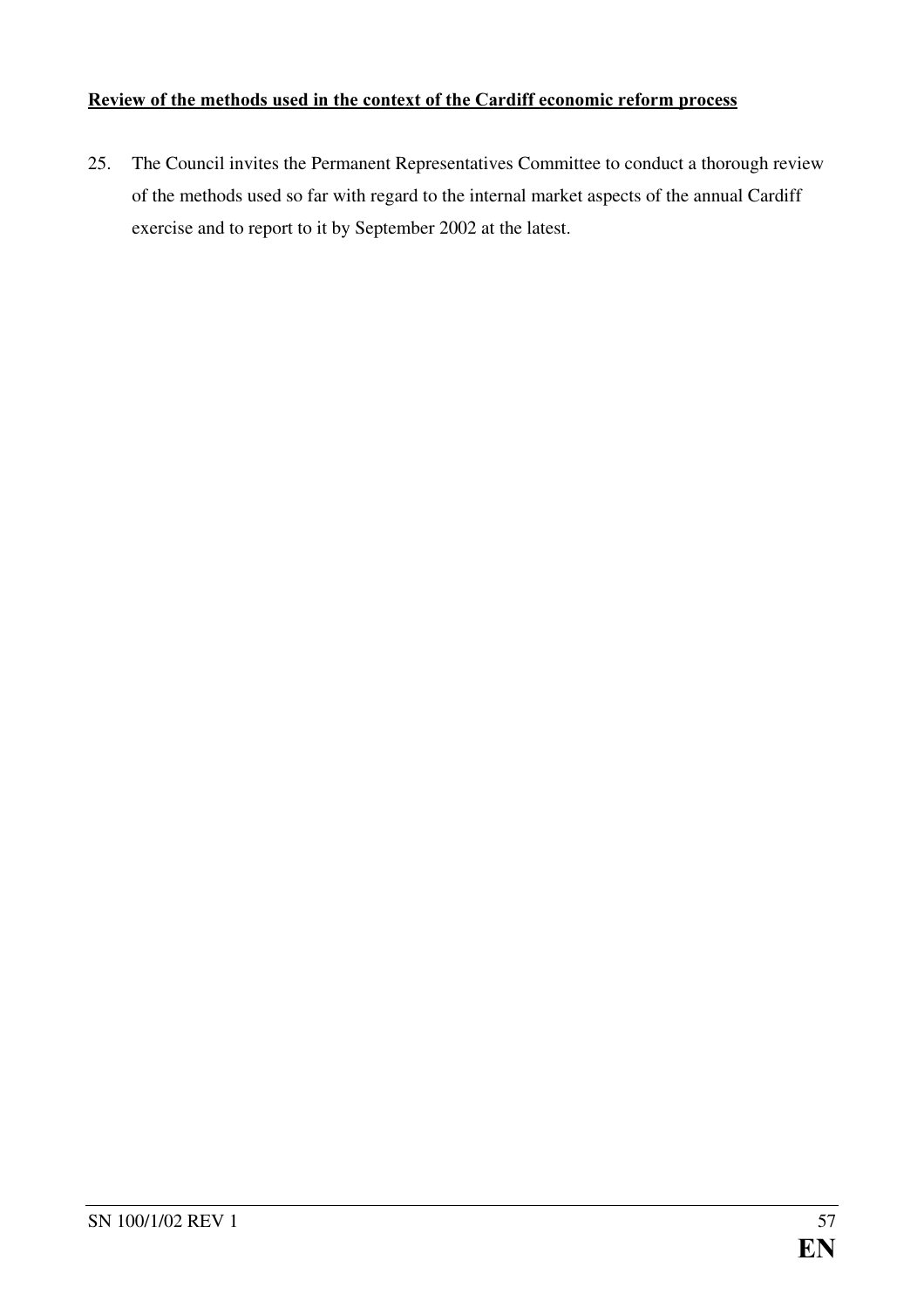**<u>Review of the methods used in the context of the Cardiff economic reform process</u>**

25. The Council invites the Permanent Representatives Committee to conduct a thorough review of the methods used so far with regard to the internal market aspects of the annual Cardiff exercise and to report to it by September 2002 at the latest.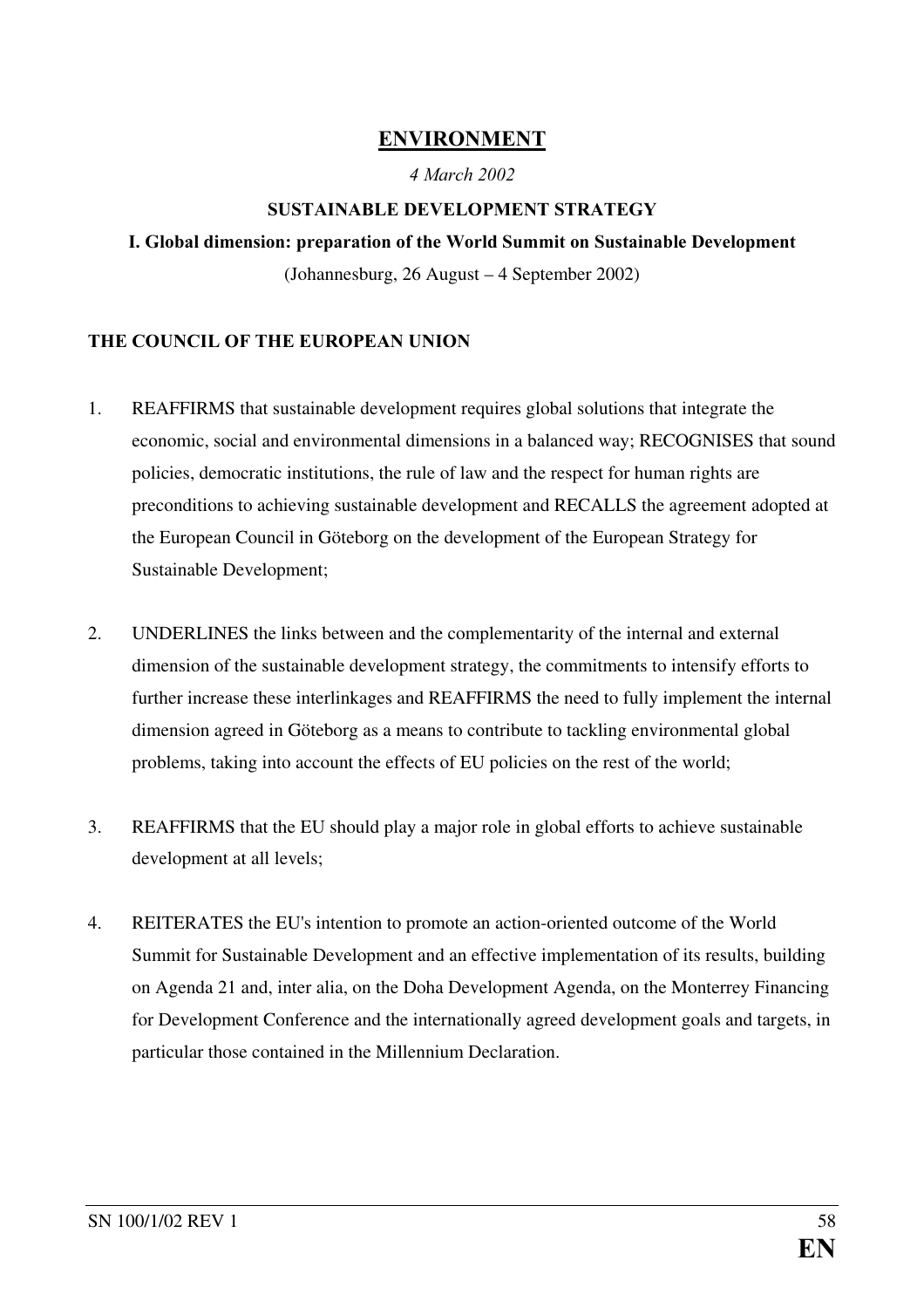## ENVIRONMENT

*4 March 2002*

**SUSTAINABLE DEVELOPMENT STRATEGY**

**I. Global dimension: preparation of the World Summit on Sustainable Development**

(Johannesburg, 26 August – 4 September 2002)

**THE COUNCIL OF THE EUROPEAN UNION**

1. REAFFIRMS that sustainable development requires global solutions that integrate the economic, social and environmental dimensions in a balanced way; RECOGNISES that sound policies, democratic institutions, the rule of law and the respect for human rights are preconditions to achieving sustainable development and RECALLS the agreement adopted at the European Council in Göteborg on the development of the European Strategy for Sustainable Development;

2. UNDERLINES the links between and the complementarity of the internal and external dimension of the sustainable development strategy, the commitments to intensify efforts to further increase these interlinkages and REAFFIRMS the need to fully implement the internal dimension agreed in Göteborg as a means to contribute to tackling environmental global problems, taking into account the effects of EU policies on the rest of the world;

3. REAFFIRMS that the EU should play a major role in global efforts to achieve sustainable development at all levels;

4. REITERATES the EU's intention to promote an action-oriented outcome of the World Summit for Sustainable Development and an effective implementation of its results, building on Agenda 21 and, inter alia, on the Doha Development Agenda, on the Monterrey Financing for Development Conference and the internationally agreed development goals and targets, in particular those contained in the Millennium Declaration.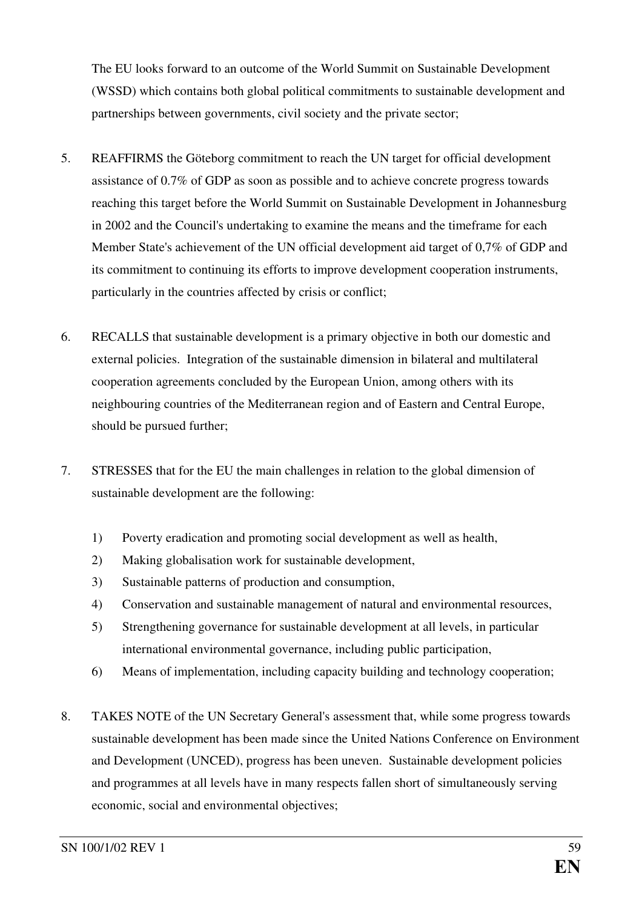The EU looks forward to an outcome of the World Summit on Sustainable Development (WSSD) which contains both global political commitments to sustainable development and partnerships between governments, civil society and the private sector;

5. REAFFIRMS the Göteborg commitment to reach the UN target for official development assistance of 0.7% of GDP as soon as possible and to achieve concrete progress towards reaching this target before the World Summit on Sustainable Development in Johannesburg in 2002 and the Council's undertaking to examine the means and the timeframe for each Member State's achievement of the UN official development aid target of 0,7% of GDP and its commitment to continuing its efforts to improve development cooperation instruments, particularly in the countries affected by crisis or conflict;

6. RECALLS that sustainable development is a primary objective in both our domestic and external policies. Integration of the sustainable dimension in bilateral and multilateral cooperation agreements concluded by the European Union, among others with its neighbouring countries of the Mediterranean region and of Eastern and Central Europe, should be pursued further;

7. STRESSES that for the EU the main challenges in relation to the global dimension of sustainable development are the following:

   1) Poverty eradication and promoting social development as well as health,
   2) Making globalisation work for sustainable development,
   3) Sustainable patterns of production and consumption,
   4) Conservation and sustainable management of natural and environmental resources,
   5) Strengthening governance for sustainable development at all levels, in particular international environmental governance, including public participation,
   6) Means of implementation, including capacity building and technology cooperation;

8. TAKES NOTE of the UN Secretary General's assessment that, while some progress towards sustainable development has been made since the United Nations Conference on Environment and Development (UNCED), progress has been uneven. Sustainable development policies and programmes at all levels have in many respects fallen short of simultaneously serving economic, social and environmental objectives;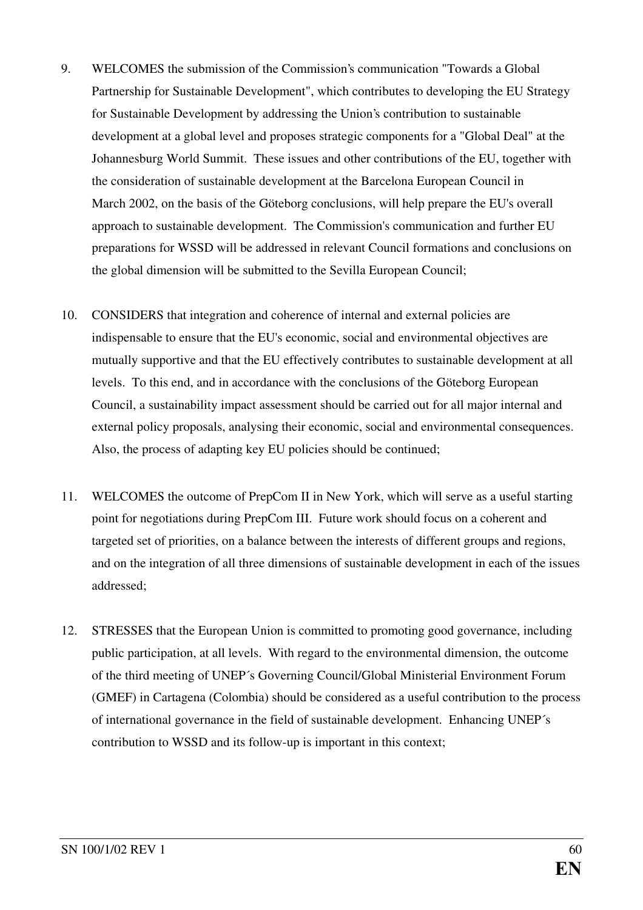9. WELCOMES the submission of the Commission's communication "Towards a Global Partnership for Sustainable Development", which contributes to developing the EU Strategy for Sustainable Development by addressing the Union's contribution to sustainable development at a global level and proposes strategic components for a "Global Deal" at the Johannesburg World Summit. These issues and other contributions of the EU, together with the consideration of sustainable development at the Barcelona European Council in March 2002, on the basis of the Göteborg conclusions, will help prepare the EU's overall approach to sustainable development. The Commission's communication and further EU preparations for WSSD will be addressed in relevant Council formations and conclusions on the global dimension will be submitted to the Sevilla European Council;

10. CONSIDERS that integration and coherence of internal and external policies are indispensable to ensure that the EU's economic, social and environmental objectives are mutually supportive and that the EU effectively contributes to sustainable development at all levels. To this end, and in accordance with the conclusions of the Göteborg European Council, a sustainability impact assessment should be carried out for all major internal and external policy proposals, analysing their economic, social and environmental consequences. Also, the process of adapting key EU policies should be continued;

11. WELCOMES the outcome of PrepCom II in New York, which will serve as a useful starting point for negotiations during PrepCom III. Future work should focus on a coherent and targeted set of priorities, on a balance between the interests of different groups and regions, and on the integration of all three dimensions of sustainable development in each of the issues addressed;

12. STRESSES that the European Union is committed to promoting good governance, including public participation, at all levels. With regard to the environmental dimension, the outcome of the third meeting of UNEP´s Governing Council/Global Ministerial Environment Forum (GMEF) in Cartagena (Colombia) should be considered as a useful contribution to the process of international governance in the field of sustainable development. Enhancing UNEP´s contribution to WSSD and its follow-up is important in this context;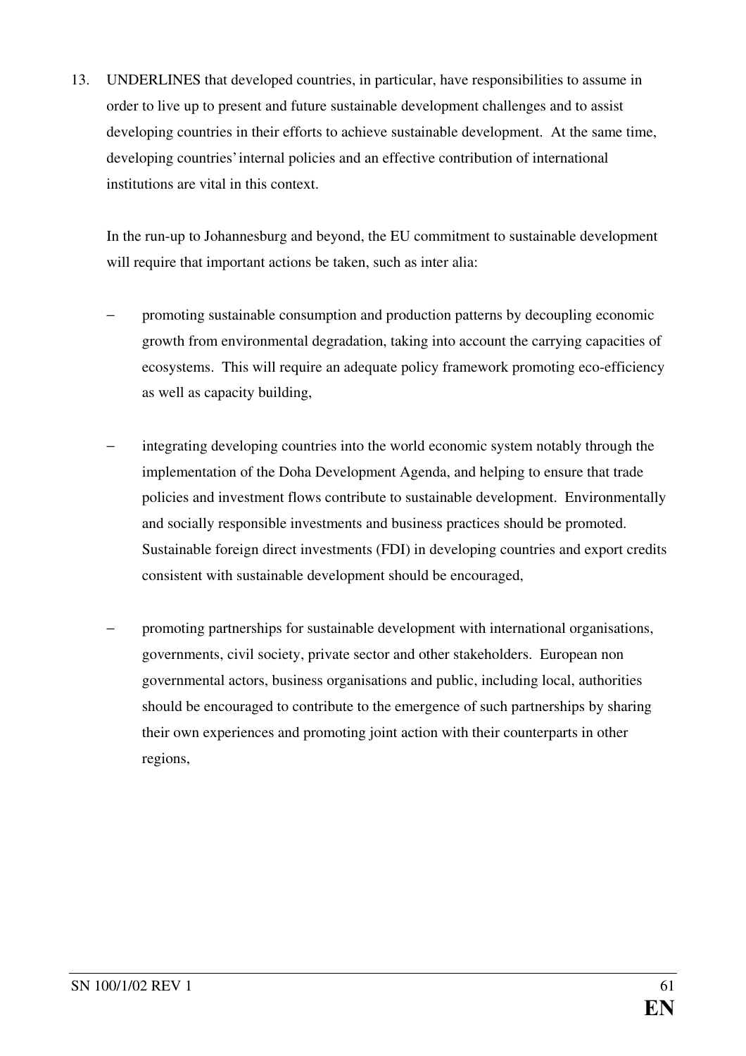13. UNDERLINES that developed countries, in particular, have responsibilities to assume in order to live up to present and future sustainable development challenges and to assist developing countries in their efforts to achieve sustainable development. At the same time, developing countries' internal policies and an effective contribution of international institutions are vital in this context.

    In the run-up to Johannesburg and beyond, the EU commitment to sustainable development will require that important actions be taken, such as inter alia:

    - promoting sustainable consumption and production patterns by decoupling economic growth from environmental degradation, taking into account the carrying capacities of ecosystems. This will require an adequate policy framework promoting eco-efficiency as well as capacity building,

    - integrating developing countries into the world economic system notably through the implementation of the Doha Development Agenda, and helping to ensure that trade policies and investment flows contribute to sustainable development. Environmentally and socially responsible investments and business practices should be promoted. Sustainable foreign direct investments (FDI) in developing countries and export credits consistent with sustainable development should be encouraged,

    - promoting partnerships for sustainable development with international organisations, governments, civil society, private sector and other stakeholders. European non governmental actors, business organisations and public, including local, authorities should be encouraged to contribute to the emergence of such partnerships by sharing their own experiences and promoting joint action with their counterparts in other regions,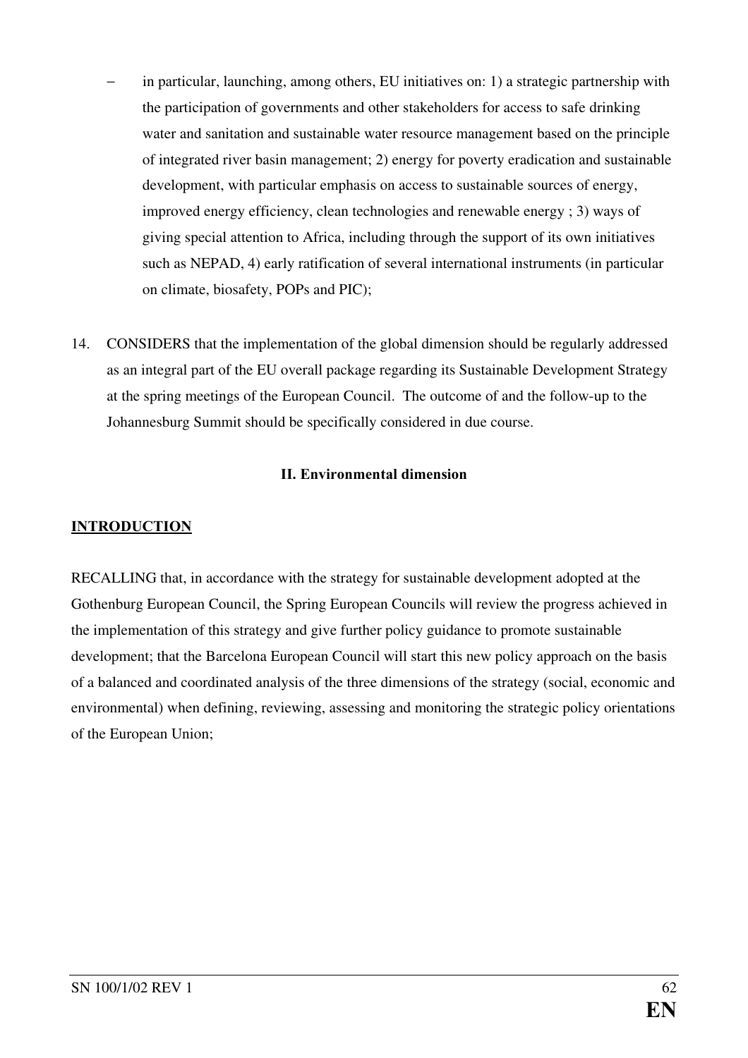- in particular, launching, among others, EU initiatives on: 1) a strategic partnership with the participation of governments and other stakeholders for access to safe drinking water and sanitation and sustainable water resource management based on the principle of integrated river basin management; 2) energy for poverty eradication and sustainable development, with particular emphasis on access to sustainable sources of energy, improved energy efficiency, clean technologies and renewable energy ; 3) ways of giving special attention to Africa, including through the support of its own initiatives such as NEPAD, 4) early ratification of several international instruments (in particular on climate, biosafety, POPs and PIC);

14. CONSIDERS that the implementation of the global dimension should be regularly addressed as an integral part of the EU overall package regarding its Sustainable Development Strategy at the spring meetings of the European Council. The outcome of and the follow-up to the Johannesburg Summit should be specifically considered in due course.

## II. Environmental dimension

### INTRODUCTION

RECALLING that, in accordance with the strategy for sustainable development adopted at the Gothenburg European Council, the Spring European Councils will review the progress achieved in the implementation of this strategy and give further policy guidance to promote sustainable development; that the Barcelona European Council will start this new policy approach on the basis of a balanced and coordinated analysis of the three dimensions of the strategy (social, economic and environmental) when defining, reviewing, assessing and monitoring the strategic policy orientations of the European Union;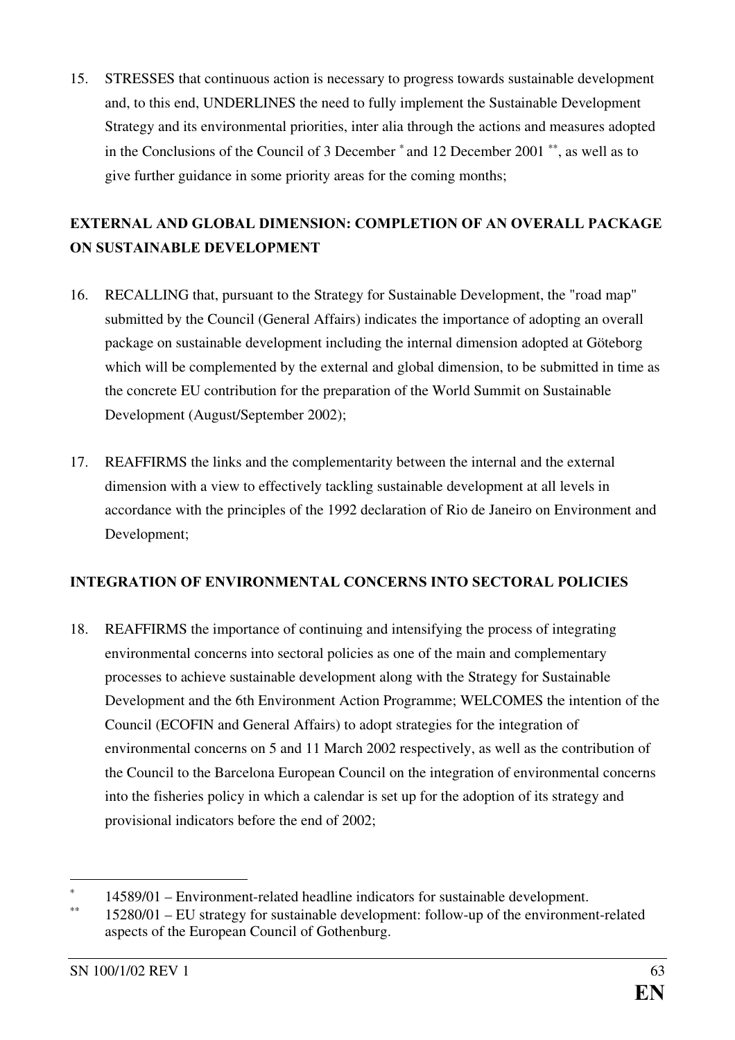15. STRESSES that continuous action is necessary to progress towards sustainable development and, to this end, UNDERLINES the need to fully implement the Sustainable Development Strategy and its environmental priorities, inter alia through the actions and measures adopted in the Conclusions of the Council of 3 December [*] and 12 December 2001 [**], as well as to give further guidance in some priority areas for the coming months;

**EXTERNAL AND GLOBAL DIMENSION: COMPLETION OF AN OVERALL PACKAGE ON SUSTAINABLE DEVELOPMENT**

16. RECALLING that, pursuant to the Strategy for Sustainable Development, the "road map" submitted by the Council (General Affairs) indicates the importance of adopting an overall package on sustainable development including the internal dimension adopted at Göteborg which will be complemented by the external and global dimension, to be submitted in time as the concrete EU contribution for the preparation of the World Summit on Sustainable Development (August/September 2002);

17. REAFFIRMS the links and the complementarity between the internal and the external dimension with a view to effectively tackling sustainable development at all levels in accordance with the principles of the 1992 declaration of Rio de Janeiro on Environment and Development;

**INTEGRATION OF ENVIRONMENTAL CONCERNS INTO SECTORAL POLICIES**

18. REAFFIRMS the importance of continuing and intensifying the process of integrating environmental concerns into sectoral policies as one of the main and complementary processes to achieve sustainable development along with the Strategy for Sustainable Development and the 6th Environment Action Programme; WELCOMES the intention of the Council (ECOFIN and General Affairs) to adopt strategies for the integration of environmental concerns on 5 and 11 March 2002 respectively, as well as the contribution of the Council to the Barcelona European Council on the integration of environmental concerns into the fisheries policy in which a calendar is set up for the adoption of its strategy and provisional indicators before the end of 2002;

---

[*] 14589/01 – Environment-related headline indicators for sustainable development.

[**] 15280/01 – EU strategy for sustainable development: follow-up of the environment-related aspects of the European Council of Gothenburg.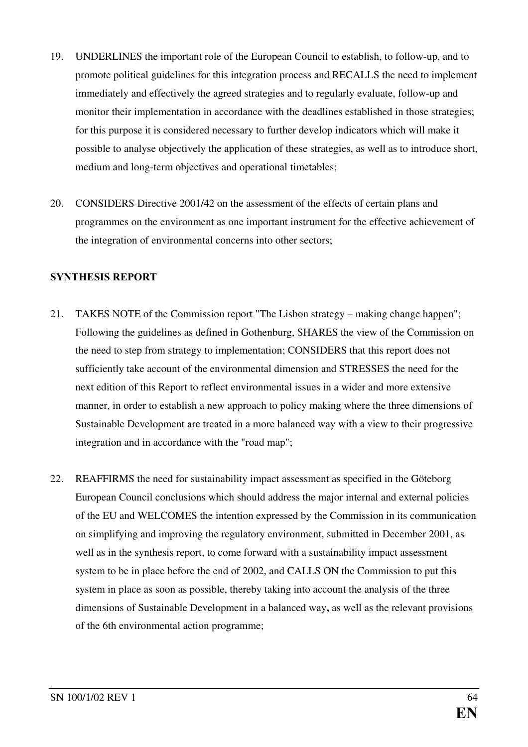19. UNDERLINES the important role of the European Council to establish, to follow-up, and to promote political guidelines for this integration process and RECALLS the need to implement immediately and effectively the agreed strategies and to regularly evaluate, follow-up and monitor their implementation in accordance with the deadlines established in those strategies; for this purpose it is considered necessary to further develop indicators which will make it possible to analyse objectively the application of these strategies, as well as to introduce short, medium and long-term objectives and operational timetables;

20. CONSIDERS Directive 2001/42 on the assessment of the effects of certain plans and programmes on the environment as one important instrument for the effective achievement of the integration of environmental concerns into other sectors;

**SYNTHESIS REPORT**

21. TAKES NOTE of the Commission report "The Lisbon strategy – making change happen"; Following the guidelines as defined in Gothenburg, SHARES the view of the Commission on the need to step from strategy to implementation; CONSIDERS that this report does not sufficiently take account of the environmental dimension and STRESSES the need for the next edition of this Report to reflect environmental issues in a wider and more extensive manner, in order to establish a new approach to policy making where the three dimensions of Sustainable Development are treated in a more balanced way with a view to their progressive integration and in accordance with the "road map";

22. REAFFIRMS the need for sustainability impact assessment as specified in the Göteborg European Council conclusions which should address the major internal and external policies of the EU and WELCOMES the intention expressed by the Commission in its communication on simplifying and improving the regulatory environment, submitted in December 2001, as well as in the synthesis report, to come forward with a sustainability impact assessment system to be in place before the end of 2002, and CALLS ON the Commission to put this system in place as soon as possible, thereby taking into account the analysis of the three dimensions of Sustainable Development in a balanced way**,** as well as the relevant provisions of the 6th environmental action programme;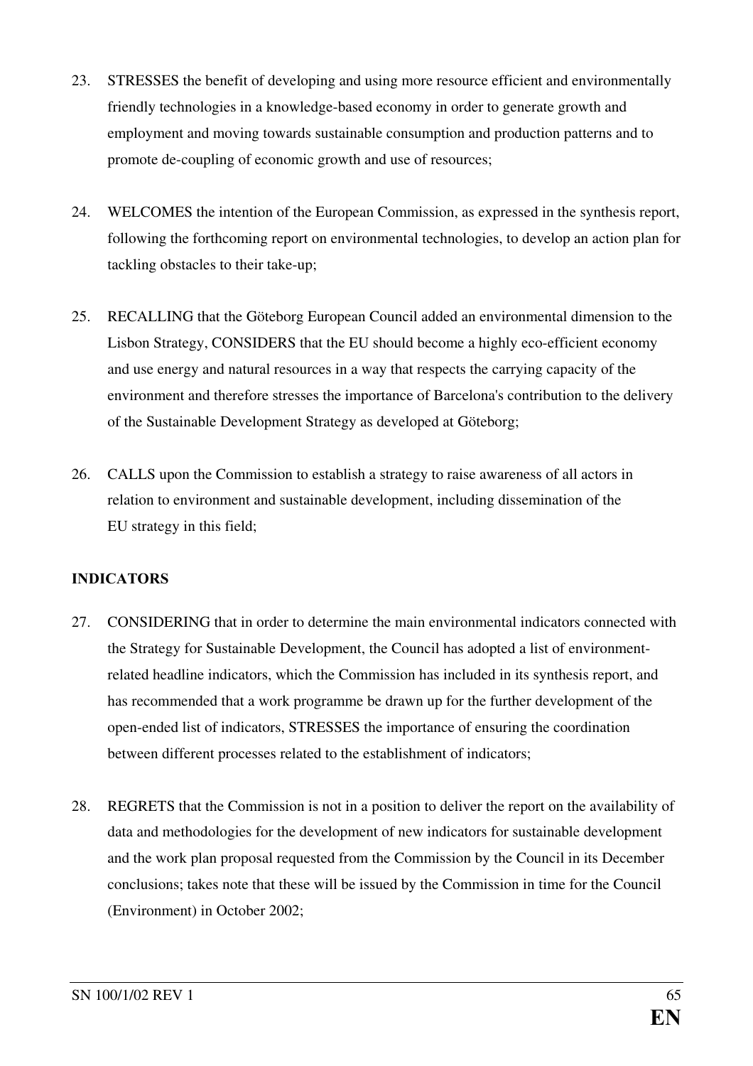23. STRESSES the benefit of developing and using more resource efficient and environmentally friendly technologies in a knowledge-based economy in order to generate growth and employment and moving towards sustainable consumption and production patterns and to promote de-coupling of economic growth and use of resources;

24. WELCOMES the intention of the European Commission, as expressed in the synthesis report, following the forthcoming report on environmental technologies, to develop an action plan for tackling obstacles to their take-up;

25. RECALLING that the Göteborg European Council added an environmental dimension to the Lisbon Strategy, CONSIDERS that the EU should become a highly eco-efficient economy and use energy and natural resources in a way that respects the carrying capacity of the environment and therefore stresses the importance of Barcelona's contribution to the delivery of the Sustainable Development Strategy as developed at Göteborg;

26. CALLS upon the Commission to establish a strategy to raise awareness of all actors in relation to environment and sustainable development, including dissemination of the EU strategy in this field;

**INDICATORS**

27. CONSIDERING that in order to determine the main environmental indicators connected with the Strategy for Sustainable Development, the Council has adopted a list of environment-related headline indicators, which the Commission has included in its synthesis report, and has recommended that a work programme be drawn up for the further development of the open-ended list of indicators, STRESSES the importance of ensuring the coordination between different processes related to the establishment of indicators;

28. REGRETS that the Commission is not in a position to deliver the report on the availability of data and methodologies for the development of new indicators for sustainable development and the work plan proposal requested from the Commission by the Council in its December conclusions; takes note that these will be issued by the Commission in time for the Council (Environment) in October 2002;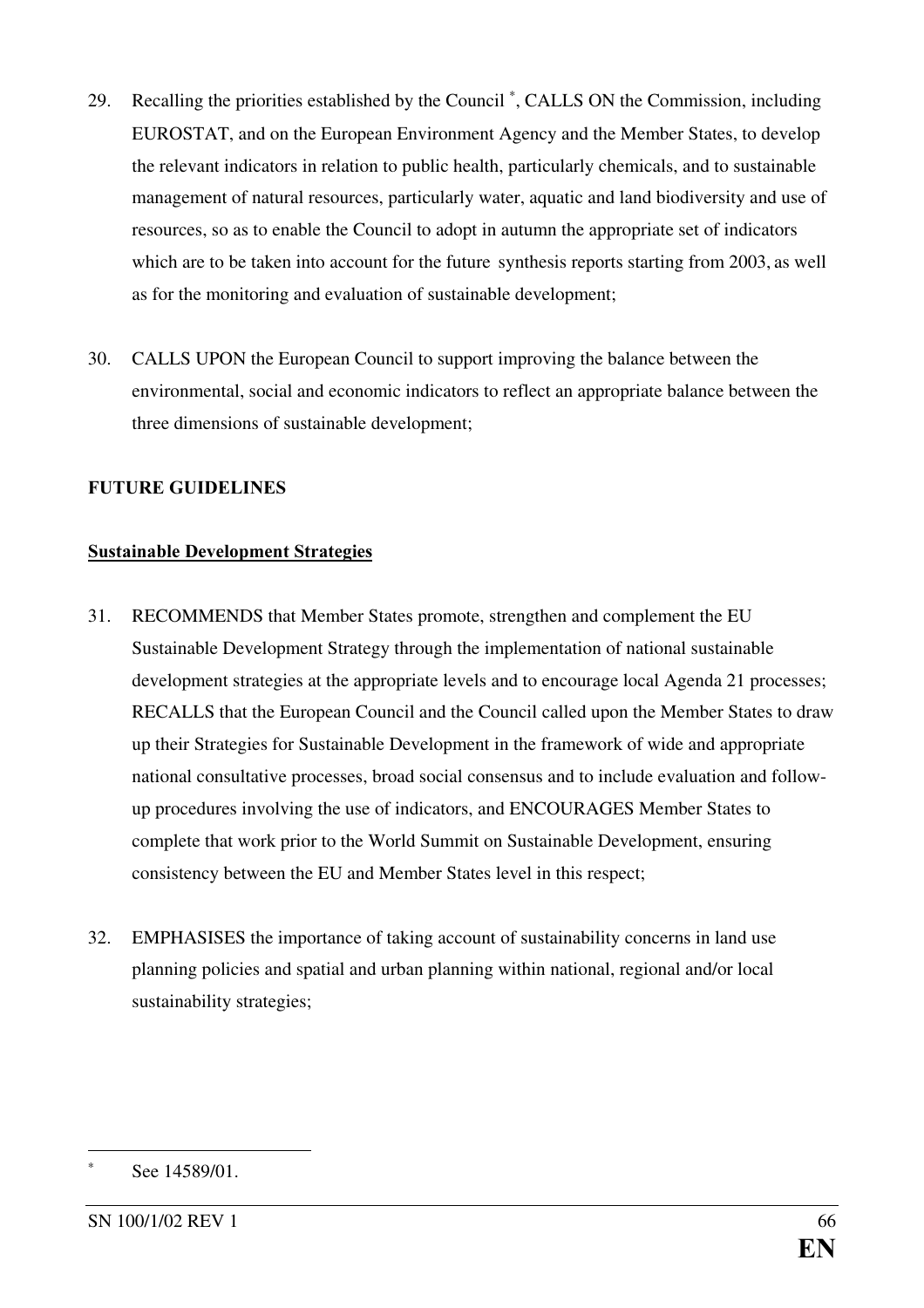29. Recalling the priorities established by the Council [*], CALLS ON the Commission, including EUROSTAT, and on the European Environment Agency and the Member States, to develop the relevant indicators in relation to public health, particularly chemicals, and to sustainable management of natural resources, particularly water, aquatic and land biodiversity and use of resources, so as to enable the Council to adopt in autumn the appropriate set of indicators which are to be taken into account for the future synthesis reports starting from 2003, as well as for the monitoring and evaluation of sustainable development;

30. CALLS UPON the European Council to support improving the balance between the environmental, social and economic indicators to reflect an appropriate balance between the three dimensions of sustainable development;

**FUTURE GUIDELINES**

**Sustainable Development Strategies**

31. RECOMMENDS that Member States promote, strengthen and complement the EU Sustainable Development Strategy through the implementation of national sustainable development strategies at the appropriate levels and to encourage local Agenda 21 processes; RECALLS that the European Council and the Council called upon the Member States to draw up their Strategies for Sustainable Development in the framework of wide and appropriate national consultative processes, broad social consensus and to include evaluation and follow-up procedures involving the use of indicators, and ENCOURAGES Member States to complete that work prior to the World Summit on Sustainable Development, ensuring consistency between the EU and Member States level in this respect;

32. EMPHASISES the importance of taking account of sustainability concerns in land use planning policies and spatial and urban planning within national, regional and/or local sustainability strategies;

---

[*] See 14589/01.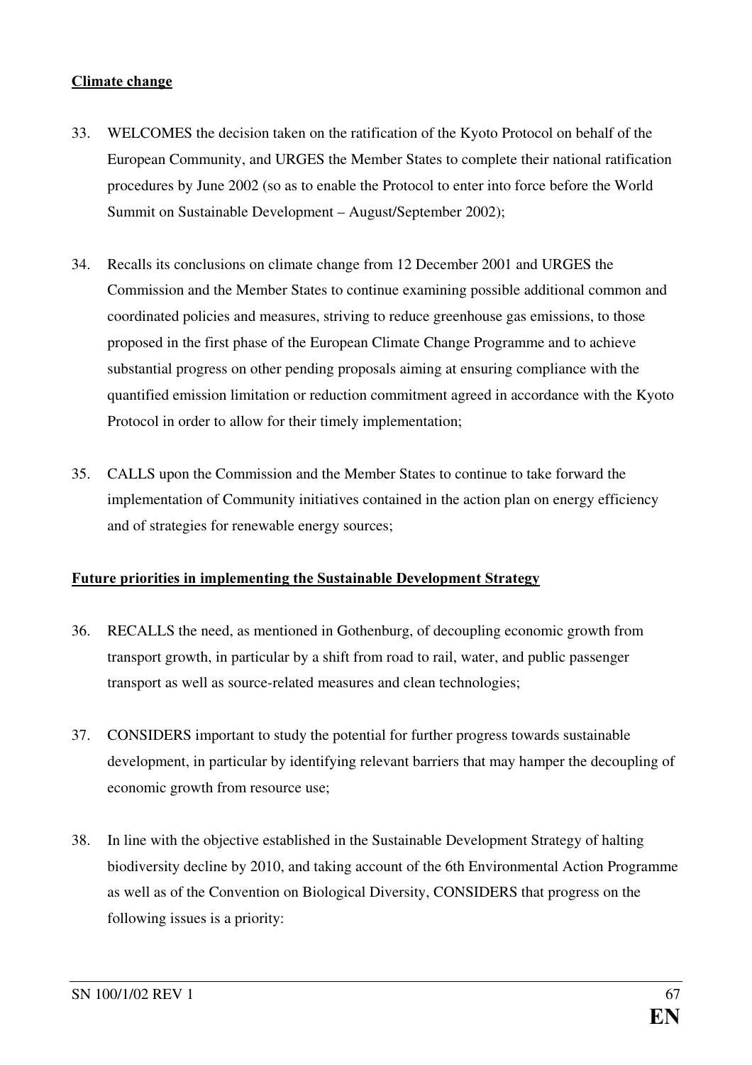**Climate change**

33. WELCOMES the decision taken on the ratification of the Kyoto Protocol on behalf of the European Community, and URGES the Member States to complete their national ratification procedures by June 2002 (so as to enable the Protocol to enter into force before the World Summit on Sustainable Development – August/September 2002);

34. Recalls its conclusions on climate change from 12 December 2001 and URGES the Commission and the Member States to continue examining possible additional common and coordinated policies and measures, striving to reduce greenhouse gas emissions, to those proposed in the first phase of the European Climate Change Programme and to achieve substantial progress on other pending proposals aiming at ensuring compliance with the quantified emission limitation or reduction commitment agreed in accordance with the Kyoto Protocol in order to allow for their timely implementation;

35. CALLS upon the Commission and the Member States to continue to take forward the implementation of Community initiatives contained in the action plan on energy efficiency and of strategies for renewable energy sources;

**Future priorities in implementing the Sustainable Development Strategy**

36. RECALLS the need, as mentioned in Gothenburg, of decoupling economic growth from transport growth, in particular by a shift from road to rail, water, and public passenger transport as well as source-related measures and clean technologies;

37. CONSIDERS important to study the potential for further progress towards sustainable development, in particular by identifying relevant barriers that may hamper the decoupling of economic growth from resource use;

38. In line with the objective established in the Sustainable Development Strategy of halting biodiversity decline by 2010, and taking account of the 6th Environmental Action Programme as well as of the Convention on Biological Diversity, CONSIDERS that progress on the following issues is a priority: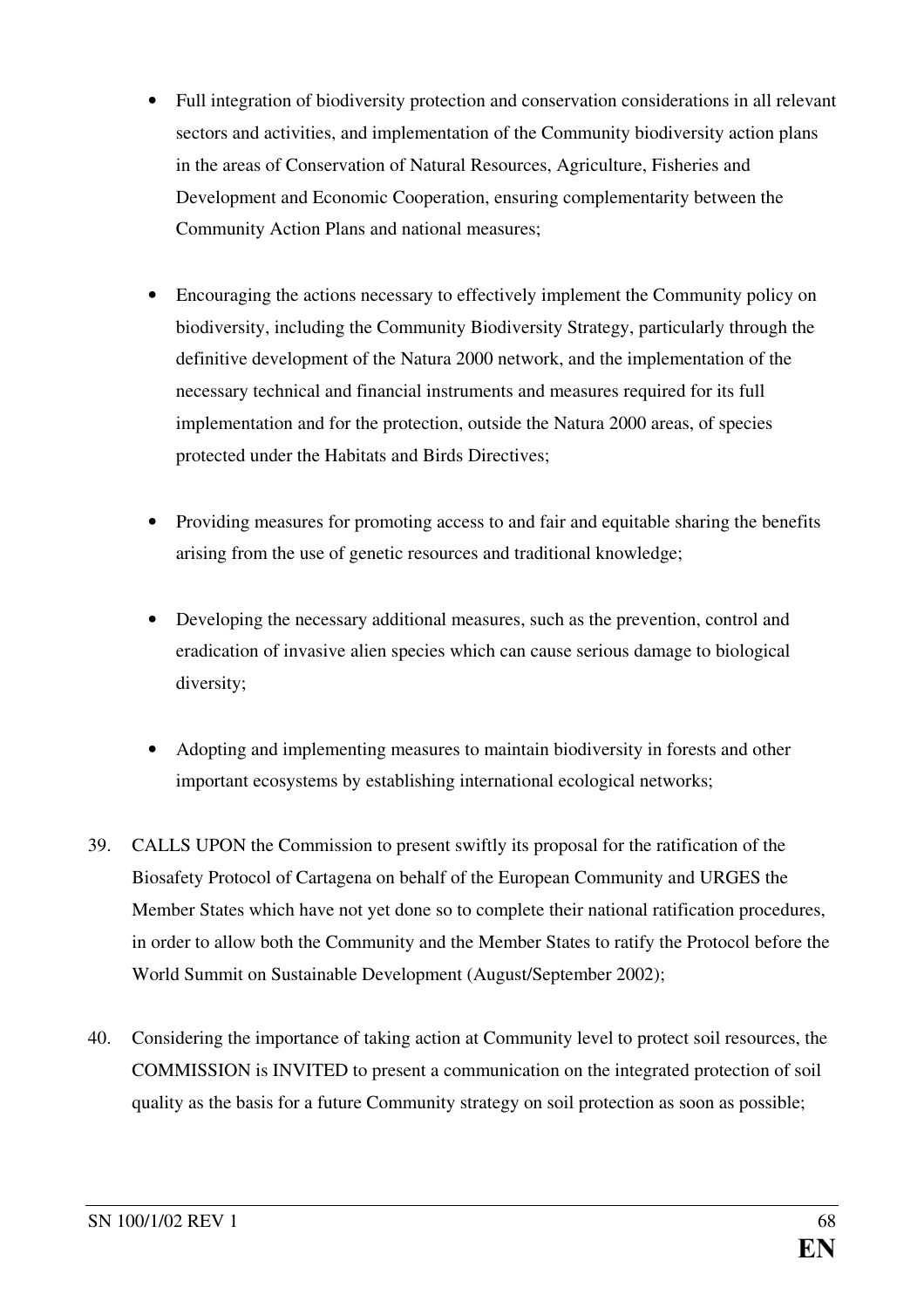- Full integration of biodiversity protection and conservation considerations in all relevant sectors and activities, and implementation of the Community biodiversity action plans in the areas of Conservation of Natural Resources, Agriculture, Fisheries and Development and Economic Cooperation, ensuring complementarity between the Community Action Plans and national measures;

- Encouraging the actions necessary to effectively implement the Community policy on biodiversity, including the Community Biodiversity Strategy, particularly through the definitive development of the Natura 2000 network, and the implementation of the necessary technical and financial instruments and measures required for its full implementation and for the protection, outside the Natura 2000 areas, of species protected under the Habitats and Birds Directives;

- Providing measures for promoting access to and fair and equitable sharing the benefits arising from the use of genetic resources and traditional knowledge;

- Developing the necessary additional measures, such as the prevention, control and eradication of invasive alien species which can cause serious damage to biological diversity;

- Adopting and implementing measures to maintain biodiversity in forests and other important ecosystems by establishing international ecological networks;

39. CALLS UPON the Commission to present swiftly its proposal for the ratification of the Biosafety Protocol of Cartagena on behalf of the European Community and URGES the Member States which have not yet done so to complete their national ratification procedures, in order to allow both the Community and the Member States to ratify the Protocol before the World Summit on Sustainable Development (August/September 2002);

40. Considering the importance of taking action at Community level to protect soil resources, the COMMISSION is INVITED to present a communication on the integrated protection of soil quality as the basis for a future Community strategy on soil protection as soon as possible;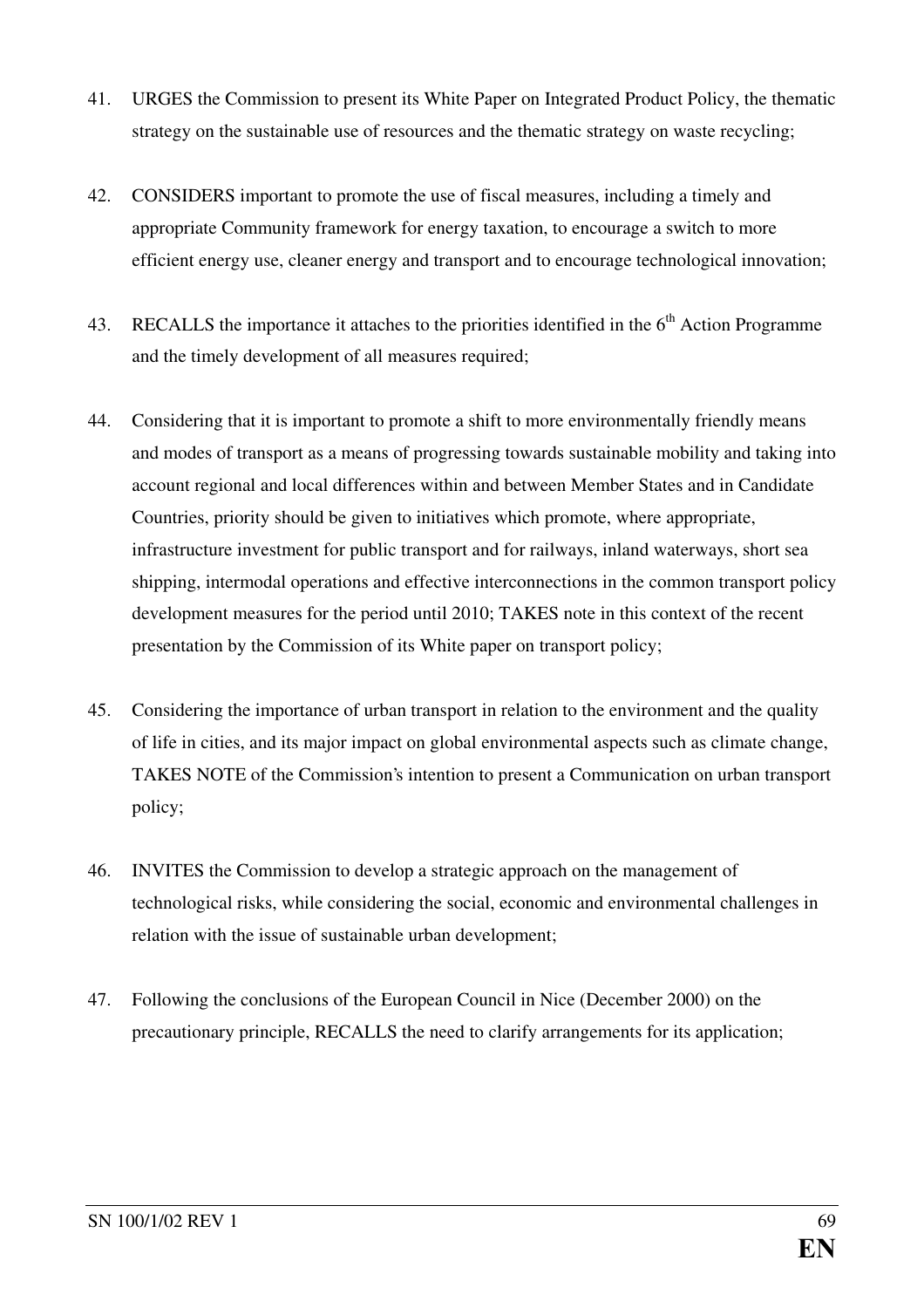41. URGES the Commission to present its White Paper on Integrated Product Policy, the thematic strategy on the sustainable use of resources and the thematic strategy on waste recycling;

42. CONSIDERS important to promote the use of fiscal measures, including a timely and appropriate Community framework for energy taxation, to encourage a switch to more efficient energy use, cleaner energy and transport and to encourage technological innovation;

43. RECALLS the importance it attaches to the priorities identified in the 6th Action Programme and the timely development of all measures required;

44. Considering that it is important to promote a shift to more environmentally friendly means and modes of transport as a means of progressing towards sustainable mobility and taking into account regional and local differences within and between Member States and in Candidate Countries, priority should be given to initiatives which promote, where appropriate, infrastructure investment for public transport and for railways, inland waterways, short sea shipping, intermodal operations and effective interconnections in the common transport policy development measures for the period until 2010; TAKES note in this context of the recent presentation by the Commission of its White paper on transport policy;

45. Considering the importance of urban transport in relation to the environment and the quality of life in cities, and its major impact on global environmental aspects such as climate change, TAKES NOTE of the Commission's intention to present a Communication on urban transport policy;

46. INVITES the Commission to develop a strategic approach on the management of technological risks, while considering the social, economic and environmental challenges in relation with the issue of sustainable urban development;

47. Following the conclusions of the European Council in Nice (December 2000) on the precautionary principle, RECALLS the need to clarify arrangements for its application;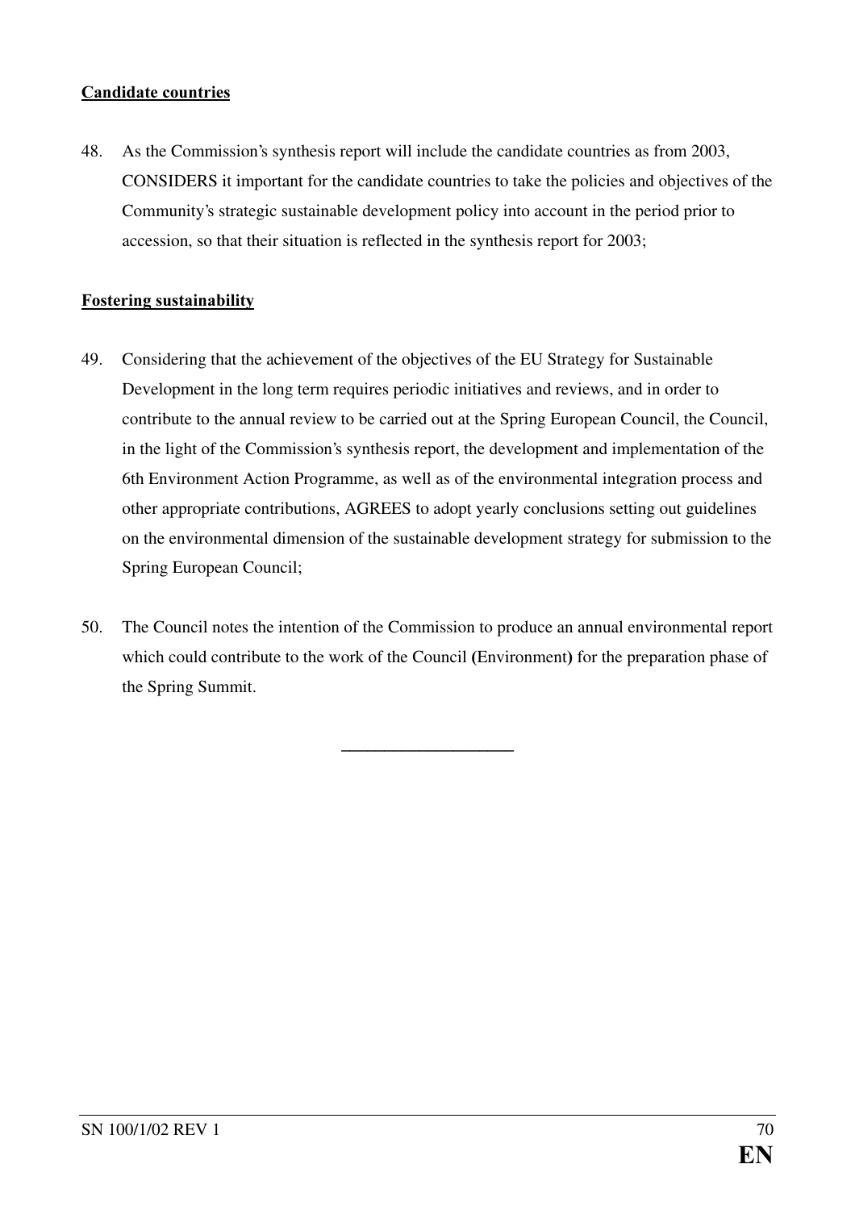**Candidate countries**

48. As the Commission's synthesis report will include the candidate countries as from 2003, CONSIDERS it important for the candidate countries to take the policies and objectives of the Community's strategic sustainable development policy into account in the period prior to accession, so that their situation is reflected in the synthesis report for 2003;

**Fostering sustainability**

49. Considering that the achievement of the objectives of the EU Strategy for Sustainable Development in the long term requires periodic initiatives and reviews, and in order to contribute to the annual review to be carried out at the Spring European Council, the Council, in the light of the Commission's synthesis report, the development and implementation of the 6th Environment Action Programme, as well as of the environmental integration process and other appropriate contributions, AGREES to adopt yearly conclusions setting out guidelines on the environmental dimension of the sustainable development strategy for submission to the Spring European Council;

50. The Council notes the intention of the Commission to produce an annual environmental report which could contribute to the work of the Council **(**Environment**)** for the preparation phase of the Spring Summit.

---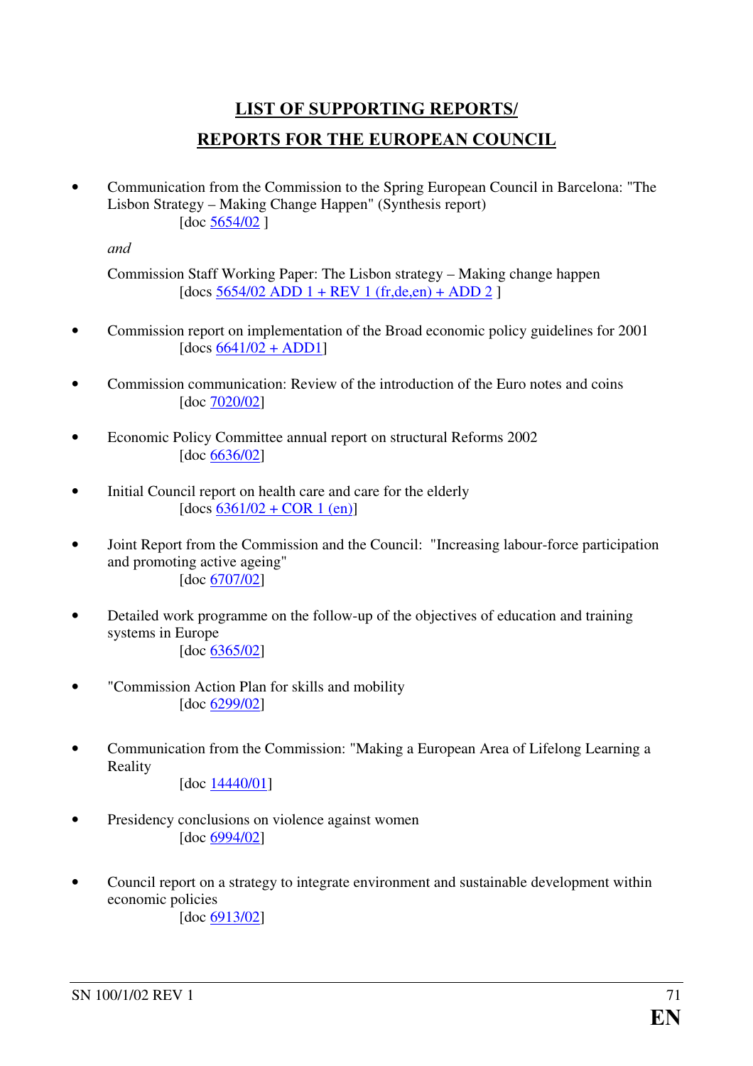## LIST OF SUPPORTING REPORTS/

## REPORTS FOR THE EUROPEAN COUNCIL

- Communication from the Commission to the Spring European Council in Barcelona: "The Lisbon Strategy – Making Change Happen" (Synthesis report)
  [doc 5654/02 ]

  *and*

  Commission Staff Working Paper: The Lisbon strategy – Making change happen
  [docs 5654/02 ADD 1 + REV 1 (fr,de,en) + ADD 2 ]

- Commission report on implementation of the Broad economic policy guidelines for 2001
  [docs 6641/02 + ADD1]

- Commission communication: Review of the introduction of the Euro notes and coins
  [doc 7020/02]

- Economic Policy Committee annual report on structural Reforms 2002
  [doc 6636/02]

- Initial Council report on health care and care for the elderly
  [docs 6361/02 + COR 1 (en)]

- Joint Report from the Commission and the Council: "Increasing labour-force participation and promoting active ageing"
  [doc 6707/02]

- Detailed work programme on the follow-up of the objectives of education and training systems in Europe
  [doc 6365/02]

- "Commission Action Plan for skills and mobility
  [doc 6299/02]

- Communication from the Commission: "Making a European Area of Lifelong Learning a Reality
  [doc 14440/01]

- Presidency conclusions on violence against women
  [doc 6994/02]

- Council report on a strategy to integrate environment and sustainable development within economic policies
  [doc 6913/02]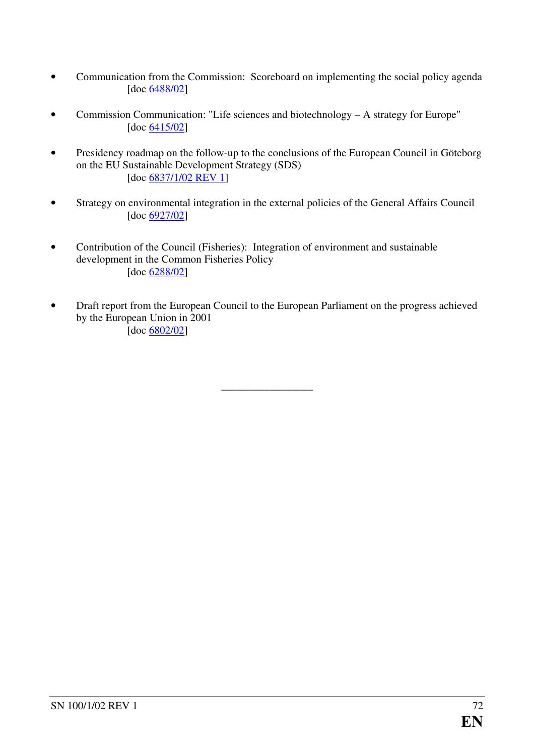- Communication from the Commission: Scoreboard on implementing the social policy agenda
  [doc 6488/02]

- Commission Communication: "Life sciences and biotechnology – A strategy for Europe"
  [doc 6415/02]

- Presidency roadmap on the follow-up to the conclusions of the European Council in Göteborg on the EU Sustainable Development Strategy (SDS)
  [doc 6837/1/02 REV 1]

- Strategy on environmental integration in the external policies of the General Affairs Council
  [doc 6927/02]

- Contribution of the Council (Fisheries): Integration of environment and sustainable development in the Common Fisheries Policy
  [doc 6288/02]

- Draft report from the European Council to the European Parliament on the progress achieved by the European Union in 2001
  [doc 6802/02]

\_\_\_\_\_\_\_\_\_\_\_\_\_\_\_\_\_\_\_\_